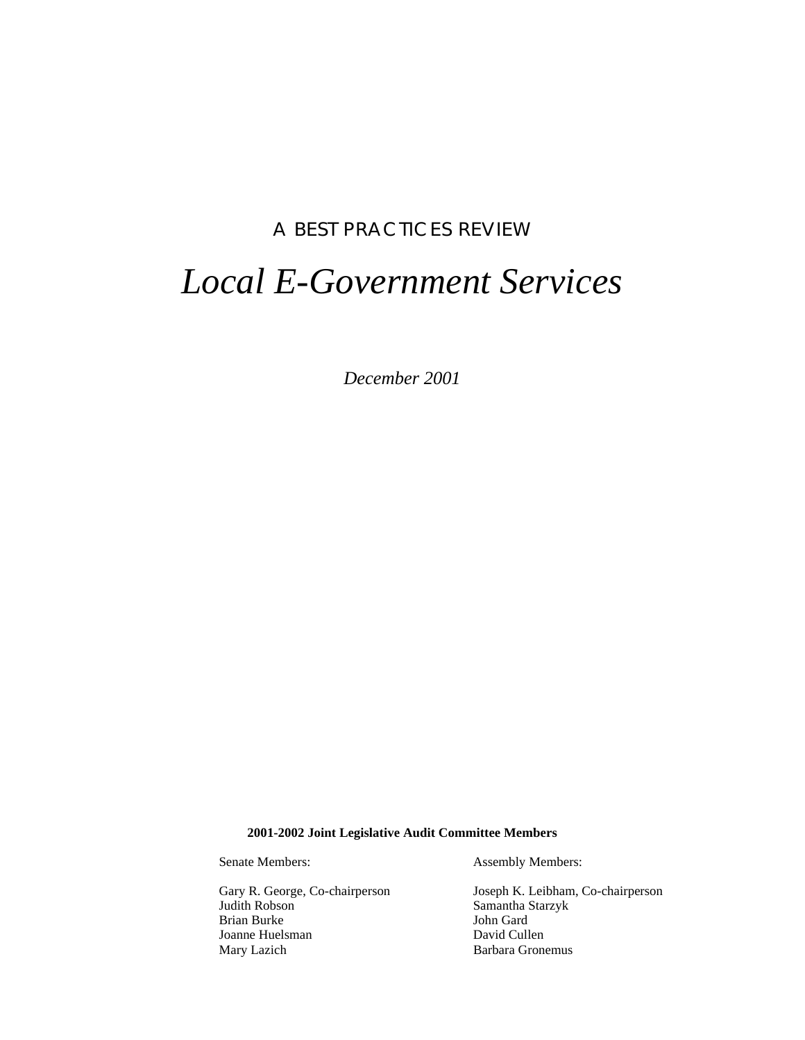A BEST PRACTICES REVIEW

# *Local E-Government Services*

*December 2001*

**2001-2002 Joint Legislative Audit Committee Members**

| Senate Members: | Assembly Members: |
|---|---|
| Gary R. George, Co-chairperson | Joseph K. Leibham, Co-chairperson |
| Judith Robson | Samantha Starzyk |
| Brian Burke | John Gard |
| Joanne Huelsman | David Cullen |
| Mary Lazich | Barbara Gronemus |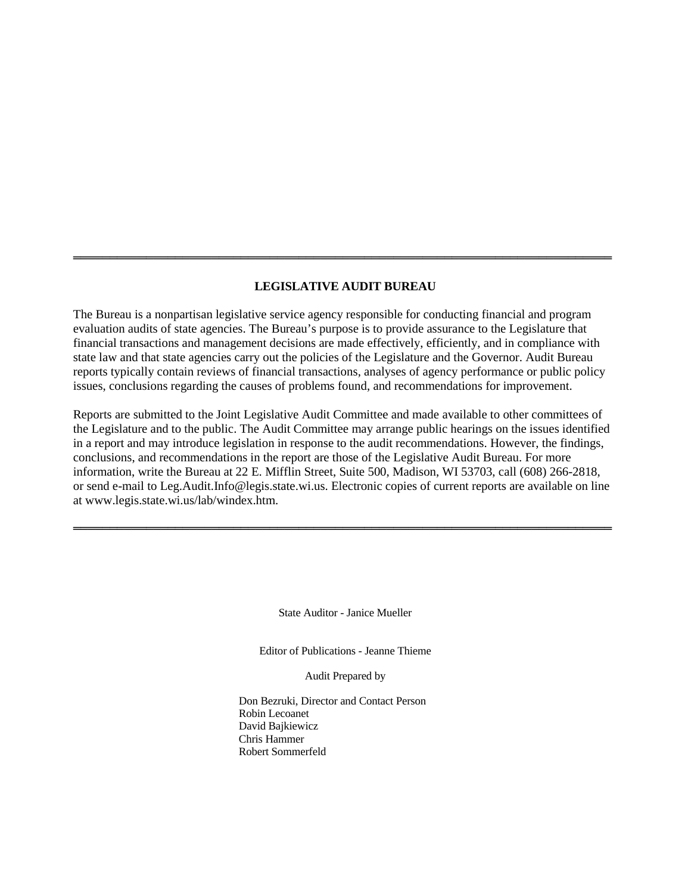---

**LEGISLATIVE AUDIT BUREAU**

The Bureau is a nonpartisan legislative service agency responsible for conducting financial and program evaluation audits of state agencies. The Bureau's purpose is to provide assurance to the Legislature that financial transactions and management decisions are made effectively, efficiently, and in compliance with state law and that state agencies carry out the policies of the Legislature and the Governor. Audit Bureau reports typically contain reviews of financial transactions, analyses of agency performance or public policy issues, conclusions regarding the causes of problems found, and recommendations for improvement.

Reports are submitted to the Joint Legislative Audit Committee and made available to other committees of the Legislature and to the public. The Audit Committee may arrange public hearings on the issues identified in a report and may introduce legislation in response to the audit recommendations. However, the findings, conclusions, and recommendations in the report are those of the Legislative Audit Bureau. For more information, write the Bureau at 22 E. Mifflin Street, Suite 500, Madison, WI 53703, call (608) 266-2818, or send e-mail to Leg.Audit.Info@legis.state.wi.us. Electronic copies of current reports are available on line at www.legis.state.wi.us/lab/windex.htm.

---

State Auditor - Janice Mueller

Editor of Publications - Jeanne Thieme

Audit Prepared by

Don Bezruki, Director and Contact Person
Robin Lecoanet
David Bajkiewicz
Chris Hammer
Robert Sommerfeld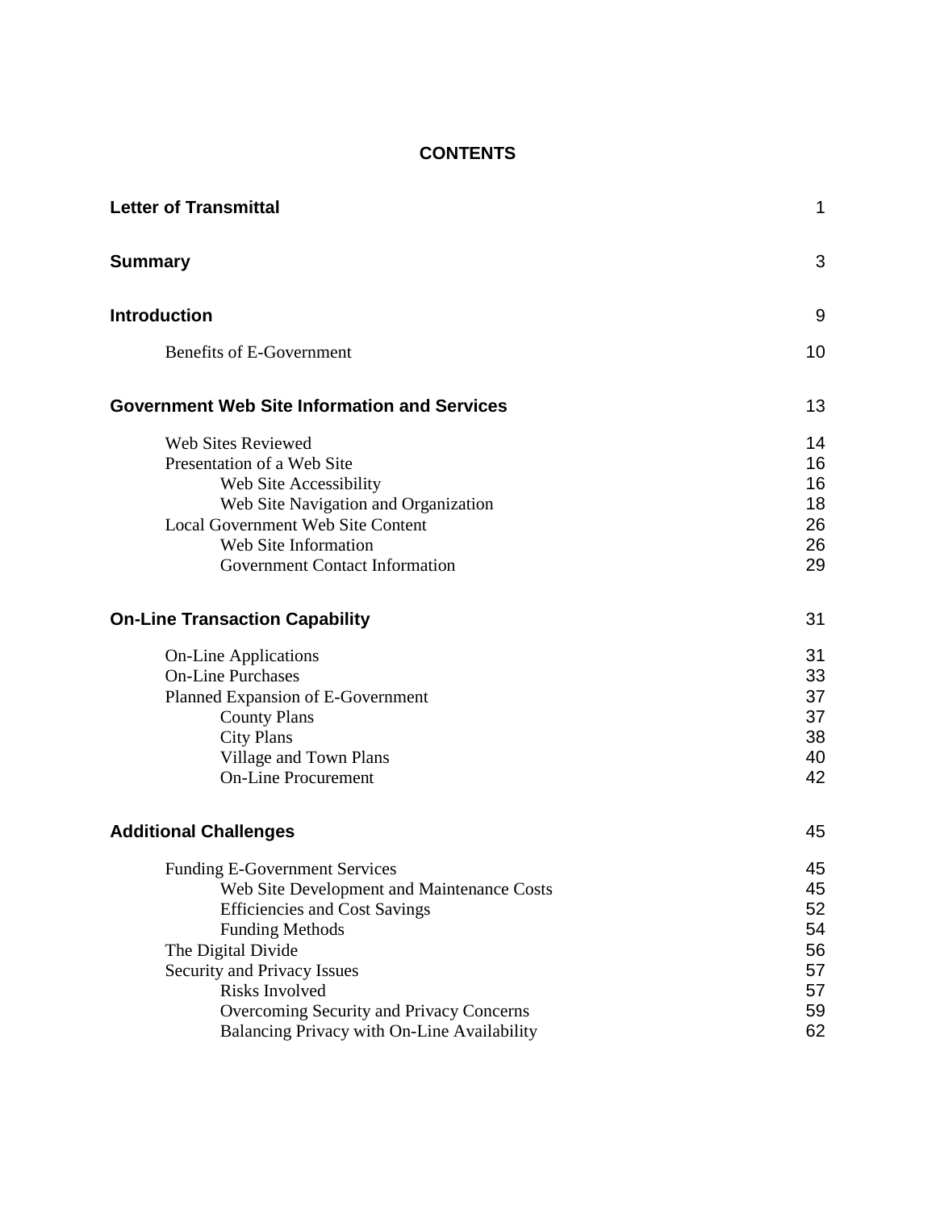# CONTENTS

| | |
|---|---|
| **Letter of Transmittal** | 1 |
| **Summary** | 3 |
| **Introduction** | 9 |
| Benefits of E-Government | 10 |
| **Government Web Site Information and Services** | 13 |
| Web Sites Reviewed | 14 |
| Presentation of a Web Site | 16 |
| Web Site Accessibility | 16 |
| Web Site Navigation and Organization | 18 |
| Local Government Web Site Content | 26 |
| Web Site Information | 26 |
| Government Contact Information | 29 |
| **On-Line Transaction Capability** | 31 |
| On-Line Applications | 31 |
| On-Line Purchases | 33 |
| Planned Expansion of E-Government | 37 |
| County Plans | 37 |
| City Plans | 38 |
| Village and Town Plans | 40 |
| On-Line Procurement | 42 |
| **Additional Challenges** | 45 |
| Funding E-Government Services | 45 |
| Web Site Development and Maintenance Costs | 45 |
| Efficiencies and Cost Savings | 52 |
| Funding Methods | 54 |
| The Digital Divide | 56 |
| Security and Privacy Issues | 57 |
| Risks Involved | 57 |
| Overcoming Security and Privacy Concerns | 59 |
| Balancing Privacy with On-Line Availability | 62 |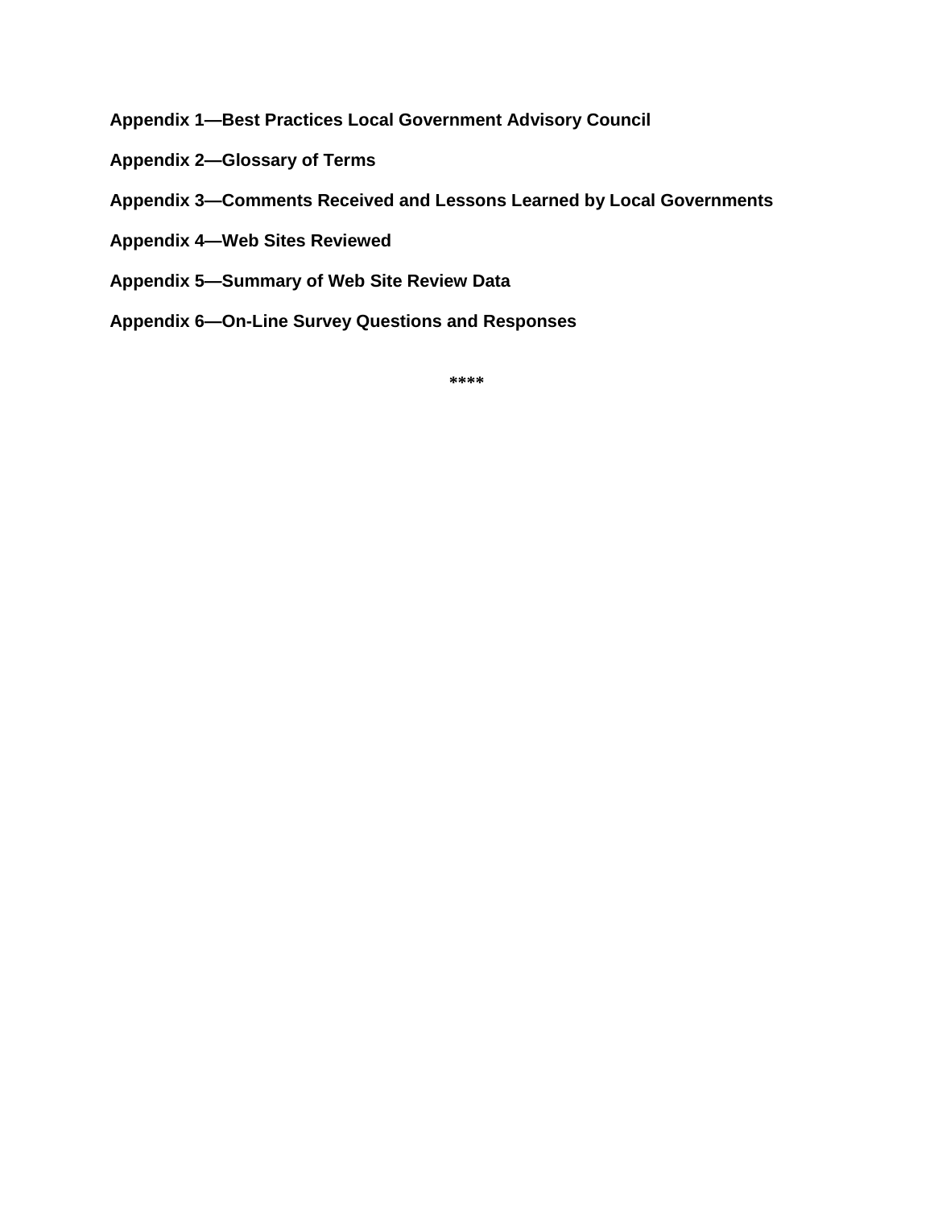**Appendix 1—Best Practices Local Government Advisory Council**

**Appendix 2—Glossary of Terms**

**Appendix 3—Comments Received and Lessons Learned by Local Governments**

**Appendix 4—Web Sites Reviewed**

**Appendix 5—Summary of Web Site Review Data**

**Appendix 6—On-Line Survey Questions and Responses**

**\*\*\*\***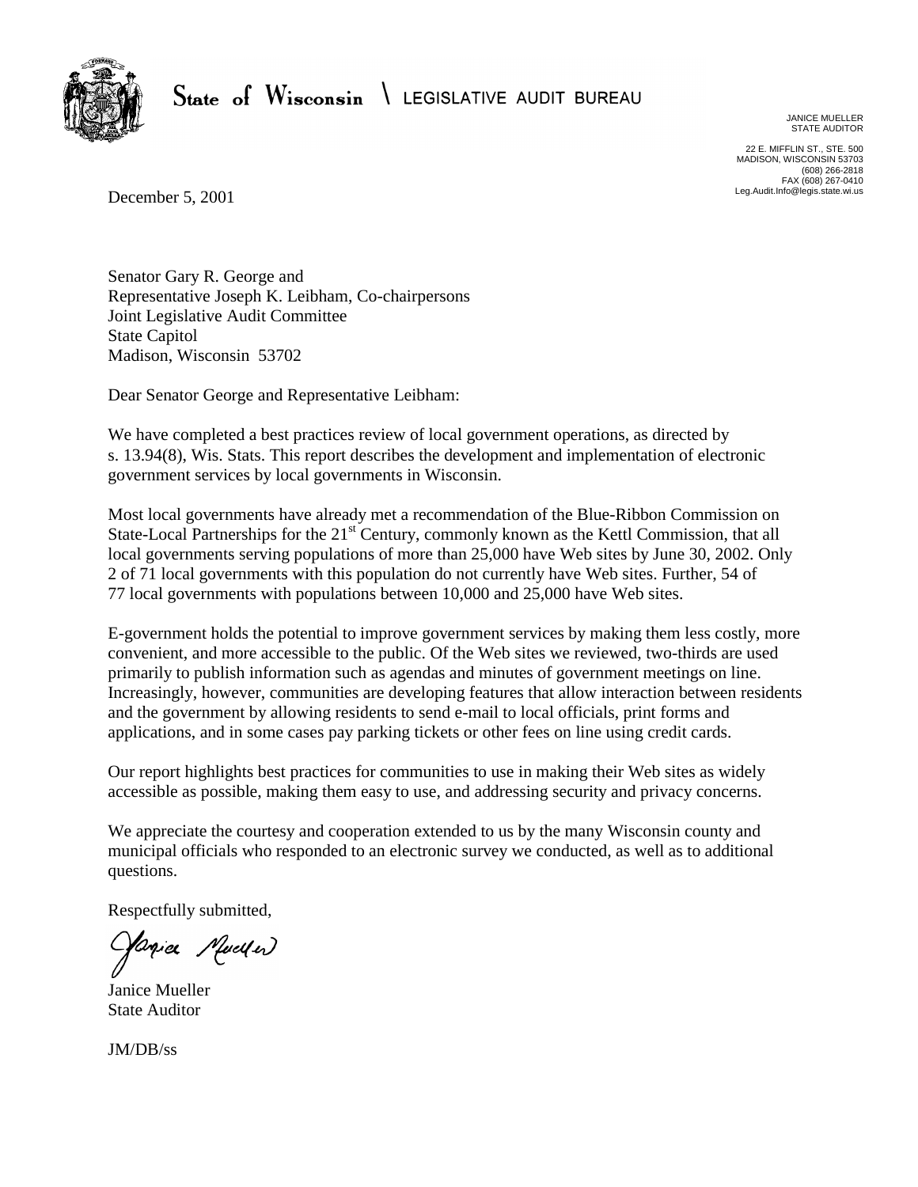State of Wisconsin \ LEGISLATIVE AUDIT BUREAU

JANICE MUELLER
STATE AUDITOR

22 E. MIFFLIN ST., STE. 500
MADISON, WISCONSIN 53703
(608) 266-2818
FAX (608) 267-0410
Leg.Audit.Info@legis.state.wi.us

December 5, 2001

Senator Gary R. George and
Representative Joseph K. Leibham, Co-chairpersons
Joint Legislative Audit Committee
State Capitol
Madison, Wisconsin 53702

Dear Senator George and Representative Leibham:

We have completed a best practices review of local government operations, as directed by s. 13.94(8), Wis. Stats. This report describes the development and implementation of electronic government services by local governments in Wisconsin.

Most local governments have already met a recommendation of the Blue-Ribbon Commission on State-Local Partnerships for the 21st Century, commonly known as the Kettl Commission, that all local governments serving populations of more than 25,000 have Web sites by June 30, 2002. Only 2 of 71 local governments with this population do not currently have Web sites. Further, 54 of 77 local governments with populations between 10,000 and 25,000 have Web sites.

E-government holds the potential to improve government services by making them less costly, more convenient, and more accessible to the public. Of the Web sites we reviewed, two-thirds are used primarily to publish information such as agendas and minutes of government meetings on line. Increasingly, however, communities are developing features that allow interaction between residents and the government by allowing residents to send e-mail to local officials, print forms and applications, and in some cases pay parking tickets or other fees on line using credit cards.

Our report highlights best practices for communities to use in making their Web sites as widely accessible as possible, making them easy to use, and addressing security and privacy concerns.

We appreciate the courtesy and cooperation extended to us by the many Wisconsin county and municipal officials who responded to an electronic survey we conducted, as well as to additional questions.

Respectfully submitted,

Janice Mueller
State Auditor

JM/DB/ss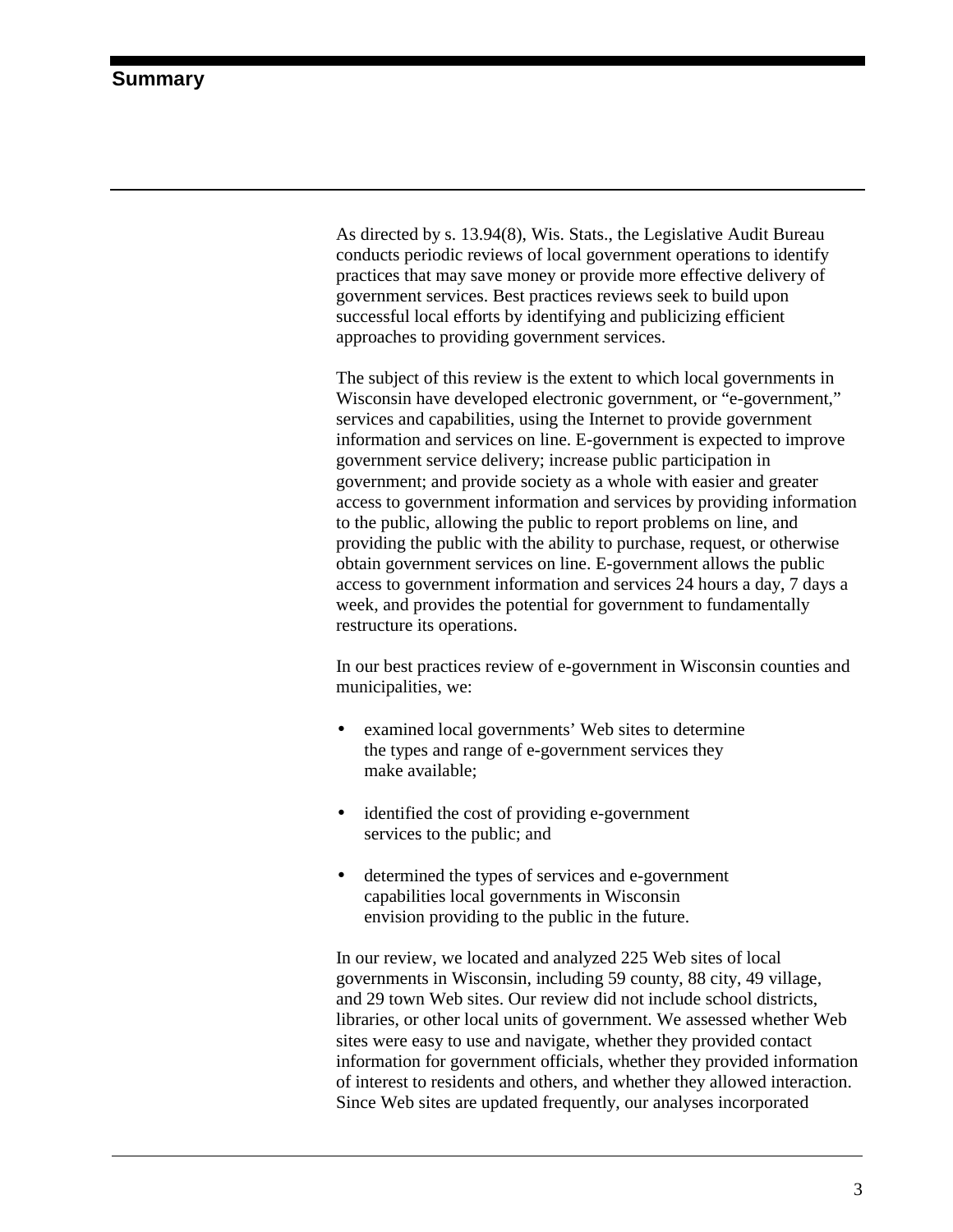# Summary

As directed by s. 13.94(8), Wis. Stats., the Legislative Audit Bureau conducts periodic reviews of local government operations to identify practices that may save money or provide more effective delivery of government services. Best practices reviews seek to build upon successful local efforts by identifying and publicizing efficient approaches to providing government services.

The subject of this review is the extent to which local governments in Wisconsin have developed electronic government, or "e-government," services and capabilities, using the Internet to provide government information and services on line. E-government is expected to improve government service delivery; increase public participation in government; and provide society as a whole with easier and greater access to government information and services by providing information to the public, allowing the public to report problems on line, and providing the public with the ability to purchase, request, or otherwise obtain government services on line. E-government allows the public access to government information and services 24 hours a day, 7 days a week, and provides the potential for government to fundamentally restructure its operations.

In our best practices review of e-government in Wisconsin counties and municipalities, we:

- examined local governments' Web sites to determine the types and range of e-government services they make available;
- identified the cost of providing e-government services to the public; and
- determined the types of services and e-government capabilities local governments in Wisconsin envision providing to the public in the future.

In our review, we located and analyzed 225 Web sites of local governments in Wisconsin, including 59 county, 88 city, 49 village, and 29 town Web sites. Our review did not include school districts, libraries, or other local units of government. We assessed whether Web sites were easy to use and navigate, whether they provided contact information for government officials, whether they provided information of interest to residents and others, and whether they allowed interaction. Since Web sites are updated frequently, our analyses incorporated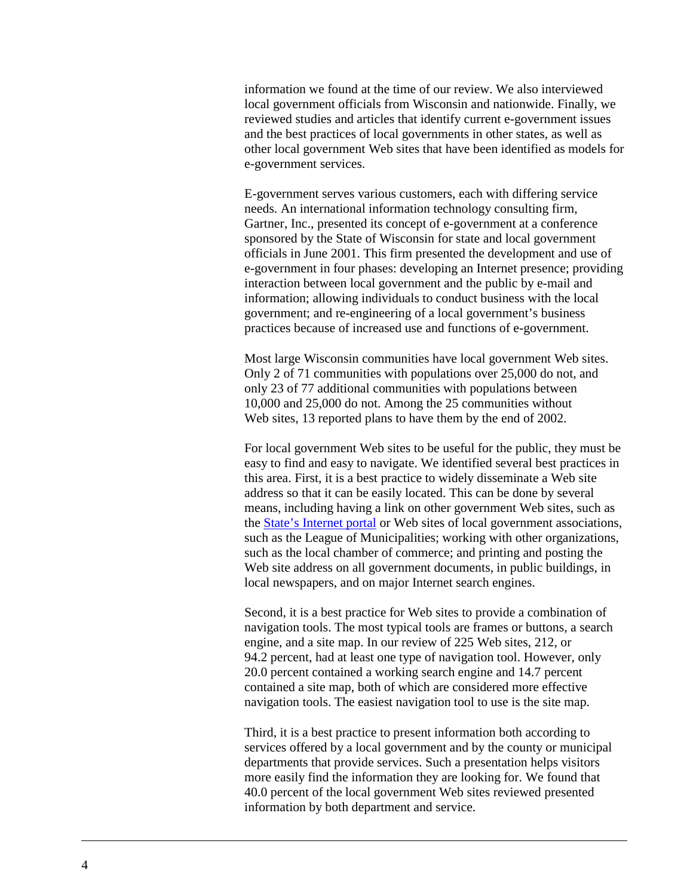information we found at the time of our review. We also interviewed local government officials from Wisconsin and nationwide. Finally, we reviewed studies and articles that identify current e-government issues and the best practices of local governments in other states, as well as other local government Web sites that have been identified as models for e-government services.

E-government serves various customers, each with differing service needs. An international information technology consulting firm, Gartner, Inc., presented its concept of e-government at a conference sponsored by the State of Wisconsin for state and local government officials in June 2001. This firm presented the development and use of e-government in four phases: developing an Internet presence; providing interaction between local government and the public by e-mail and information; allowing individuals to conduct business with the local government; and re-engineering of a local government's business practices because of increased use and functions of e-government.

Most large Wisconsin communities have local government Web sites. Only 2 of 71 communities with populations over 25,000 do not, and only 23 of 77 additional communities with populations between 10,000 and 25,000 do not. Among the 25 communities without Web sites, 13 reported plans to have them by the end of 2002.

For local government Web sites to be useful for the public, they must be easy to find and easy to navigate. We identified several best practices in this area. First, it is a best practice to widely disseminate a Web site address so that it can be easily located. This can be done by several means, including having a link on other government Web sites, such as the State's Internet portal or Web sites of local government associations, such as the League of Municipalities; working with other organizations, such as the local chamber of commerce; and printing and posting the Web site address on all government documents, in public buildings, in local newspapers, and on major Internet search engines.

Second, it is a best practice for Web sites to provide a combination of navigation tools. The most typical tools are frames or buttons, a search engine, and a site map. In our review of 225 Web sites, 212, or 94.2 percent, had at least one type of navigation tool. However, only 20.0 percent contained a working search engine and 14.7 percent contained a site map, both of which are considered more effective navigation tools. The easiest navigation tool to use is the site map.

Third, it is a best practice to present information both according to services offered by a local government and by the county or municipal departments that provide services. Such a presentation helps visitors more easily find the information they are looking for. We found that 40.0 percent of the local government Web sites reviewed presented information by both department and service.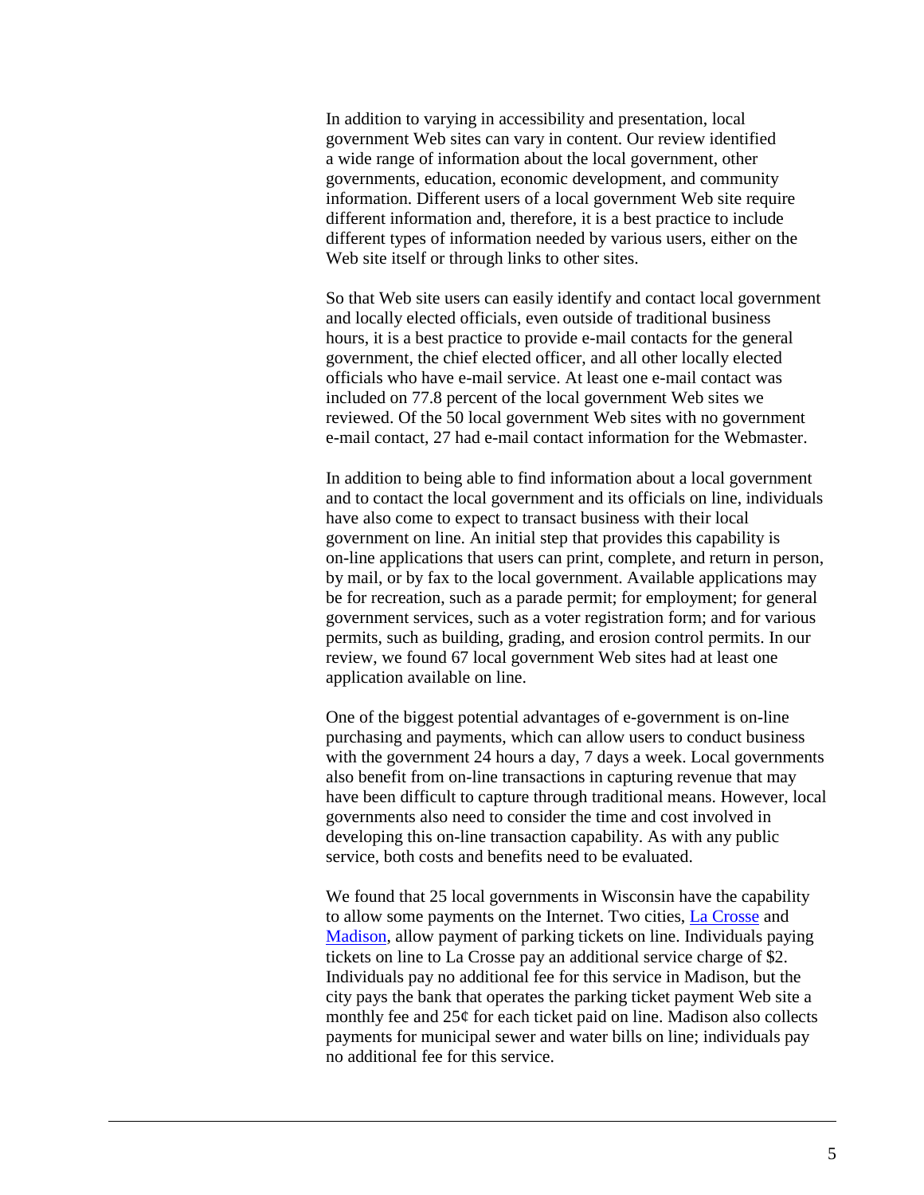In addition to varying in accessibility and presentation, local government Web sites can vary in content. Our review identified a wide range of information about the local government, other governments, education, economic development, and community information. Different users of a local government Web site require different information and, therefore, it is a best practice to include different types of information needed by various users, either on the Web site itself or through links to other sites.

So that Web site users can easily identify and contact local government and locally elected officials, even outside of traditional business hours, it is a best practice to provide e-mail contacts for the general government, the chief elected officer, and all other locally elected officials who have e-mail service. At least one e-mail contact was included on 77.8 percent of the local government Web sites we reviewed. Of the 50 local government Web sites with no government e-mail contact, 27 had e-mail contact information for the Webmaster.

In addition to being able to find information about a local government and to contact the local government and its officials on line, individuals have also come to expect to transact business with their local government on line. An initial step that provides this capability is on-line applications that users can print, complete, and return in person, by mail, or by fax to the local government. Available applications may be for recreation, such as a parade permit; for employment; for general government services, such as a voter registration form; and for various permits, such as building, grading, and erosion control permits. In our review, we found 67 local government Web sites had at least one application available on line.

One of the biggest potential advantages of e-government is on-line purchasing and payments, which can allow users to conduct business with the government 24 hours a day, 7 days a week. Local governments also benefit from on-line transactions in capturing revenue that may have been difficult to capture through traditional means. However, local governments also need to consider the time and cost involved in developing this on-line transaction capability. As with any public service, both costs and benefits need to be evaluated.

We found that 25 local governments in Wisconsin have the capability to allow some payments on the Internet. Two cities, La Crosse and Madison, allow payment of parking tickets on line. Individuals paying tickets on line to La Crosse pay an additional service charge of $2. Individuals pay no additional fee for this service in Madison, but the city pays the bank that operates the parking ticket payment Web site a monthly fee and 25¢ for each ticket paid on line. Madison also collects payments for municipal sewer and water bills on line; individuals pay no additional fee for this service.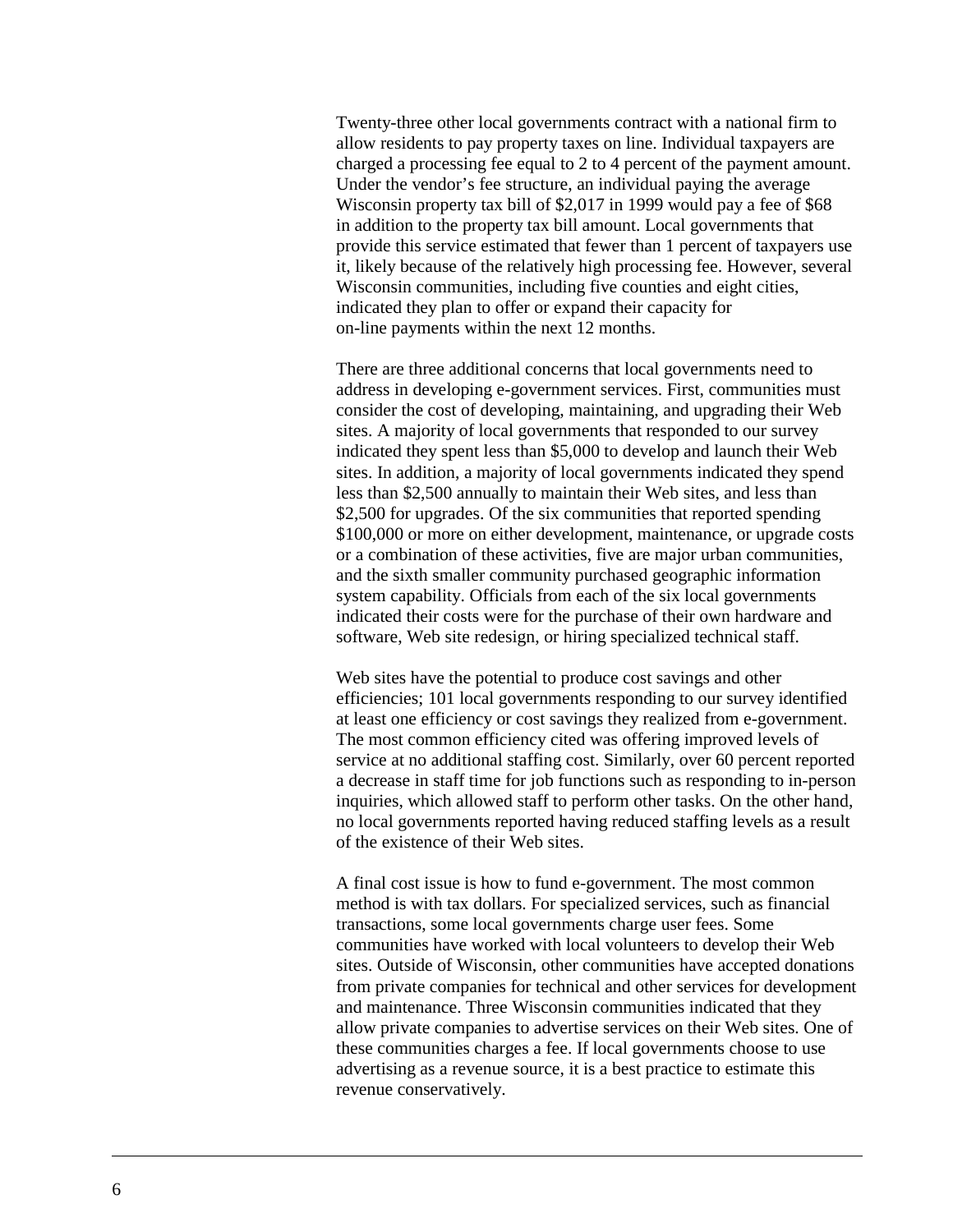Twenty-three other local governments contract with a national firm to allow residents to pay property taxes on line. Individual taxpayers are charged a processing fee equal to 2 to 4 percent of the payment amount. Under the vendor's fee structure, an individual paying the average Wisconsin property tax bill of $2,017 in 1999 would pay a fee of $68 in addition to the property tax bill amount. Local governments that provide this service estimated that fewer than 1 percent of taxpayers use it, likely because of the relatively high processing fee. However, several Wisconsin communities, including five counties and eight cities, indicated they plan to offer or expand their capacity for on-line payments within the next 12 months.

There are three additional concerns that local governments need to address in developing e-government services. First, communities must consider the cost of developing, maintaining, and upgrading their Web sites. A majority of local governments that responded to our survey indicated they spent less than $5,000 to develop and launch their Web sites. In addition, a majority of local governments indicated they spend less than $2,500 annually to maintain their Web sites, and less than $2,500 for upgrades. Of the six communities that reported spending $100,000 or more on either development, maintenance, or upgrade costs or a combination of these activities, five are major urban communities, and the sixth smaller community purchased geographic information system capability. Officials from each of the six local governments indicated their costs were for the purchase of their own hardware and software, Web site redesign, or hiring specialized technical staff.

Web sites have the potential to produce cost savings and other efficiencies; 101 local governments responding to our survey identified at least one efficiency or cost savings they realized from e-government. The most common efficiency cited was offering improved levels of service at no additional staffing cost. Similarly, over 60 percent reported a decrease in staff time for job functions such as responding to in-person inquiries, which allowed staff to perform other tasks. On the other hand, no local governments reported having reduced staffing levels as a result of the existence of their Web sites.

A final cost issue is how to fund e-government. The most common method is with tax dollars. For specialized services, such as financial transactions, some local governments charge user fees. Some communities have worked with local volunteers to develop their Web sites. Outside of Wisconsin, other communities have accepted donations from private companies for technical and other services for development and maintenance. Three Wisconsin communities indicated that they allow private companies to advertise services on their Web sites. One of these communities charges a fee. If local governments choose to use advertising as a revenue source, it is a best practice to estimate this revenue conservatively.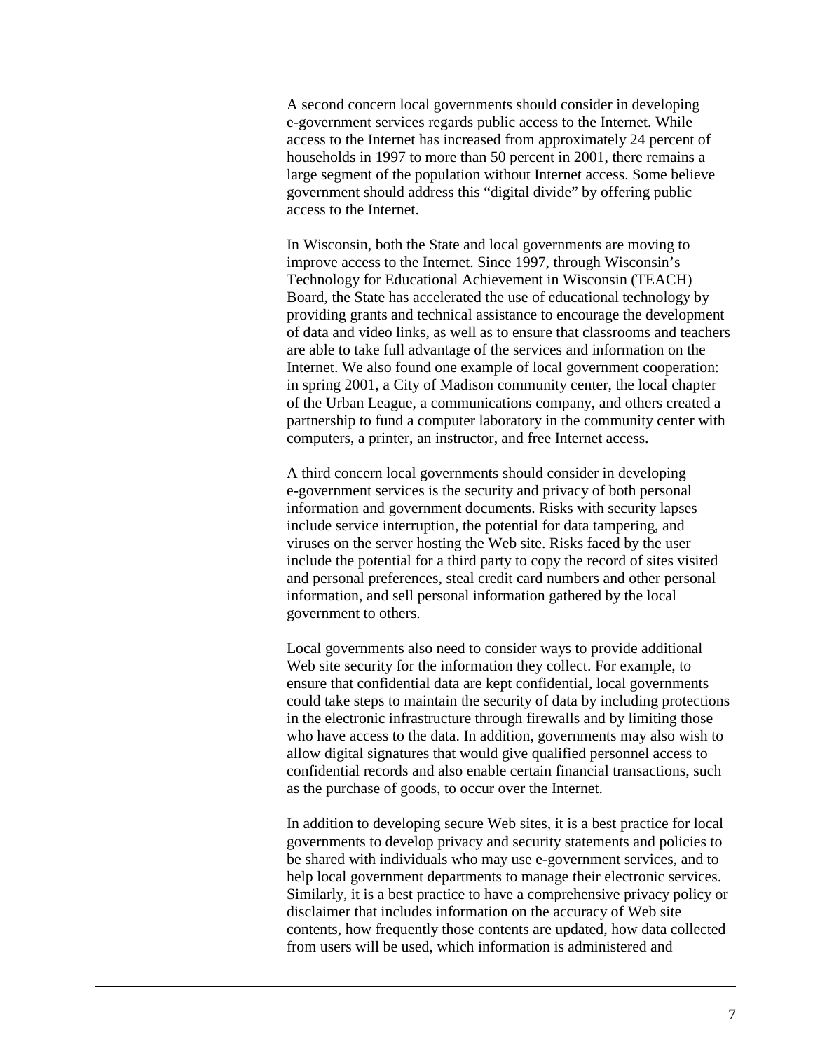A second concern local governments should consider in developing e-government services regards public access to the Internet. While access to the Internet has increased from approximately 24 percent of households in 1997 to more than 50 percent in 2001, there remains a large segment of the population without Internet access. Some believe government should address this "digital divide" by offering public access to the Internet.

In Wisconsin, both the State and local governments are moving to improve access to the Internet. Since 1997, through Wisconsin's Technology for Educational Achievement in Wisconsin (TEACH) Board, the State has accelerated the use of educational technology by providing grants and technical assistance to encourage the development of data and video links, as well as to ensure that classrooms and teachers are able to take full advantage of the services and information on the Internet. We also found one example of local government cooperation: in spring 2001, a City of Madison community center, the local chapter of the Urban League, a communications company, and others created a partnership to fund a computer laboratory in the community center with computers, a printer, an instructor, and free Internet access.

A third concern local governments should consider in developing e-government services is the security and privacy of both personal information and government documents. Risks with security lapses include service interruption, the potential for data tampering, and viruses on the server hosting the Web site. Risks faced by the user include the potential for a third party to copy the record of sites visited and personal preferences, steal credit card numbers and other personal information, and sell personal information gathered by the local government to others.

Local governments also need to consider ways to provide additional Web site security for the information they collect. For example, to ensure that confidential data are kept confidential, local governments could take steps to maintain the security of data by including protections in the electronic infrastructure through firewalls and by limiting those who have access to the data. In addition, governments may also wish to allow digital signatures that would give qualified personnel access to confidential records and also enable certain financial transactions, such as the purchase of goods, to occur over the Internet.

In addition to developing secure Web sites, it is a best practice for local governments to develop privacy and security statements and policies to be shared with individuals who may use e-government services, and to help local government departments to manage their electronic services. Similarly, it is a best practice to have a comprehensive privacy policy or disclaimer that includes information on the accuracy of Web site contents, how frequently those contents are updated, how data collected from users will be used, which information is administered and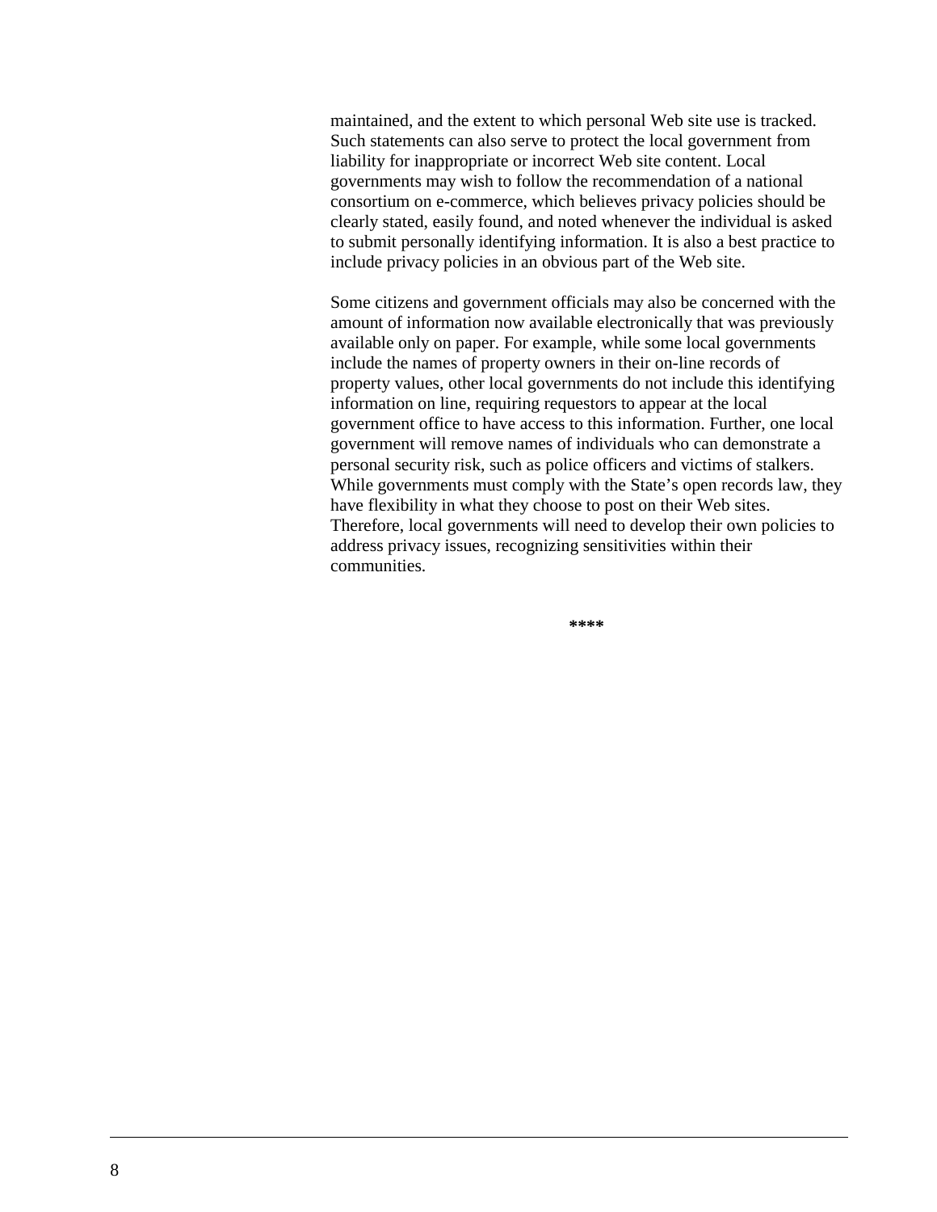maintained, and the extent to which personal Web site use is tracked. Such statements can also serve to protect the local government from liability for inappropriate or incorrect Web site content. Local governments may wish to follow the recommendation of a national consortium on e-commerce, which believes privacy policies should be clearly stated, easily found, and noted whenever the individual is asked to submit personally identifying information. It is also a best practice to include privacy policies in an obvious part of the Web site.

Some citizens and government officials may also be concerned with the amount of information now available electronically that was previously available only on paper. For example, while some local governments include the names of property owners in their on-line records of property values, other local governments do not include this identifying information on line, requiring requestors to appear at the local government office to have access to this information. Further, one local government will remove names of individuals who can demonstrate a personal security risk, such as police officers and victims of stalkers. While governments must comply with the State's open records law, they have flexibility in what they choose to post on their Web sites. Therefore, local governments will need to develop their own policies to address privacy issues, recognizing sensitivities within their communities.

****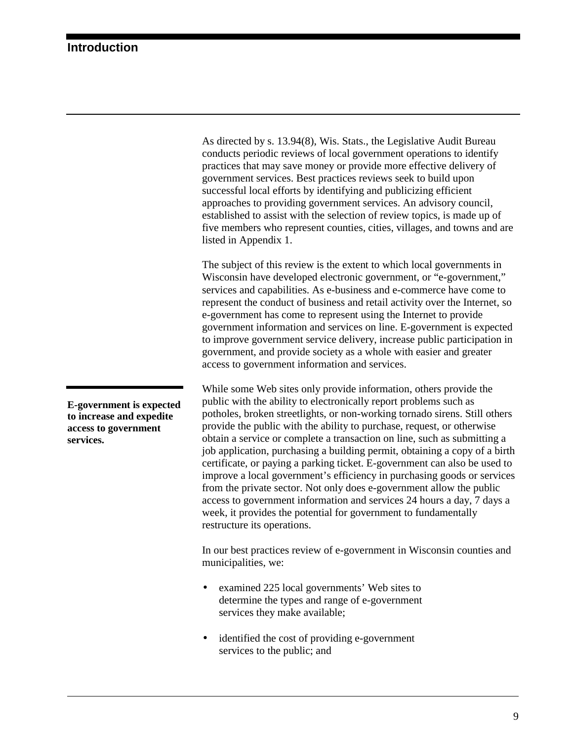# Introduction

As directed by s. 13.94(8), Wis. Stats., the Legislative Audit Bureau conducts periodic reviews of local government operations to identify practices that may save money or provide more effective delivery of government services. Best practices reviews seek to build upon successful local efforts by identifying and publicizing efficient approaches to providing government services. An advisory council, established to assist with the selection of review topics, is made up of five members who represent counties, cities, villages, and towns and are listed in Appendix 1.

The subject of this review is the extent to which local governments in Wisconsin have developed electronic government, or "e-government," services and capabilities. As e-business and e-commerce have come to represent the conduct of business and retail activity over the Internet, so e-government has come to represent using the Internet to provide government information and services on line. E-government is expected to improve government service delivery, increase public participation in government, and provide society as a whole with easier and greater access to government information and services.

**E-government is expected to increase and expedite access to government services.**

While some Web sites only provide information, others provide the public with the ability to electronically report problems such as potholes, broken streetlights, or non-working tornado sirens. Still others provide the public with the ability to purchase, request, or otherwise obtain a service or complete a transaction on line, such as submitting a job application, purchasing a building permit, obtaining a copy of a birth certificate, or paying a parking ticket. E-government can also be used to improve a local government's efficiency in purchasing goods or services from the private sector. Not only does e-government allow the public access to government information and services 24 hours a day, 7 days a week, it provides the potential for government to fundamentally restructure its operations.

In our best practices review of e-government in Wisconsin counties and municipalities, we:

- examined 225 local governments' Web sites to determine the types and range of e-government services they make available;
- identified the cost of providing e-government services to the public; and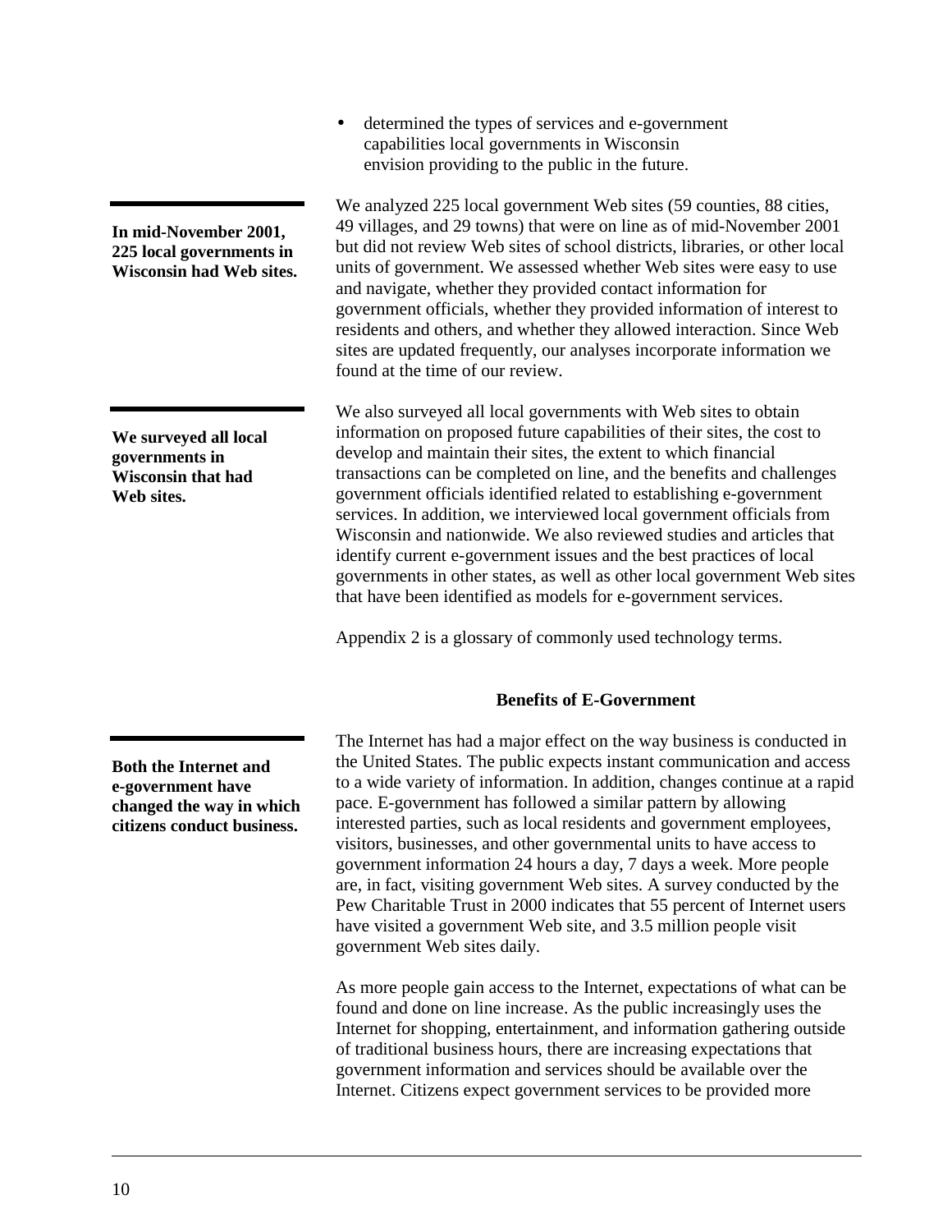- determined the types of services and e-government capabilities local governments in Wisconsin envision providing to the public in the future.

**In mid-November 2001, 225 local governments in Wisconsin had Web sites.**

We analyzed 225 local government Web sites (59 counties, 88 cities, 49 villages, and 29 towns) that were on line as of mid-November 2001 but did not review Web sites of school districts, libraries, or other local units of government. We assessed whether Web sites were easy to use and navigate, whether they provided contact information for government officials, whether they provided information of interest to residents and others, and whether they allowed interaction. Since Web sites are updated frequently, our analyses incorporate information we found at the time of our review.

**We surveyed all local governments in Wisconsin that had Web sites.**

We also surveyed all local governments with Web sites to obtain information on proposed future capabilities of their sites, the cost to develop and maintain their sites, the extent to which financial transactions can be completed on line, and the benefits and challenges government officials identified related to establishing e-government services. In addition, we interviewed local government officials from Wisconsin and nationwide. We also reviewed studies and articles that identify current e-government issues and the best practices of local governments in other states, as well as other local government Web sites that have been identified as models for e-government services.

Appendix 2 is a glossary of commonly used technology terms.

## Benefits of E-Government

**Both the Internet and e-government have changed the way in which citizens conduct business.**

The Internet has had a major effect on the way business is conducted in the United States. The public expects instant communication and access to a wide variety of information. In addition, changes continue at a rapid pace. E-government has followed a similar pattern by allowing interested parties, such as local residents and government employees, visitors, businesses, and other governmental units to have access to government information 24 hours a day, 7 days a week. More people are, in fact, visiting government Web sites. A survey conducted by the Pew Charitable Trust in 2000 indicates that 55 percent of Internet users have visited a government Web site, and 3.5 million people visit government Web sites daily.

As more people gain access to the Internet, expectations of what can be found and done on line increase. As the public increasingly uses the Internet for shopping, entertainment, and information gathering outside of traditional business hours, there are increasing expectations that government information and services should be available over the Internet. Citizens expect government services to be provided more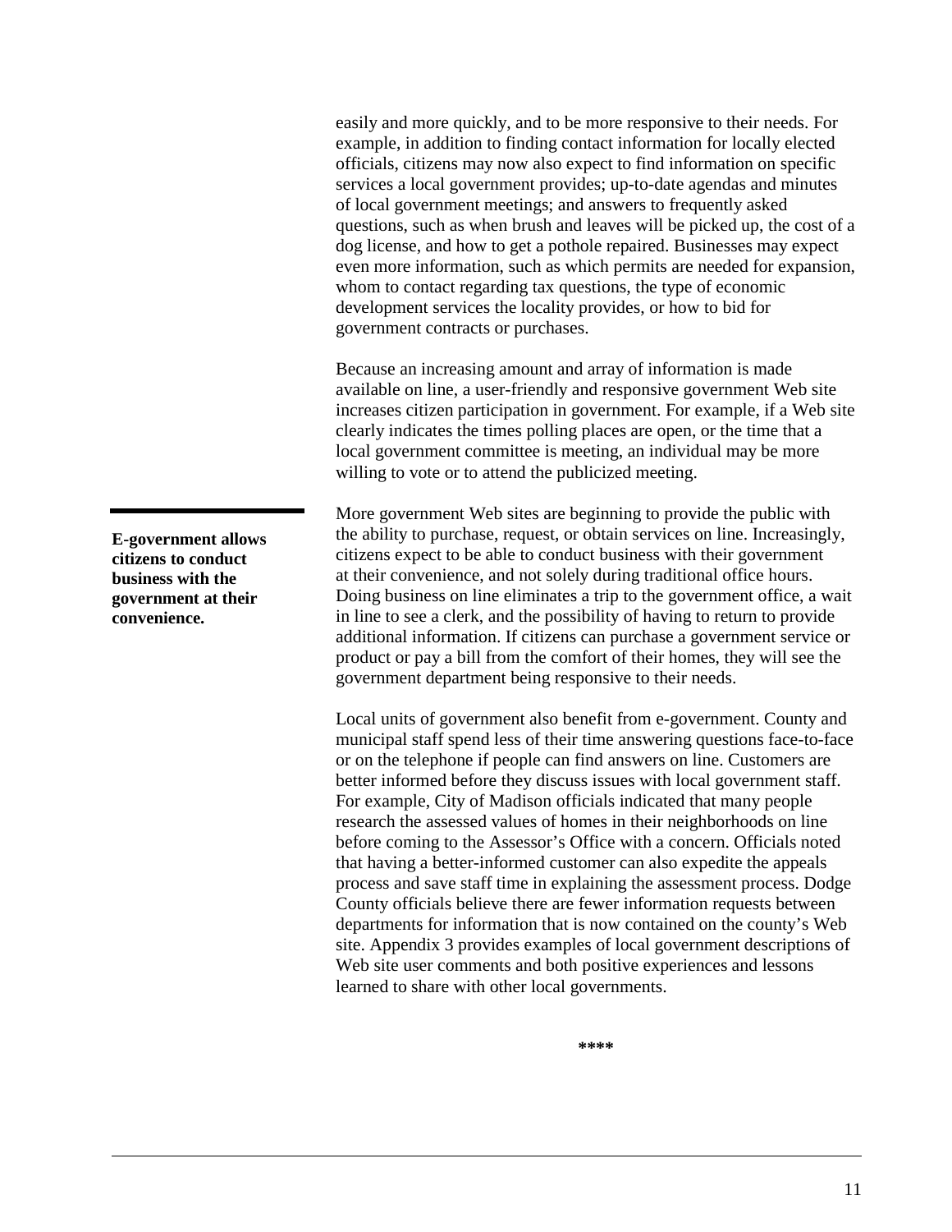easily and more quickly, and to be more responsive to their needs. For example, in addition to finding contact information for locally elected officials, citizens may now also expect to find information on specific services a local government provides; up-to-date agendas and minutes of local government meetings; and answers to frequently asked questions, such as when brush and leaves will be picked up, the cost of a dog license, and how to get a pothole repaired. Businesses may expect even more information, such as which permits are needed for expansion, whom to contact regarding tax questions, the type of economic development services the locality provides, or how to bid for government contracts or purchases.

Because an increasing amount and array of information is made available on line, a user-friendly and responsive government Web site increases citizen participation in government. For example, if a Web site clearly indicates the times polling places are open, or the time that a local government committee is meeting, an individual may be more willing to vote or to attend the publicized meeting.

**E-government allows citizens to conduct business with the government at their convenience.**

More government Web sites are beginning to provide the public with the ability to purchase, request, or obtain services on line. Increasingly, citizens expect to be able to conduct business with their government at their convenience, and not solely during traditional office hours. Doing business on line eliminates a trip to the government office, a wait in line to see a clerk, and the possibility of having to return to provide additional information. If citizens can purchase a government service or product or pay a bill from the comfort of their homes, they will see the government department being responsive to their needs.

Local units of government also benefit from e-government. County and municipal staff spend less of their time answering questions face-to-face or on the telephone if people can find answers on line. Customers are better informed before they discuss issues with local government staff. For example, City of Madison officials indicated that many people research the assessed values of homes in their neighborhoods on line before coming to the Assessor's Office with a concern. Officials noted that having a better-informed customer can also expedite the appeals process and save staff time in explaining the assessment process. Dodge County officials believe there are fewer information requests between departments for information that is now contained on the county's Web site. Appendix 3 provides examples of local government descriptions of Web site user comments and both positive experiences and lessons learned to share with other local governments.

****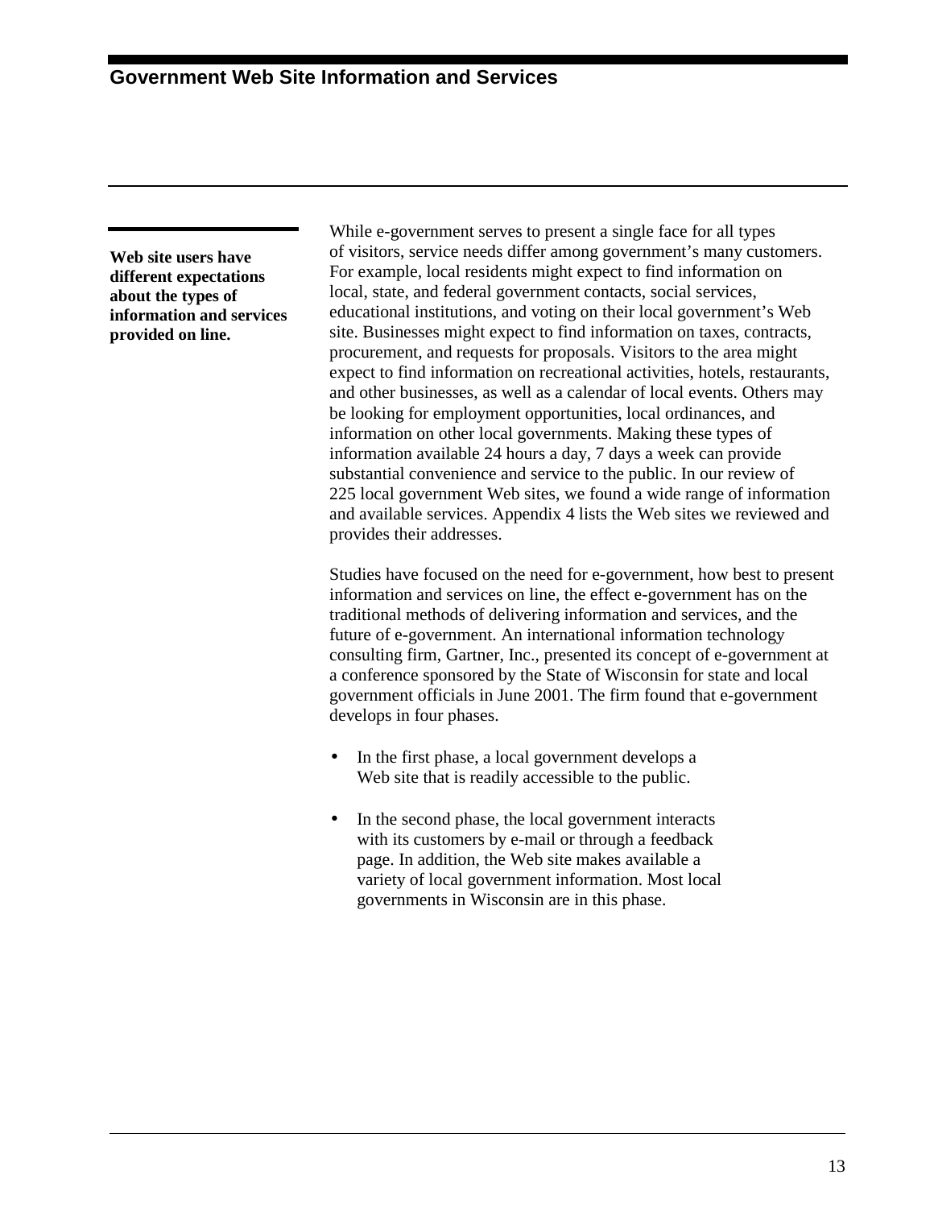## Government Web Site Information and Services

**Web site users have different expectations about the types of information and services provided on line.**

While e-government serves to present a single face for all types of visitors, service needs differ among government's many customers. For example, local residents might expect to find information on local, state, and federal government contacts, social services, educational institutions, and voting on their local government's Web site. Businesses might expect to find information on taxes, contracts, procurement, and requests for proposals. Visitors to the area might expect to find information on recreational activities, hotels, restaurants, and other businesses, as well as a calendar of local events. Others may be looking for employment opportunities, local ordinances, and information on other local governments. Making these types of information available 24 hours a day, 7 days a week can provide substantial convenience and service to the public. In our review of 225 local government Web sites, we found a wide range of information and available services. Appendix 4 lists the Web sites we reviewed and provides their addresses.

Studies have focused on the need for e-government, how best to present information and services on line, the effect e-government has on the traditional methods of delivering information and services, and the future of e-government. An international information technology consulting firm, Gartner, Inc., presented its concept of e-government at a conference sponsored by the State of Wisconsin for state and local government officials in June 2001. The firm found that e-government develops in four phases.

- In the first phase, a local government develops a Web site that is readily accessible to the public.
- In the second phase, the local government interacts with its customers by e-mail or through a feedback page. In addition, the Web site makes available a variety of local government information. Most local governments in Wisconsin are in this phase.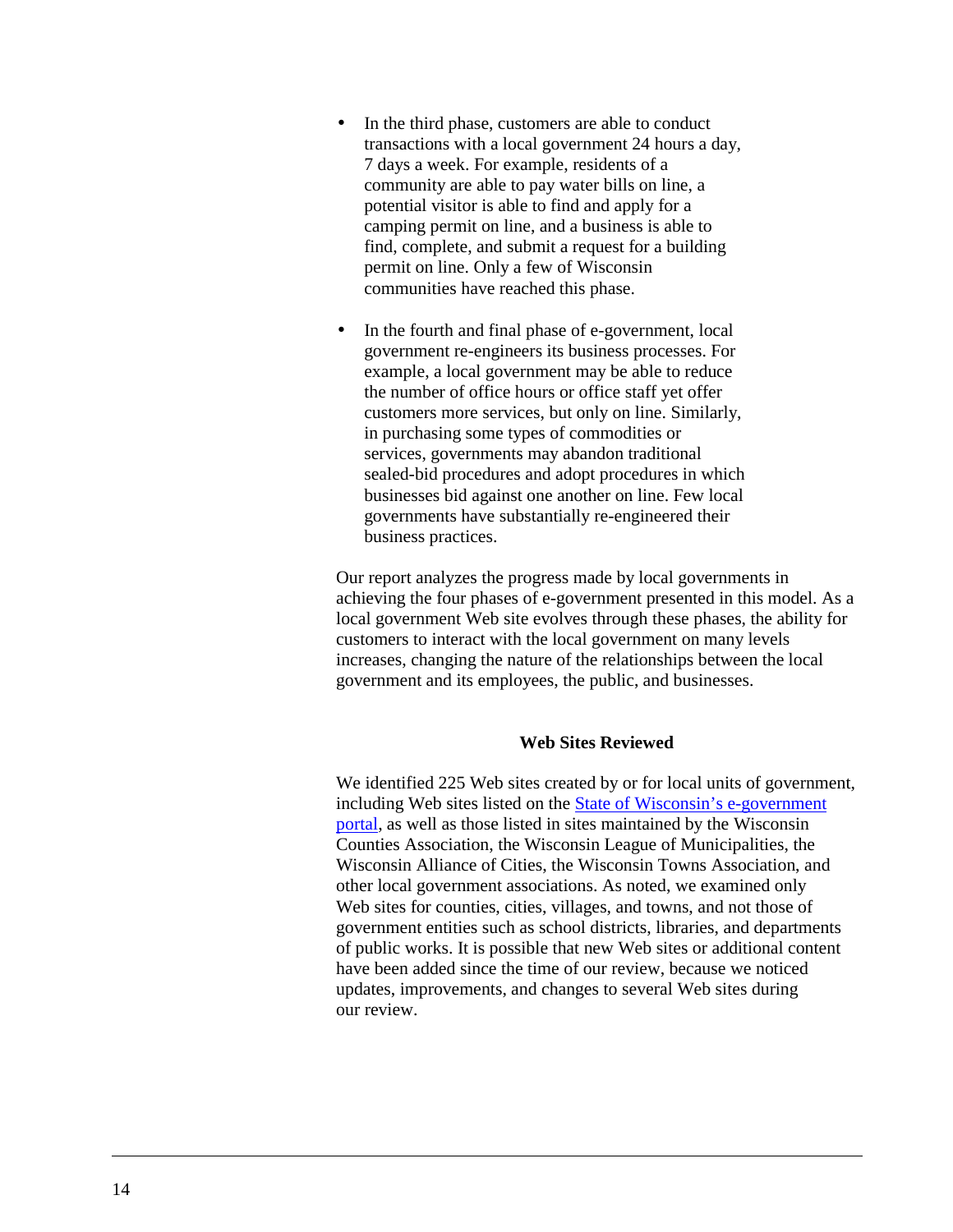- In the third phase, customers are able to conduct transactions with a local government 24 hours a day, 7 days a week. For example, residents of a community are able to pay water bills on line, a potential visitor is able to find and apply for a camping permit on line, and a business is able to find, complete, and submit a request for a building permit on line. Only a few of Wisconsin communities have reached this phase.

- In the fourth and final phase of e-government, local government re-engineers its business processes. For example, a local government may be able to reduce the number of office hours or office staff yet offer customers more services, but only on line. Similarly, in purchasing some types of commodities or services, governments may abandon traditional sealed-bid procedures and adopt procedures in which businesses bid against one another on line. Few local governments have substantially re-engineered their business practices.

Our report analyzes the progress made by local governments in achieving the four phases of e-government presented in this model. As a local government Web site evolves through these phases, the ability for customers to interact with the local government on many levels increases, changing the nature of the relationships between the local government and its employees, the public, and businesses.

## Web Sites Reviewed

We identified 225 Web sites created by or for local units of government, including Web sites listed on the State of Wisconsin's e-government portal, as well as those listed in sites maintained by the Wisconsin Counties Association, the Wisconsin League of Municipalities, the Wisconsin Alliance of Cities, the Wisconsin Towns Association, and other local government associations. As noted, we examined only Web sites for counties, cities, villages, and towns, and not those of government entities such as school districts, libraries, and departments of public works. It is possible that new Web sites or additional content have been added since the time of our review, because we noticed updates, improvements, and changes to several Web sites during our review.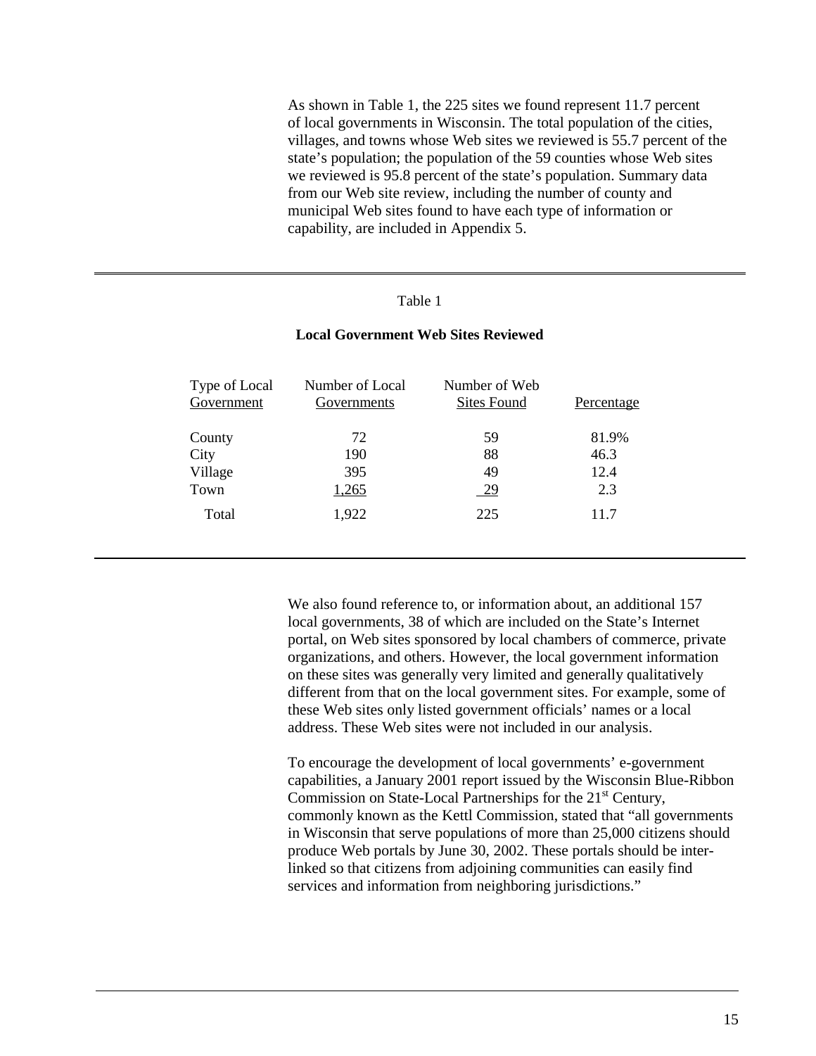As shown in Table 1, the 225 sites we found represent 11.7 percent of local governments in Wisconsin. The total population of the cities, villages, and towns whose Web sites we reviewed is 55.7 percent of the state's population; the population of the 59 counties whose Web sites we reviewed is 95.8 percent of the state's population. Summary data from our Web site review, including the number of county and municipal Web sites found to have each type of information or capability, are included in Appendix 5.

Table 1

**Local Government Web Sites Reviewed**

| Type of Local Government | Number of Local Governments | Number of Web Sites Found | Percentage |
|---|---|---|---|
| County | 72 | 59 | 81.9% |
| City | 190 | 88 | 46.3 |
| Village | 395 | 49 | 12.4 |
| Town | 1,265 | 29 | 2.3 |
| Total | 1,922 | 225 | 11.7 |

We also found reference to, or information about, an additional 157 local governments, 38 of which are included on the State's Internet portal, on Web sites sponsored by local chambers of commerce, private organizations, and others. However, the local government information on these sites was generally very limited and generally qualitatively different from that on the local government sites. For example, some of these Web sites only listed government officials' names or a local address. These Web sites were not included in our analysis.

To encourage the development of local governments' e-government capabilities, a January 2001 report issued by the Wisconsin Blue-Ribbon Commission on State-Local Partnerships for the 21st Century, commonly known as the Kettl Commission, stated that "all governments in Wisconsin that serve populations of more than 25,000 citizens should produce Web portals by June 30, 2002. These portals should be inter-linked so that citizens from adjoining communities can easily find services and information from neighboring jurisdictions."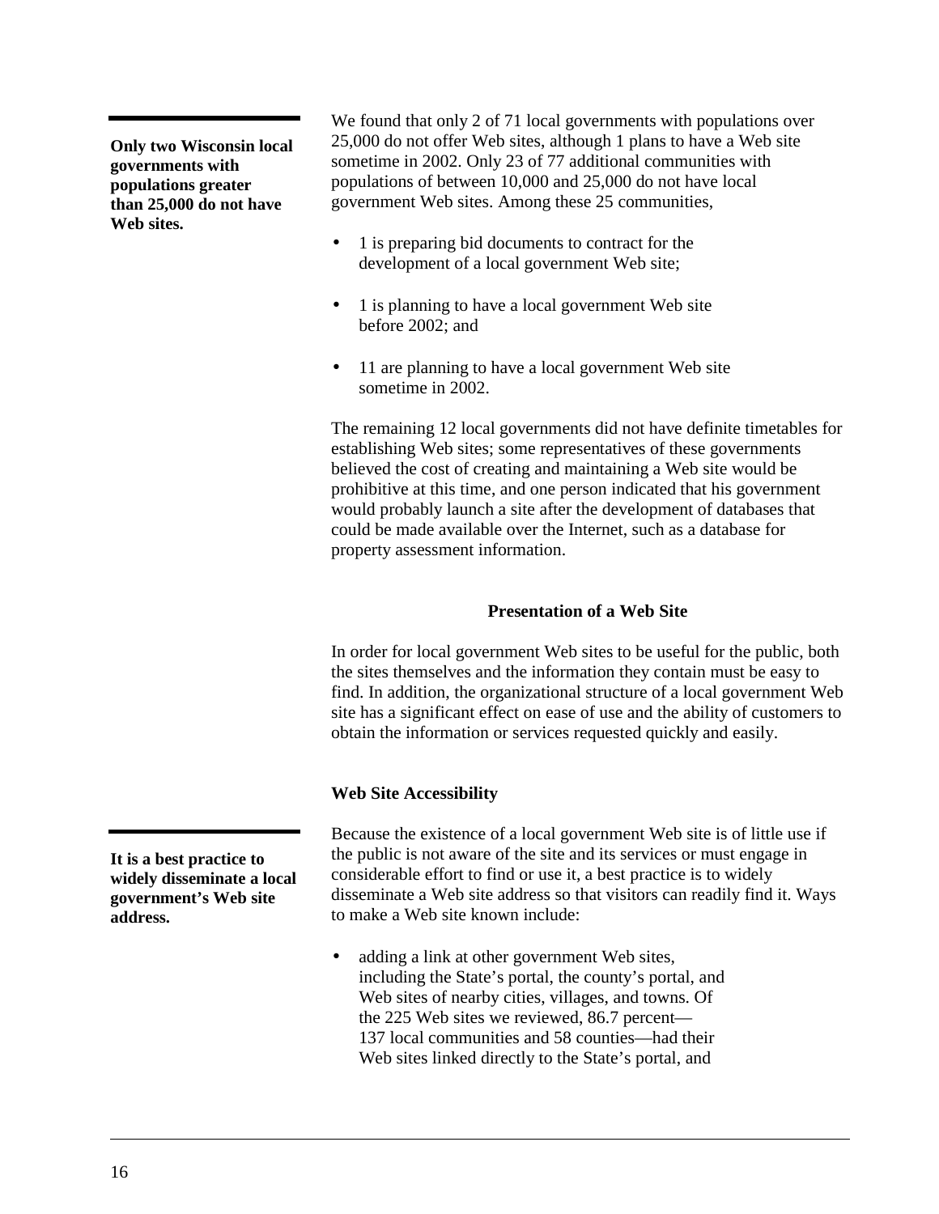**Only two Wisconsin local governments with populations greater than 25,000 do not have Web sites.**

We found that only 2 of 71 local governments with populations over 25,000 do not offer Web sites, although 1 plans to have a Web site sometime in 2002. Only 23 of 77 additional communities with populations of between 10,000 and 25,000 do not have local government Web sites. Among these 25 communities,

- 1 is preparing bid documents to contract for the development of a local government Web site;
- 1 is planning to have a local government Web site before 2002; and
- 11 are planning to have a local government Web site sometime in 2002.

The remaining 12 local governments did not have definite timetables for establishing Web sites; some representatives of these governments believed the cost of creating and maintaining a Web site would be prohibitive at this time, and one person indicated that his government would probably launch a site after the development of databases that could be made available over the Internet, such as a database for property assessment information.

## Presentation of a Web Site

In order for local government Web sites to be useful for the public, both the sites themselves and the information they contain must be easy to find. In addition, the organizational structure of a local government Web site has a significant effect on ease of use and the ability of customers to obtain the information or services requested quickly and easily.

### Web Site Accessibility

**It is a best practice to widely disseminate a local government's Web site address.**

Because the existence of a local government Web site is of little use if the public is not aware of the site and its services or must engage in considerable effort to find or use it, a best practice is to widely disseminate a Web site address so that visitors can readily find it. Ways to make a Web site known include:

- adding a link at other government Web sites, including the State's portal, the county's portal, and Web sites of nearby cities, villages, and towns. Of the 225 Web sites we reviewed, 86.7 percent—137 local communities and 58 counties—had their Web sites linked directly to the State's portal, and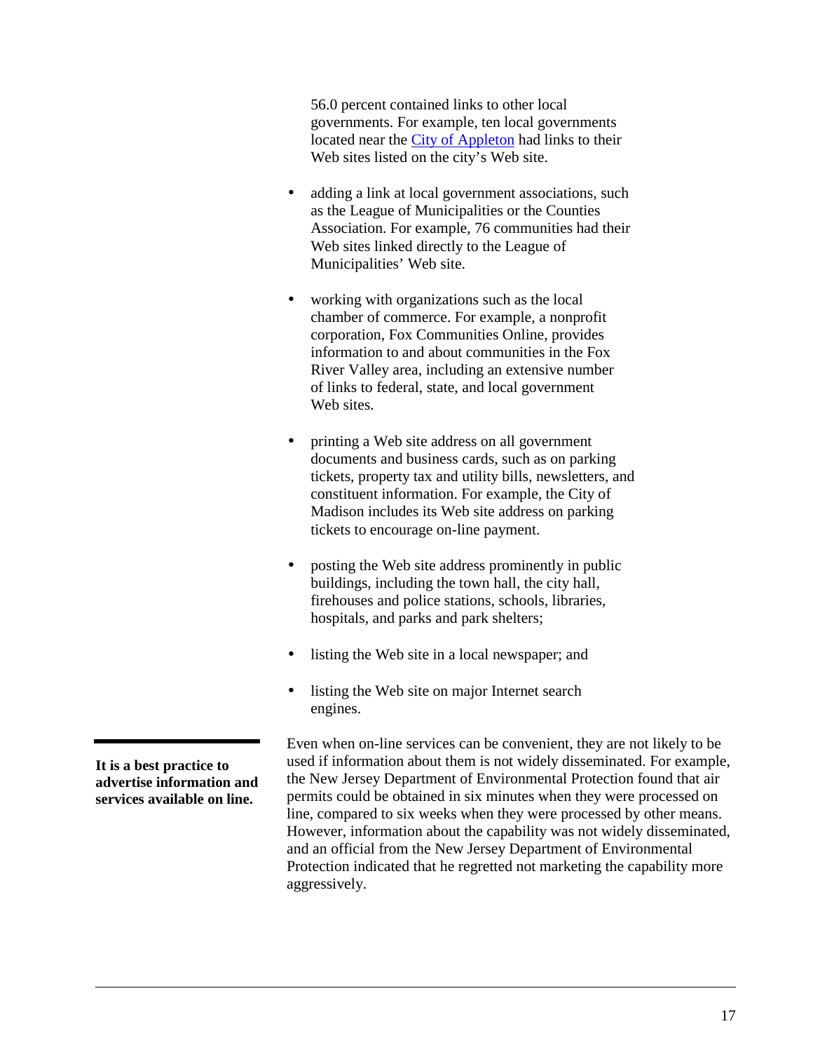56.0 percent contained links to other local governments. For example, ten local governments located near the City of Appleton had links to their Web sites listed on the city's Web site.

- adding a link at local government associations, such as the League of Municipalities or the Counties Association. For example, 76 communities had their Web sites linked directly to the League of Municipalities' Web site.

- working with organizations such as the local chamber of commerce. For example, a nonprofit corporation, Fox Communities Online, provides information to and about communities in the Fox River Valley area, including an extensive number of links to federal, state, and local government Web sites.

- printing a Web site address on all government documents and business cards, such as on parking tickets, property tax and utility bills, newsletters, and constituent information. For example, the City of Madison includes its Web site address on parking tickets to encourage on-line payment.

- posting the Web site address prominently in public buildings, including the town hall, the city hall, firehouses and police stations, schools, libraries, hospitals, and parks and park shelters;

- listing the Web site in a local newspaper; and

- listing the Web site on major Internet search engines.

**It is a best practice to advertise information and services available on line.**

Even when on-line services can be convenient, they are not likely to be used if information about them is not widely disseminated. For example, the New Jersey Department of Environmental Protection found that air permits could be obtained in six minutes when they were processed on line, compared to six weeks when they were processed by other means. However, information about the capability was not widely disseminated, and an official from the New Jersey Department of Environmental Protection indicated that he regretted not marketing the capability more aggressively.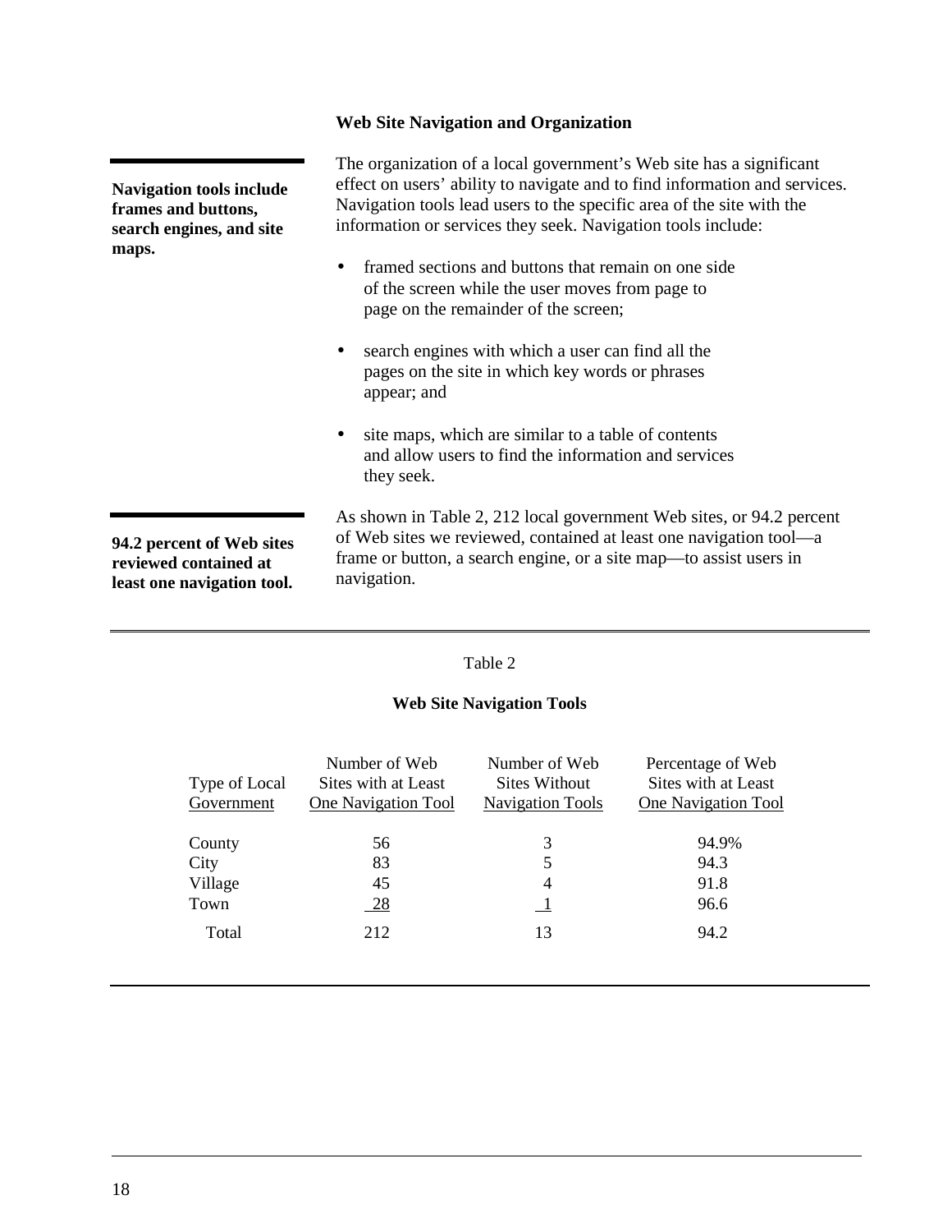### Web Site Navigation and Organization

**Navigation tools include frames and buttons, search engines, and site maps.**

The organization of a local government's Web site has a significant effect on users' ability to navigate and to find information and services. Navigation tools lead users to the specific area of the site with the information or services they seek. Navigation tools include:

- framed sections and buttons that remain on one side of the screen while the user moves from page to page on the remainder of the screen;
- search engines with which a user can find all the pages on the site in which key words or phrases appear; and
- site maps, which are similar to a table of contents and allow users to find the information and services they seek.

**94.2 percent of Web sites reviewed contained at least one navigation tool.**

As shown in Table 2, 212 local government Web sites, or 94.2 percent of Web sites we reviewed, contained at least one navigation tool—a frame or button, a search engine, or a site map—to assist users in navigation.

Table 2

**Web Site Navigation Tools**

| Type of Local Government | Number of Web Sites with at Least One Navigation Tool | Number of Web Sites Without Navigation Tools | Percentage of Web Sites with at Least One Navigation Tool |
|---|---|---|---|
| County | 56 | 3 | 94.9% |
| City | 83 | 5 | 94.3 |
| Village | 45 | 4 | 91.8 |
| Town | 28 | 1 | 96.6 |
| Total | 212 | 13 | 94.2 |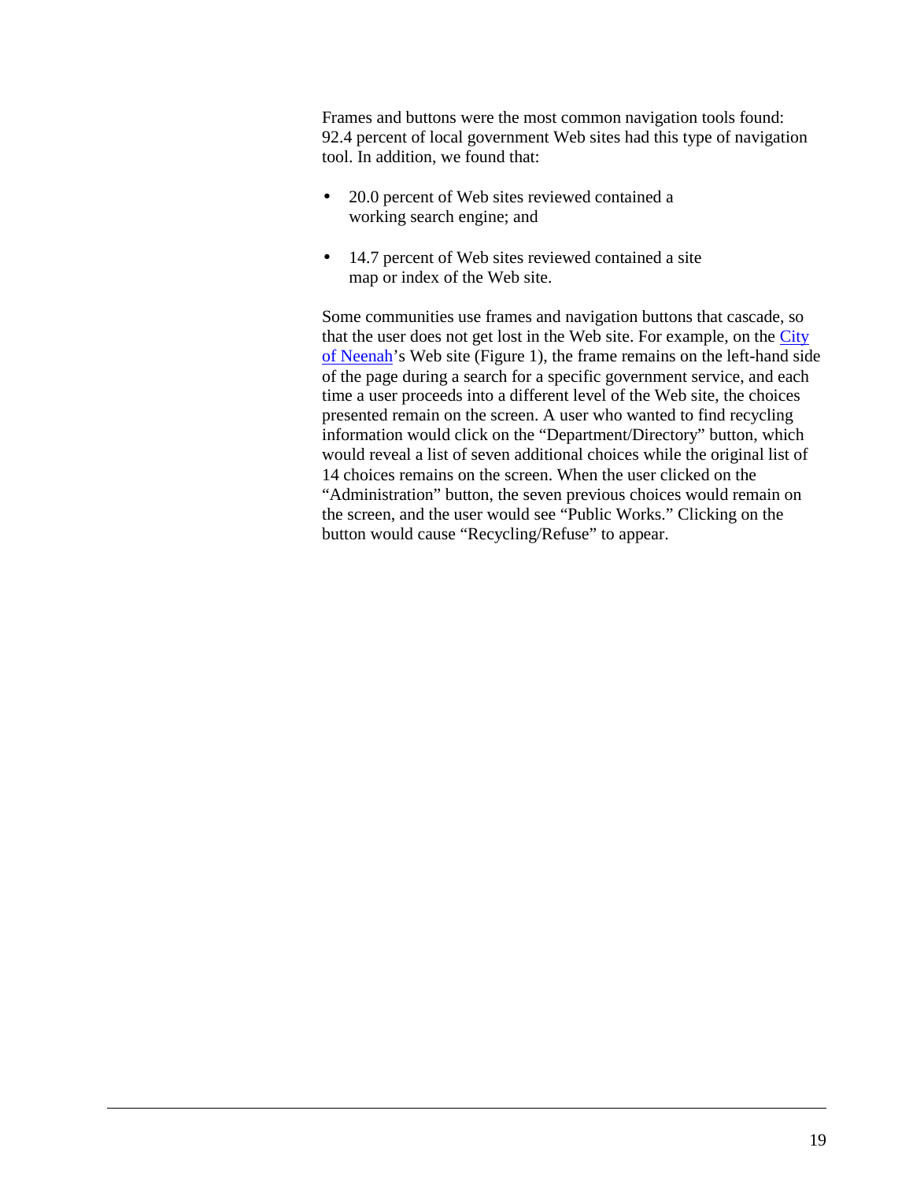Frames and buttons were the most common navigation tools found: 92.4 percent of local government Web sites had this type of navigation tool. In addition, we found that:

- 20.0 percent of Web sites reviewed contained a working search engine; and
- 14.7 percent of Web sites reviewed contained a site map or index of the Web site.

Some communities use frames and navigation buttons that cascade, so that the user does not get lost in the Web site. For example, on the City of Neenah's Web site (Figure 1), the frame remains on the left-hand side of the page during a search for a specific government service, and each time a user proceeds into a different level of the Web site, the choices presented remain on the screen. A user who wanted to find recycling information would click on the "Department/Directory" button, which would reveal a list of seven additional choices while the original list of 14 choices remains on the screen. When the user clicked on the "Administration" button, the seven previous choices would remain on the screen, and the user would see "Public Works." Clicking on the button would cause "Recycling/Refuse" to appear.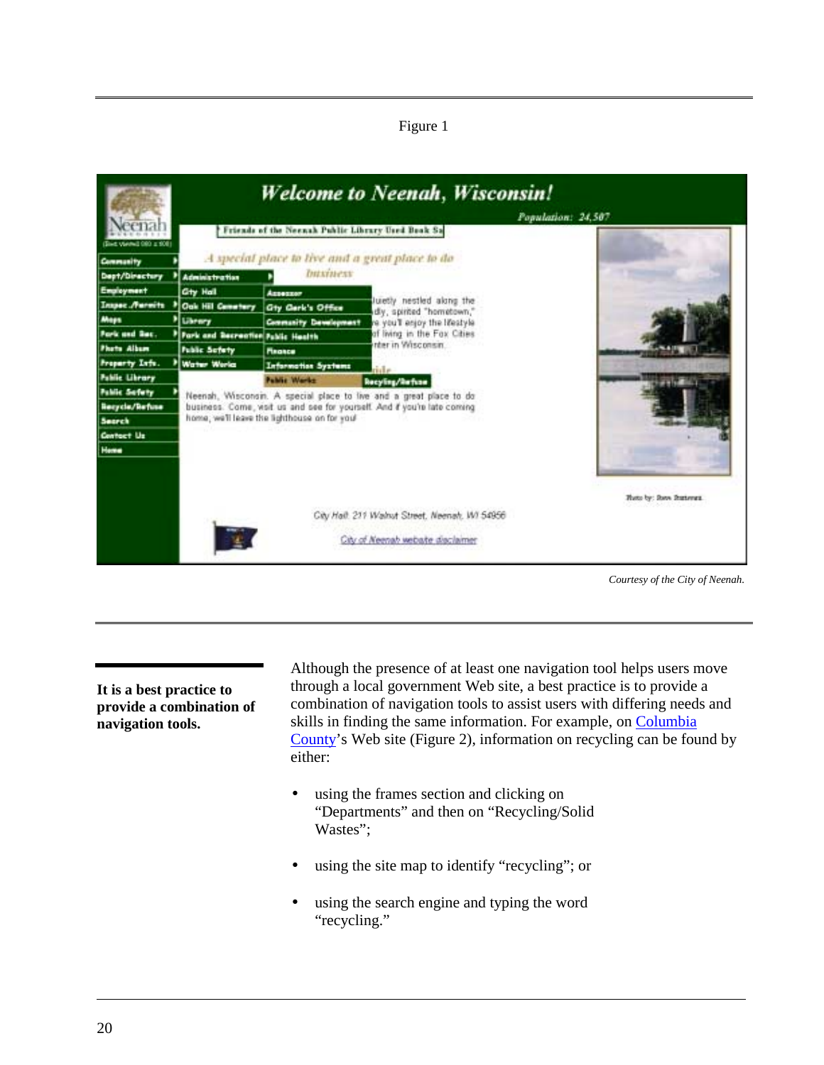Figure 1

Courtesy of the City of Neenah.

**It is a best practice to provide a combination of navigation tools.**

Although the presence of at least one navigation tool helps users move through a local government Web site, a best practice is to provide a combination of navigation tools to assist users with differing needs and skills in finding the same information. For example, on Columbia County's Web site (Figure 2), information on recycling can be found by either:

- using the frames section and clicking on "Departments" and then on "Recycling/Solid Wastes";
- using the site map to identify "recycling"; or
- using the search engine and typing the word "recycling."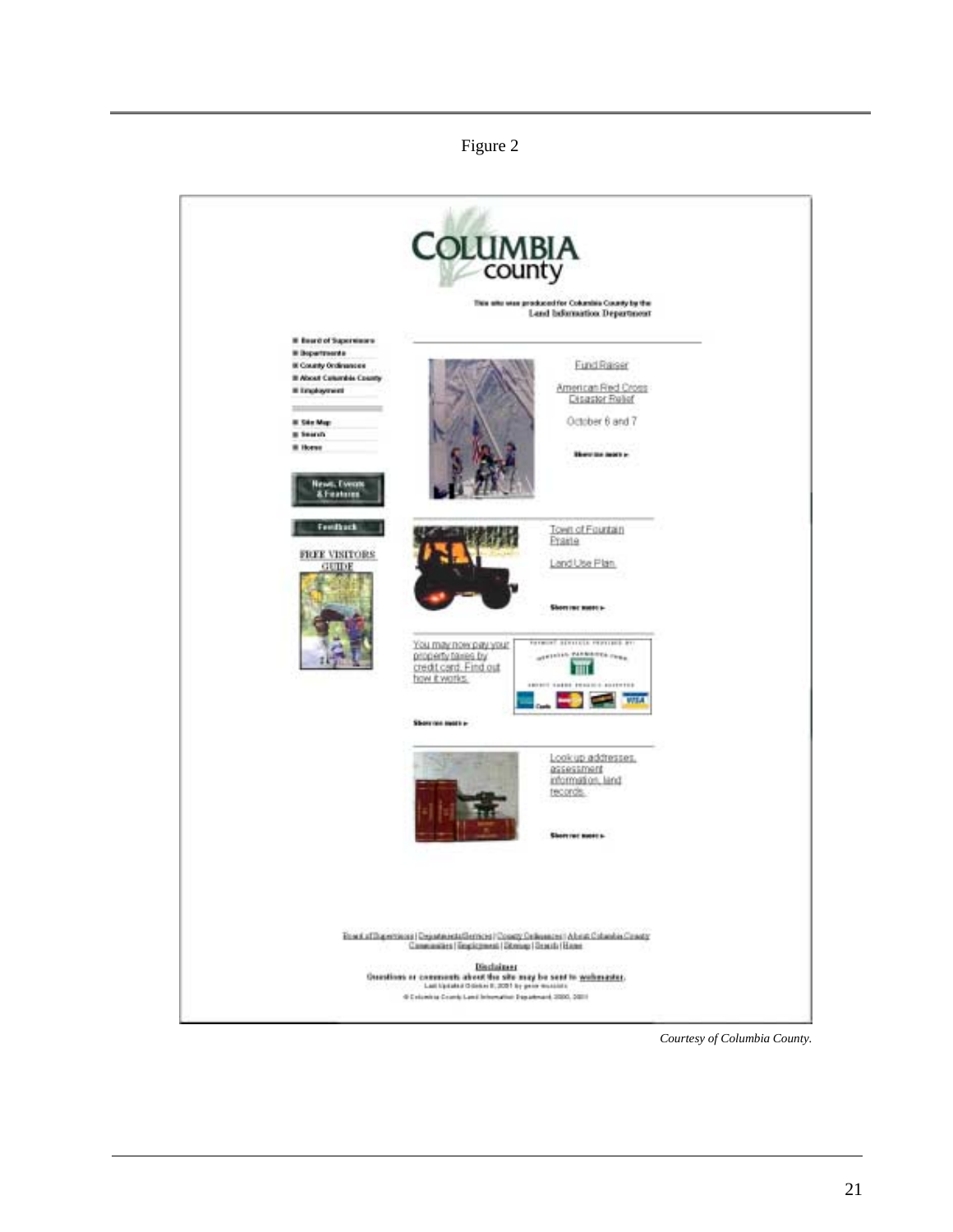Figure 2

*Courtesy of Columbia County.*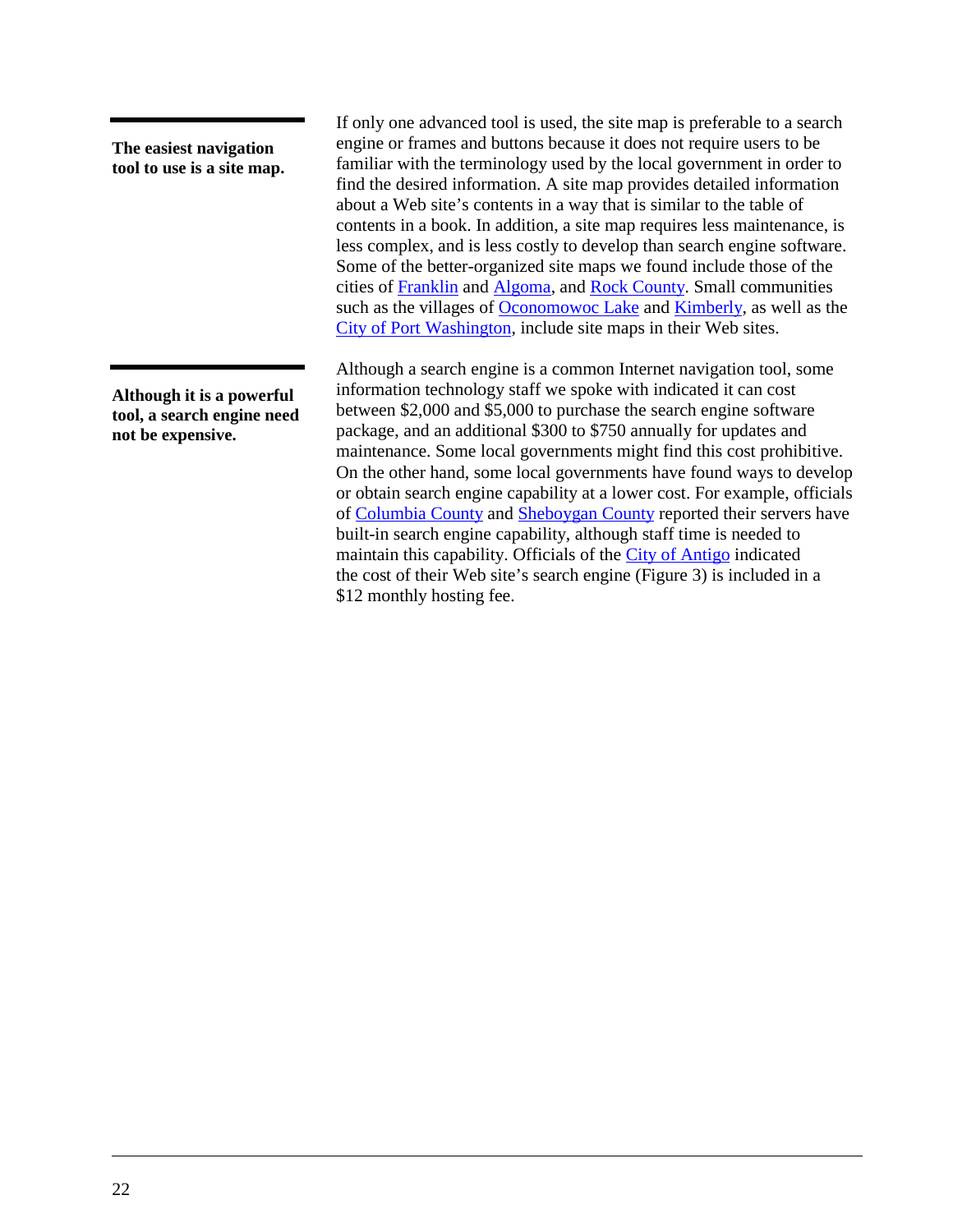**The easiest navigation tool to use is a site map.**

If only one advanced tool is used, the site map is preferable to a search engine or frames and buttons because it does not require users to be familiar with the terminology used by the local government in order to find the desired information. A site map provides detailed information about a Web site's contents in a way that is similar to the table of contents in a book. In addition, a site map requires less maintenance, is less complex, and is less costly to develop than search engine software. Some of the better-organized site maps we found include those of the cities of Franklin and Algoma, and Rock County. Small communities such as the villages of Oconomowoc Lake and Kimberly, as well as the City of Port Washington, include site maps in their Web sites.

**Although it is a powerful tool, a search engine need not be expensive.**

Although a search engine is a common Internet navigation tool, some information technology staff we spoke with indicated it can cost between $2,000 and $5,000 to purchase the search engine software package, and an additional $300 to $750 annually for updates and maintenance. Some local governments might find this cost prohibitive. On the other hand, some local governments have found ways to develop or obtain search engine capability at a lower cost. For example, officials of Columbia County and Sheboygan County reported their servers have built-in search engine capability, although staff time is needed to maintain this capability. Officials of the City of Antigo indicated the cost of their Web site's search engine (Figure 3) is included in a $12 monthly hosting fee.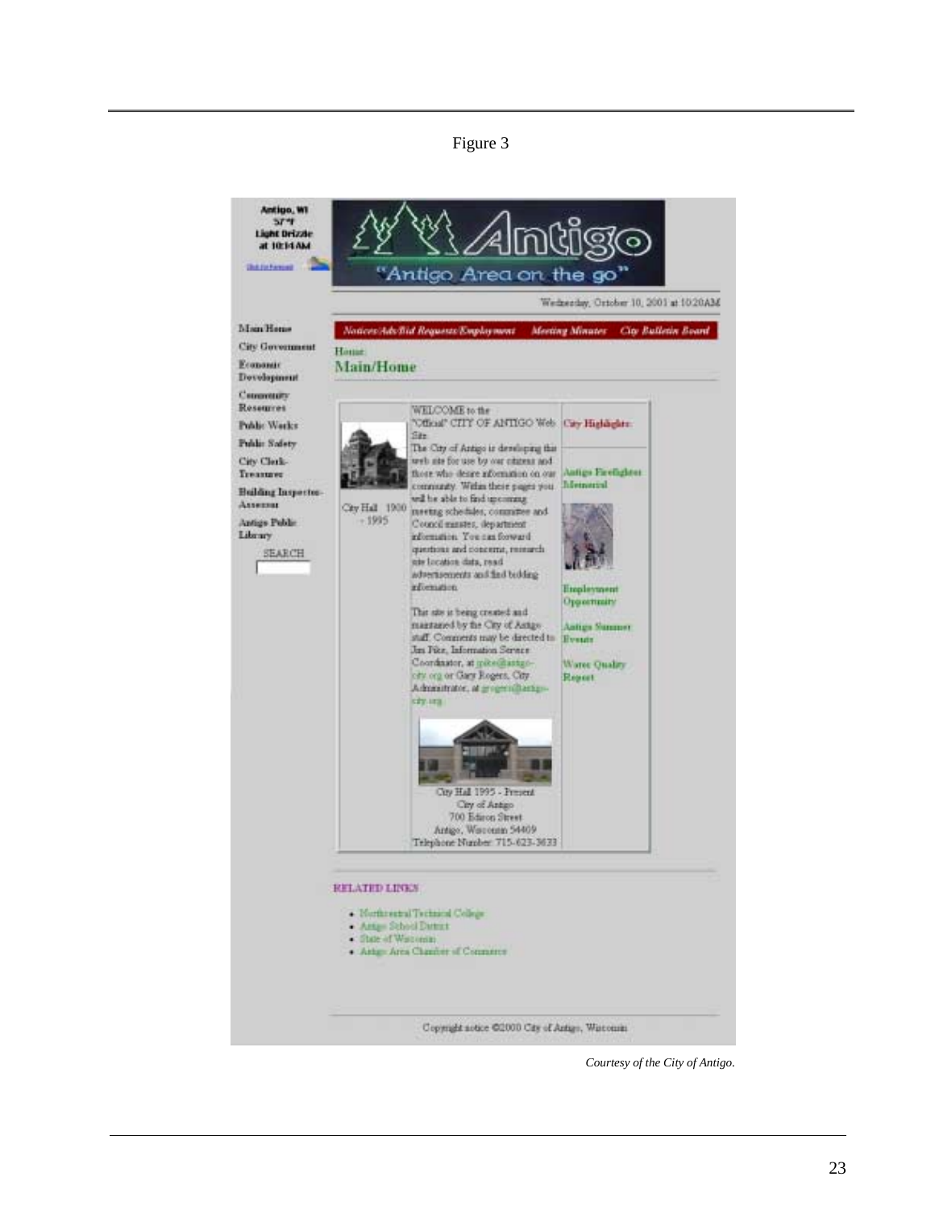Figure 3

Antigo, WI
57°F
Light Drizzle
at 10:14 AM

"Antigo Area on the go"

Wednesday, October 10, 2001 at 10:20AM

Notices/Ads/Bid Requests/Employment | Meeting Minutes | City Bulletin Board

- Main/Home
- City Government
- Economic Development
- Community Resources
- Public Works
- Public Safety
- City Clerk-Treasurer
- Building Inspector-Assessor
- Antigo Public Library

SEARCH

Home

## Main/Home

City Hall 1900 - 1995

WELCOME to the "Official" CITY OF ANTIGO Web Site

The City of Antigo is developing this web site for use by our citizens and those who desire information on our community. Within these pages you will be able to find upcoming meeting schedules, committee and Council minutes, department information. You can forward questions and concerns, research site location data, read advertisements and find bidding information.

This site is being created and maintained by the City of Antigo staff. Comments may be directed to Jim Pike, Information Service Coordinator, at jpike@antigo-city.org or Gary Rogers, City Administrator, at grogers@antigo-city.org

City Hall 1995 - Present
City of Antigo
700 Edison Street
Antigo, Wisconsin 54409
Telephone Number: 715-623-3633

City Highlights:

- Antigo Firefighters Memorial
- Employment Opportunity
- Antigo Summer Events
- Water Quality Report

RELATED LINKS

- Northcentral Technical College
- Antigo School District
- State of Wisconsin
- Antigo Area Chamber of Commerce

Copyright notice ©2000 City of Antigo, Wisconsin

*Courtesy of the City of Antigo.*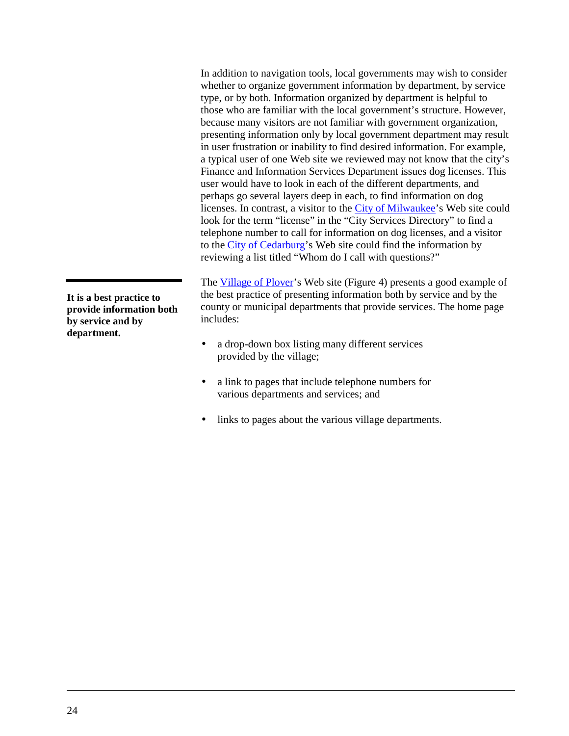In addition to navigation tools, local governments may wish to consider whether to organize government information by department, by service type, or by both. Information organized by department is helpful to those who are familiar with the local government's structure. However, because many visitors are not familiar with government organization, presenting information only by local government department may result in user frustration or inability to find desired information. For example, a typical user of one Web site we reviewed may not know that the city's Finance and Information Services Department issues dog licenses. This user would have to look in each of the different departments, and perhaps go several layers deep in each, to find information on dog licenses. In contrast, a visitor to the City of Milwaukee's Web site could look for the term "license" in the "City Services Directory" to find a telephone number to call for information on dog licenses, and a visitor to the City of Cedarburg's Web site could find the information by reviewing a list titled "Whom do I call with questions?"

**It is a best practice to provide information both by service and by department.**

The Village of Plover's Web site (Figure 4) presents a good example of the best practice of presenting information both by service and by the county or municipal departments that provide services. The home page includes:

- a drop-down box listing many different services provided by the village;
- a link to pages that include telephone numbers for various departments and services; and
- links to pages about the various village departments.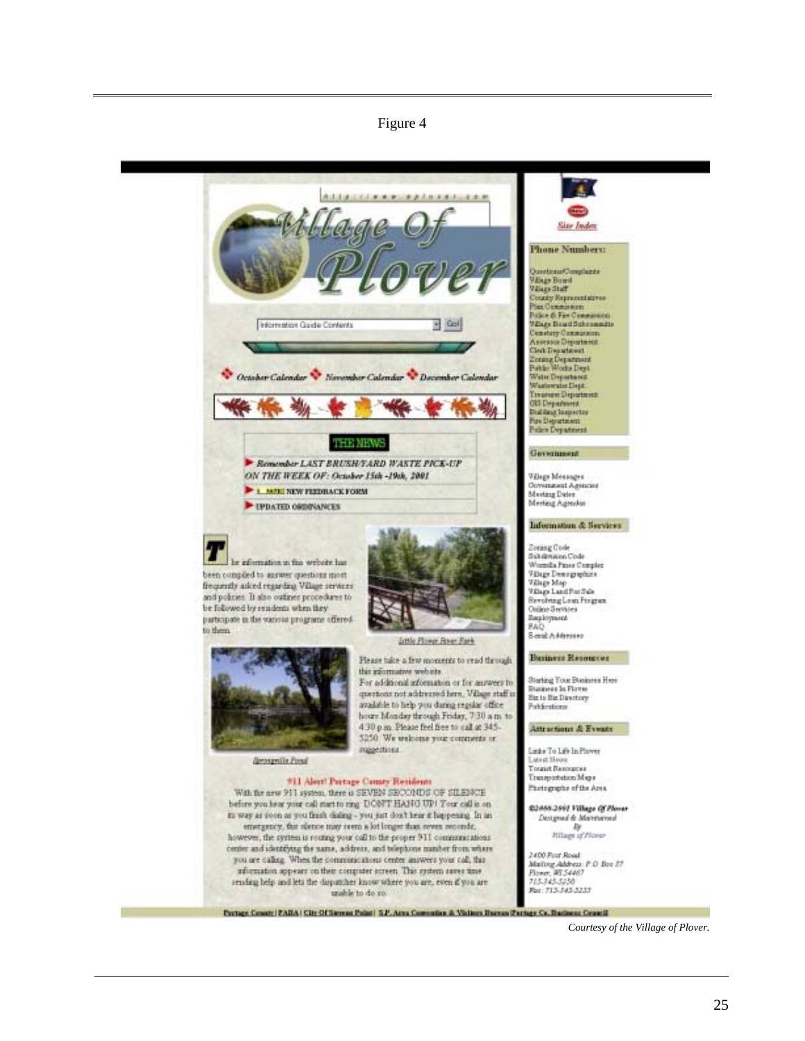Figure 4

Village Of Plover

Information Guide Contents | Go!

October Calendar · November Calendar · December Calendar

THE NEWS

Remember LAST BRUSH/YARD WASTE PICK-UP ON THE WEEK OF: October 15th -19th, 2001

NEW FEEDBACK FORM

UPDATED ORDINANCES

The information in this website has been compiled to answer questions most frequently asked regarding Village services and policies. It also outlines procedures to be followed by residents when they participate in the various programs offered to them.

Little Plover River Park

Please take a few moments to read through this informative website.

For additional information or for answers to questions not addressed here, Village staff is available to help you during regular office hours Monday through Friday, 7:30 a.m. to 4:30 p.m. Please feel free to call at 345-5250. We welcome your comments or suggestions.

Broemville Pond

911 Alert! Portage County Residents

With the new 911 system, there is SEVEN SECONDS OF SILENCE before you hear your call start to ring. DON'T HANG UP! Your call is on its way as soon as you finish dialing - you just don't hear it happening. In an emergency, this silence may seem a lot longer than seven seconds, however, the system is routing your call to the proper 911 communications center and identifying the name, address, and telephone number from where you are calling. When the communications center answers your call, this information appears on their computer screen. This system saves time sending help and lets the dispatcher know where you are, even if you are unable to do so.

Site Index

**Phone Numbers:**

Questions/Complaints
Village Board
Village Staff
County Representatives
Plan Commission
Police & Fire Commission
Village Board Subcommittee
Cemetery Commission
Assessor Department
Clerk Department
Zoning Department
Public Works Dept
Water Department
Wastewater Dept.
Treasurer Department
GIS Department
Building Inspector
Fire Department
Police Department

**Government**

Village Messages
Government Agencies
Meeting Dates
Meeting Agendas

**Information & Services**

Zoning Code
Subdivision Code
Worzella Pines Complex
Village Demographics
Village Map
Village Land For Sale
Revolving Loan Program
Online Services
Employment
FAQ
E-mail Addresses

**Business Resources**

Starting Your Business Here
Business In Plover
Biz to Biz Directory
Publications

**Attractions & Events**

Links To Life In Plover
Latest News
Tourist Resources
Transportation Maps
Photographs of the Area

©2000-2001 Village Of Plover
Designed & Maintained By Village of Plover

2400 Post Road
Mailing Address: P.O. Box 37
Plover, WI 54467
715-345-5250
Fax: 715-345-5253

Portage County | PABA | City Of Stevens Point | S.P. Area Convention & Visitors Bureau | Portage Co. Business Council

*Courtesy of the Village of Plover.*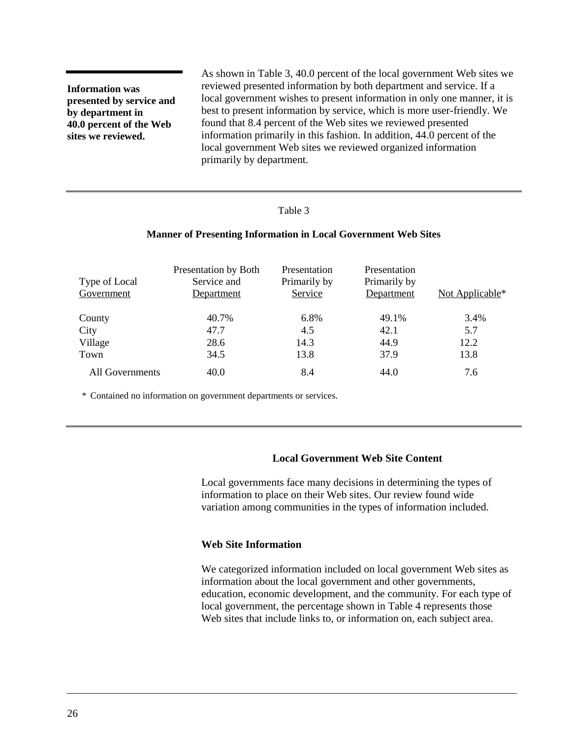**Information was presented by service and by department in 40.0 percent of the Web sites we reviewed.**

As shown in Table 3, 40.0 percent of the local government Web sites we reviewed presented information by both department and service. If a local government wishes to present information in only one manner, it is best to present information by service, which is more user-friendly. We found that 8.4 percent of the Web sites we reviewed presented information primarily in this fashion. In addition, 44.0 percent of the local government Web sites we reviewed organized information primarily by department.

Table 3

**Manner of Presenting Information in Local Government Web Sites**

| Type of Local Government | Presentation by Both Service and Department | Presentation Primarily by Service | Presentation Primarily by Department | Not Applicable* |
|---|---|---|---|---|
| County | 40.7% | 6.8% | 49.1% | 3.4% |
| City | 47.7 | 4.5 | 42.1 | 5.7 |
| Village | 28.6 | 14.3 | 44.9 | 12.2 |
| Town | 34.5 | 13.8 | 37.9 | 13.8 |
| All Governments | 40.0 | 8.4 | 44.0 | 7.6 |

\* Contained no information on government departments or services.

## Local Government Web Site Content

Local governments face many decisions in determining the types of information to place on their Web sites. Our review found wide variation among communities in the types of information included.

### Web Site Information

We categorized information included on local government Web sites as information about the local government and other governments, education, economic development, and the community. For each type of local government, the percentage shown in Table 4 represents those Web sites that include links to, or information on, each subject area.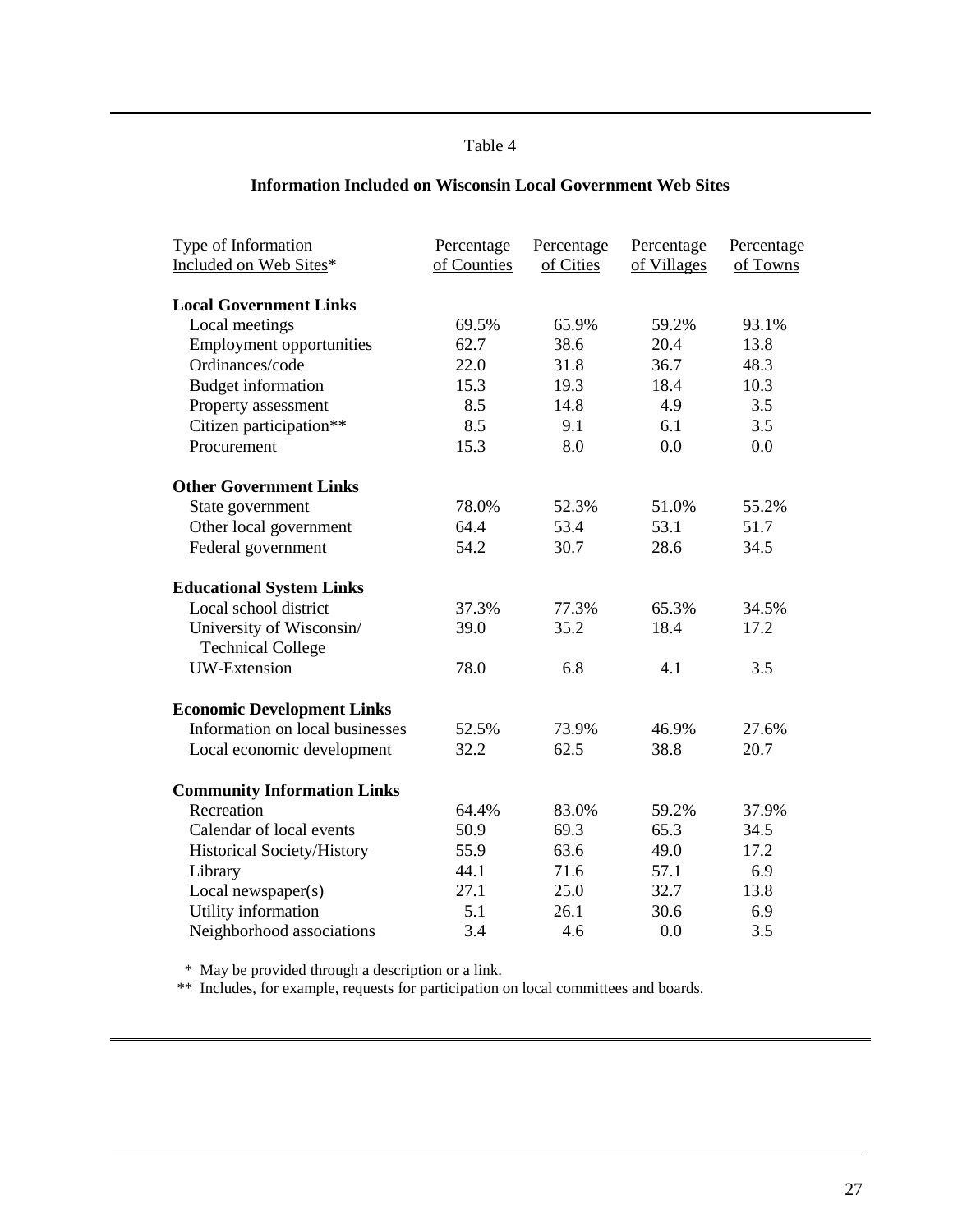Table 4

**Information Included on Wisconsin Local Government Web Sites**

| Type of Information Included on Web Sites* | Percentage of Counties | Percentage of Cities | Percentage of Villages | Percentage of Towns |
|---|---|---|---|---|
| **Local Government Links** | | | | |
| Local meetings | 69.5% | 65.9% | 59.2% | 93.1% |
| Employment opportunities | 62.7 | 38.6 | 20.4 | 13.8 |
| Ordinances/code | 22.0 | 31.8 | 36.7 | 48.3 |
| Budget information | 15.3 | 19.3 | 18.4 | 10.3 |
| Property assessment | 8.5 | 14.8 | 4.9 | 3.5 |
| Citizen participation** | 8.5 | 9.1 | 6.1 | 3.5 |
| Procurement | 15.3 | 8.0 | 0.0 | 0.0 |
| **Other Government Links** | | | | |
| State government | 78.0% | 52.3% | 51.0% | 55.2% |
| Other local government | 64.4 | 53.4 | 53.1 | 51.7 |
| Federal government | 54.2 | 30.7 | 28.6 | 34.5 |
| **Educational System Links** | | | | |
| Local school district | 37.3% | 77.3% | 65.3% | 34.5% |
| University of Wisconsin/ Technical College | 39.0 | 35.2 | 18.4 | 17.2 |
| UW-Extension | 78.0 | 6.8 | 4.1 | 3.5 |
| **Economic Development Links** | | | | |
| Information on local businesses | 52.5% | 73.9% | 46.9% | 27.6% |
| Local economic development | 32.2 | 62.5 | 38.8 | 20.7 |
| **Community Information Links** | | | | |
| Recreation | 64.4% | 83.0% | 59.2% | 37.9% |
| Calendar of local events | 50.9 | 69.3 | 65.3 | 34.5 |
| Historical Society/History | 55.9 | 63.6 | 49.0 | 17.2 |
| Library | 44.1 | 71.6 | 57.1 | 6.9 |
| Local newspaper(s) | 27.1 | 25.0 | 32.7 | 13.8 |
| Utility information | 5.1 | 26.1 | 30.6 | 6.9 |
| Neighborhood associations | 3.4 | 4.6 | 0.0 | 3.5 |

\* May be provided through a description or a link.

** Includes, for example, requests for participation on local committees and boards.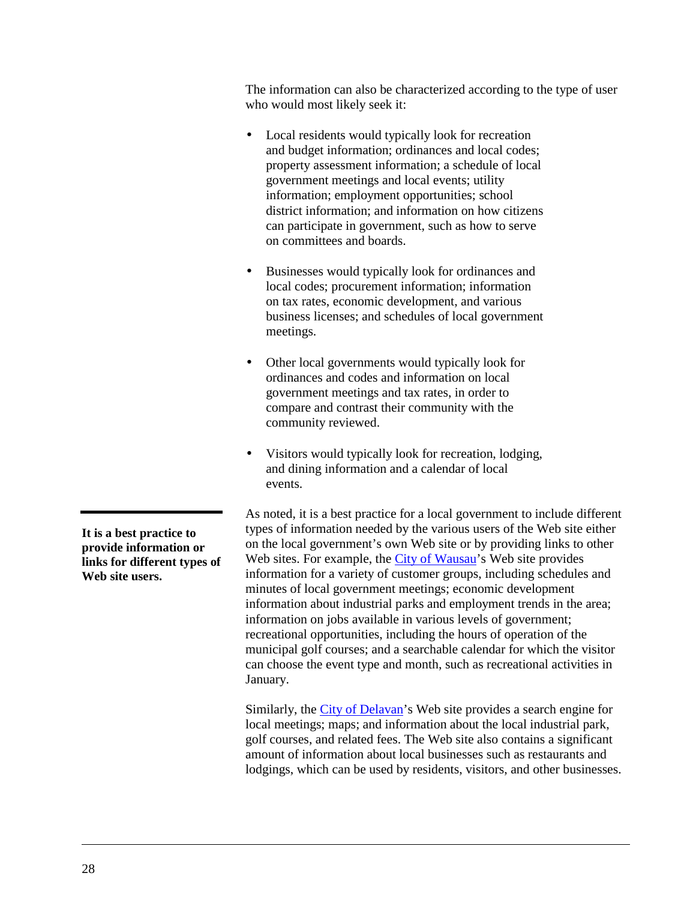The information can also be characterized according to the type of user who would most likely seek it:

- Local residents would typically look for recreation and budget information; ordinances and local codes; property assessment information; a schedule of local government meetings and local events; utility information; employment opportunities; school district information; and information on how citizens can participate in government, such as how to serve on committees and boards.
- Businesses would typically look for ordinances and local codes; procurement information; information on tax rates, economic development, and various business licenses; and schedules of local government meetings.
- Other local governments would typically look for ordinances and codes and information on local government meetings and tax rates, in order to compare and contrast their community with the community reviewed.
- Visitors would typically look for recreation, lodging, and dining information and a calendar of local events.

**It is a best practice to provide information or links for different types of Web site users.**

As noted, it is a best practice for a local government to include different types of information needed by the various users of the Web site either on the local government's own Web site or by providing links to other Web sites. For example, the City of Wausau's Web site provides information for a variety of customer groups, including schedules and minutes of local government meetings; economic development information about industrial parks and employment trends in the area; information on jobs available in various levels of government; recreational opportunities, including the hours of operation of the municipal golf courses; and a searchable calendar for which the visitor can choose the event type and month, such as recreational activities in January.

Similarly, the City of Delavan's Web site provides a search engine for local meetings; maps; and information about the local industrial park, golf courses, and related fees. The Web site also contains a significant amount of information about local businesses such as restaurants and lodgings, which can be used by residents, visitors, and other businesses.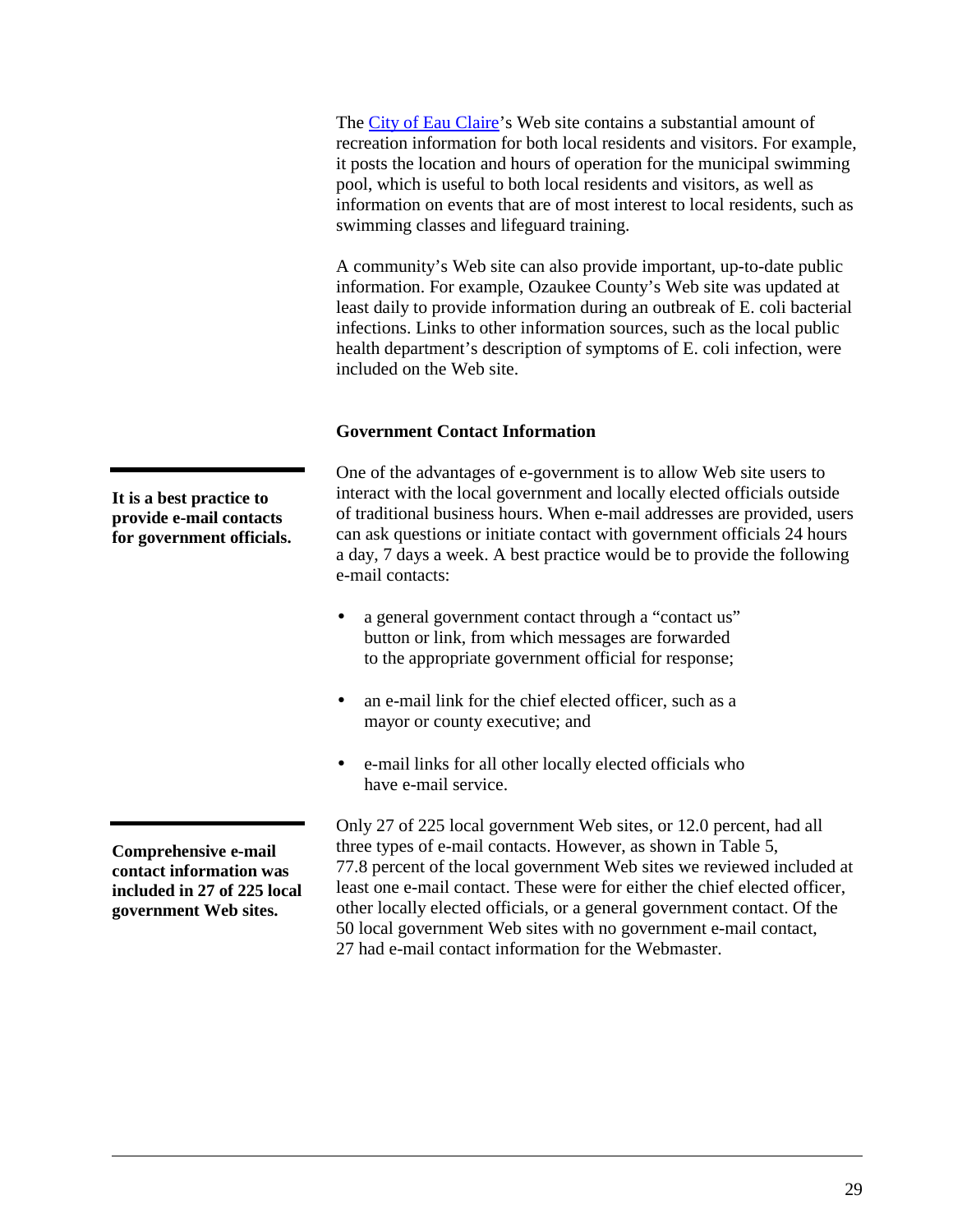The [City of Eau Claire](#)'s Web site contains a substantial amount of recreation information for both local residents and visitors. For example, it posts the location and hours of operation for the municipal swimming pool, which is useful to both local residents and visitors, as well as information on events that are of most interest to local residents, such as swimming classes and lifeguard training.

A community's Web site can also provide important, up-to-date public information. For example, Ozaukee County's Web site was updated at least daily to provide information during an outbreak of E. coli bacterial infections. Links to other information sources, such as the local public health department's description of symptoms of E. coli infection, were included on the Web site.

### Government Contact Information

**It is a best practice to provide e-mail contacts for government officials.**

One of the advantages of e-government is to allow Web site users to interact with the local government and locally elected officials outside of traditional business hours. When e-mail addresses are provided, users can ask questions or initiate contact with government officials 24 hours a day, 7 days a week. A best practice would be to provide the following e-mail contacts:

- a general government contact through a "contact us" button or link, from which messages are forwarded to the appropriate government official for response;
- an e-mail link for the chief elected officer, such as a mayor or county executive; and
- e-mail links for all other locally elected officials who have e-mail service.

**Comprehensive e-mail contact information was included in 27 of 225 local government Web sites.**

Only 27 of 225 local government Web sites, or 12.0 percent, had all three types of e-mail contacts. However, as shown in Table 5, 77.8 percent of the local government Web sites we reviewed included at least one e-mail contact. These were for either the chief elected officer, other locally elected officials, or a general government contact. Of the 50 local government Web sites with no government e-mail contact, 27 had e-mail contact information for the Webmaster.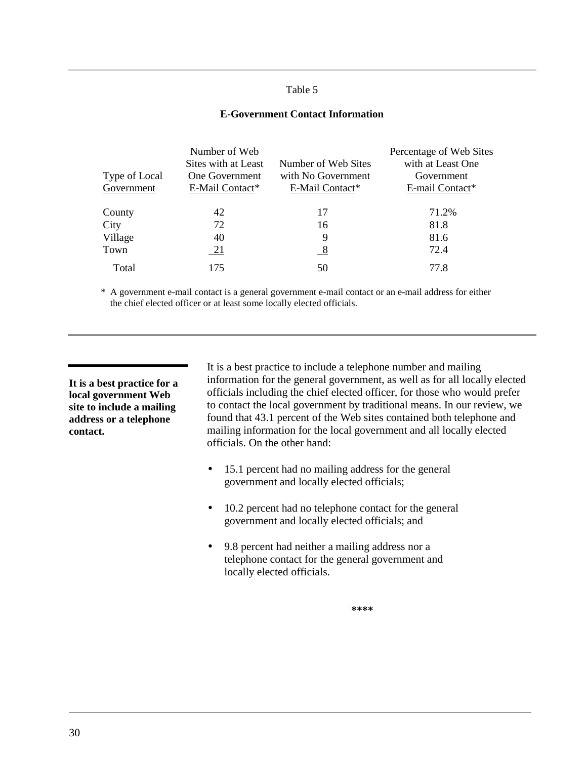Table 5

**E-Government Contact Information**

| Type of Local Government | Number of Web Sites with at Least One Government E-Mail Contact* | Number of Web Sites with No Government E-Mail Contact* | Percentage of Web Sites with at Least One Government E-mail Contact* |
|---|---|---|---|
| County | 42 | 17 | 71.2% |
| City | 72 | 16 | 81.8 |
| Village | 40 | 9 | 81.6 |
| Town | 21 | 8 | 72.4 |
| Total | 175 | 50 | 77.8 |

\* A government e-mail contact is a general government e-mail contact or an e-mail address for either the chief elected officer or at least some locally elected officials.

**It is a best practice for a local government Web site to include a mailing address or a telephone contact.**

It is a best practice to include a telephone number and mailing information for the general government, as well as for all locally elected officials including the chief elected officer, for those who would prefer to contact the local government by traditional means. In our review, we found that 43.1 percent of the Web sites contained both telephone and mailing information for the local government and all locally elected officials. On the other hand:

- 15.1 percent had no mailing address for the general government and locally elected officials;
- 10.2 percent had no telephone contact for the general government and locally elected officials; and
- 9.8 percent had neither a mailing address nor a telephone contact for the general government and locally elected officials.

****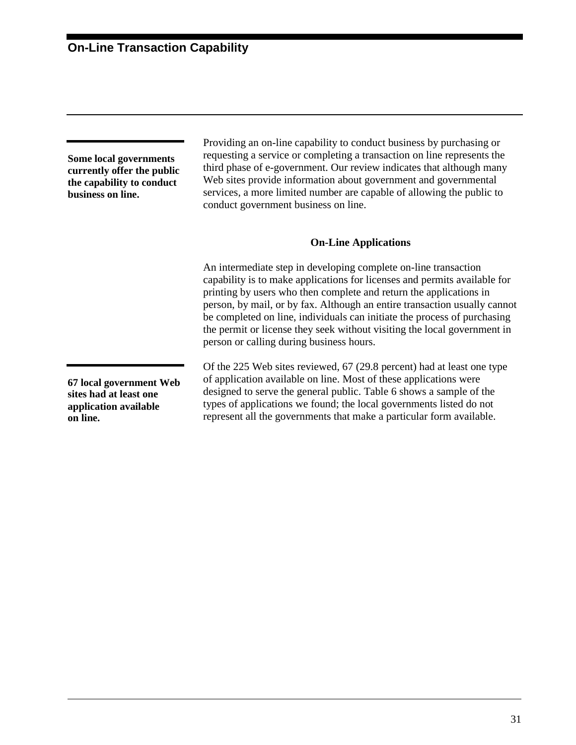## On-Line Transaction Capability

**Some local governments currently offer the public the capability to conduct business on line.**

Providing an on-line capability to conduct business by purchasing or requesting a service or completing a transaction on line represents the third phase of e-government. Our review indicates that although many Web sites provide information about government and governmental services, a more limited number are capable of allowing the public to conduct government business on line.

### On-Line Applications

An intermediate step in developing complete on-line transaction capability is to make applications for licenses and permits available for printing by users who then complete and return the applications in person, by mail, or by fax. Although an entire transaction usually cannot be completed on line, individuals can initiate the process of purchasing the permit or license they seek without visiting the local government in person or calling during business hours.

**67 local government Web sites had at least one application available on line.**

Of the 225 Web sites reviewed, 67 (29.8 percent) had at least one type of application available on line. Most of these applications were designed to serve the general public. Table 6 shows a sample of the types of applications we found; the local governments listed do not represent all the governments that make a particular form available.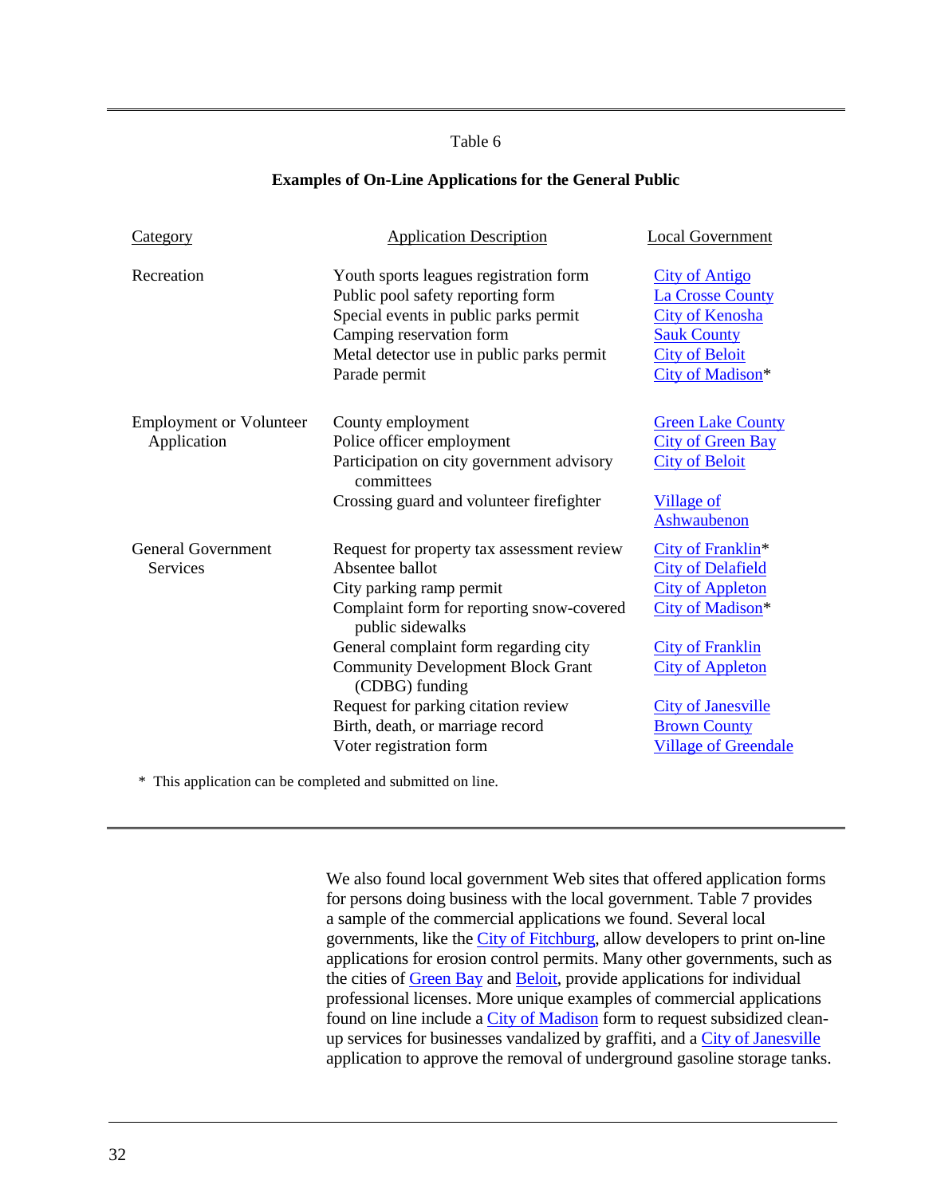Table 6

**Examples of On-Line Applications for the General Public**

| Category | Application Description | Local Government |
|---|---|---|
| Recreation | Youth sports leagues registration form | City of Antigo |
| | Public pool safety reporting form | La Crosse County |
| | Special events in public parks permit | City of Kenosha |
| | Camping reservation form | Sauk County |
| | Metal detector use in public parks permit | City of Beloit |
| | Parade permit | City of Madison* |
| Employment or Volunteer Application | County employment | Green Lake County |
| | Police officer employment | City of Green Bay |
| | Participation on city government advisory committees | City of Beloit |
| | Crossing guard and volunteer firefighter | Village of Ashwaubenon |
| General Government Services | Request for property tax assessment review | City of Franklin* |
| | Absentee ballot | City of Delafield |
| | City parking ramp permit | City of Appleton |
| | Complaint form for reporting snow-covered public sidewalks | City of Madison* |
| | General complaint form regarding city | City of Franklin |
| | Community Development Block Grant (CDBG) funding | City of Appleton |
| | Request for parking citation review | City of Janesville |
| | Birth, death, or marriage record | Brown County |
| | Voter registration form | Village of Greendale |

* This application can be completed and submitted on line.

We also found local government Web sites that offered application forms for persons doing business with the local government. Table 7 provides a sample of the commercial applications we found. Several local governments, like the City of Fitchburg, allow developers to print on-line applications for erosion control permits. Many other governments, such as the cities of Green Bay and Beloit, provide applications for individual professional licenses. More unique examples of commercial applications found on line include a City of Madison form to request subsidized clean-up services for businesses vandalized by graffiti, and a City of Janesville application to approve the removal of underground gasoline storage tanks.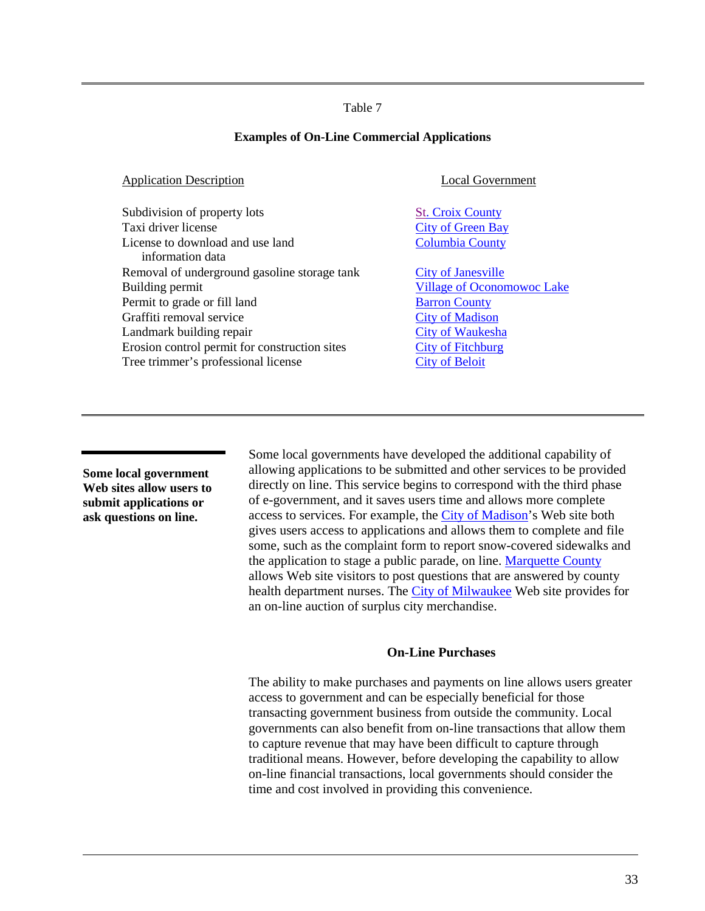Table 7

**Examples of On-Line Commercial Applications**

| Application Description | Local Government |
| --- | --- |
| Subdivision of property lots | St. Croix County |
| Taxi driver license | City of Green Bay |
| License to download and use land information data | Columbia County |
| Removal of underground gasoline storage tank | City of Janesville |
| Building permit | Village of Oconomowoc Lake |
| Permit to grade or fill land | Barron County |
| Graffiti removal service | City of Madison |
| Landmark building repair | City of Waukesha |
| Erosion control permit for construction sites | City of Fitchburg |
| Tree trimmer's professional license | City of Beloit |

**Some local government Web sites allow users to submit applications or ask questions on line.**

Some local governments have developed the additional capability of allowing applications to be submitted and other services to be provided directly on line. This service begins to correspond with the third phase of e-government, and it saves users time and allows more complete access to services. For example, the City of Madison's Web site both gives users access to applications and allows them to complete and file some, such as the complaint form to report snow-covered sidewalks and the application to stage a public parade, on line. Marquette County allows Web site visitors to post questions that are answered by county health department nurses. The City of Milwaukee Web site provides for an on-line auction of surplus city merchandise.

### On-Line Purchases

The ability to make purchases and payments on line allows users greater access to government and can be especially beneficial for those transacting government business from outside the community. Local governments can also benefit from on-line transactions that allow them to capture revenue that may have been difficult to capture through traditional means. However, before developing the capability to allow on-line financial transactions, local governments should consider the time and cost involved in providing this convenience.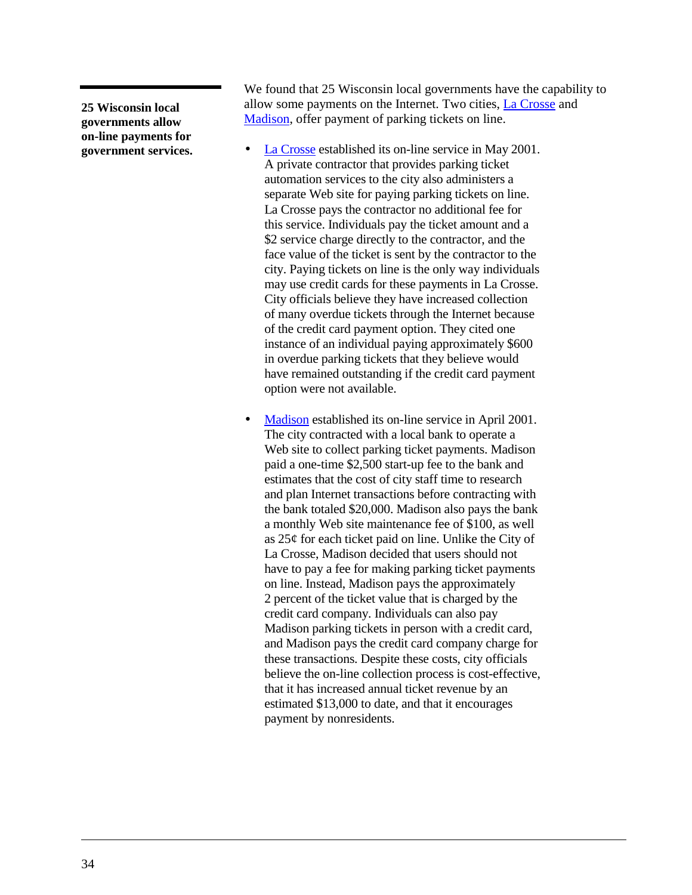**25 Wisconsin local governments allow on-line payments for government services.**

We found that 25 Wisconsin local governments have the capability to allow some payments on the Internet. Two cities, La Crosse and Madison, offer payment of parking tickets on line.

- La Crosse established its on-line service in May 2001. A private contractor that provides parking ticket automation services to the city also administers a separate Web site for paying parking tickets on line. La Crosse pays the contractor no additional fee for this service. Individuals pay the ticket amount and a $2 service charge directly to the contractor, and the face value of the ticket is sent by the contractor to the city. Paying tickets on line is the only way individuals may use credit cards for these payments in La Crosse. City officials believe they have increased collection of many overdue tickets through the Internet because of the credit card payment option. They cited one instance of an individual paying approximately $600 in overdue parking tickets that they believe would have remained outstanding if the credit card payment option were not available.

- Madison established its on-line service in April 2001. The city contracted with a local bank to operate a Web site to collect parking ticket payments. Madison paid a one-time $2,500 start-up fee to the bank and estimates that the cost of city staff time to research and plan Internet transactions before contracting with the bank totaled $20,000. Madison also pays the bank a monthly Web site maintenance fee of $100, as well as 25¢ for each ticket paid on line. Unlike the City of La Crosse, Madison decided that users should not have to pay a fee for making parking ticket payments on line. Instead, Madison pays the approximately 2 percent of the ticket value that is charged by the credit card company. Individuals can also pay Madison parking tickets in person with a credit card, and Madison pays the credit card company charge for these transactions. Despite these costs, city officials believe the on-line collection process is cost-effective, that it has increased annual ticket revenue by an estimated $13,000 to date, and that it encourages payment by nonresidents.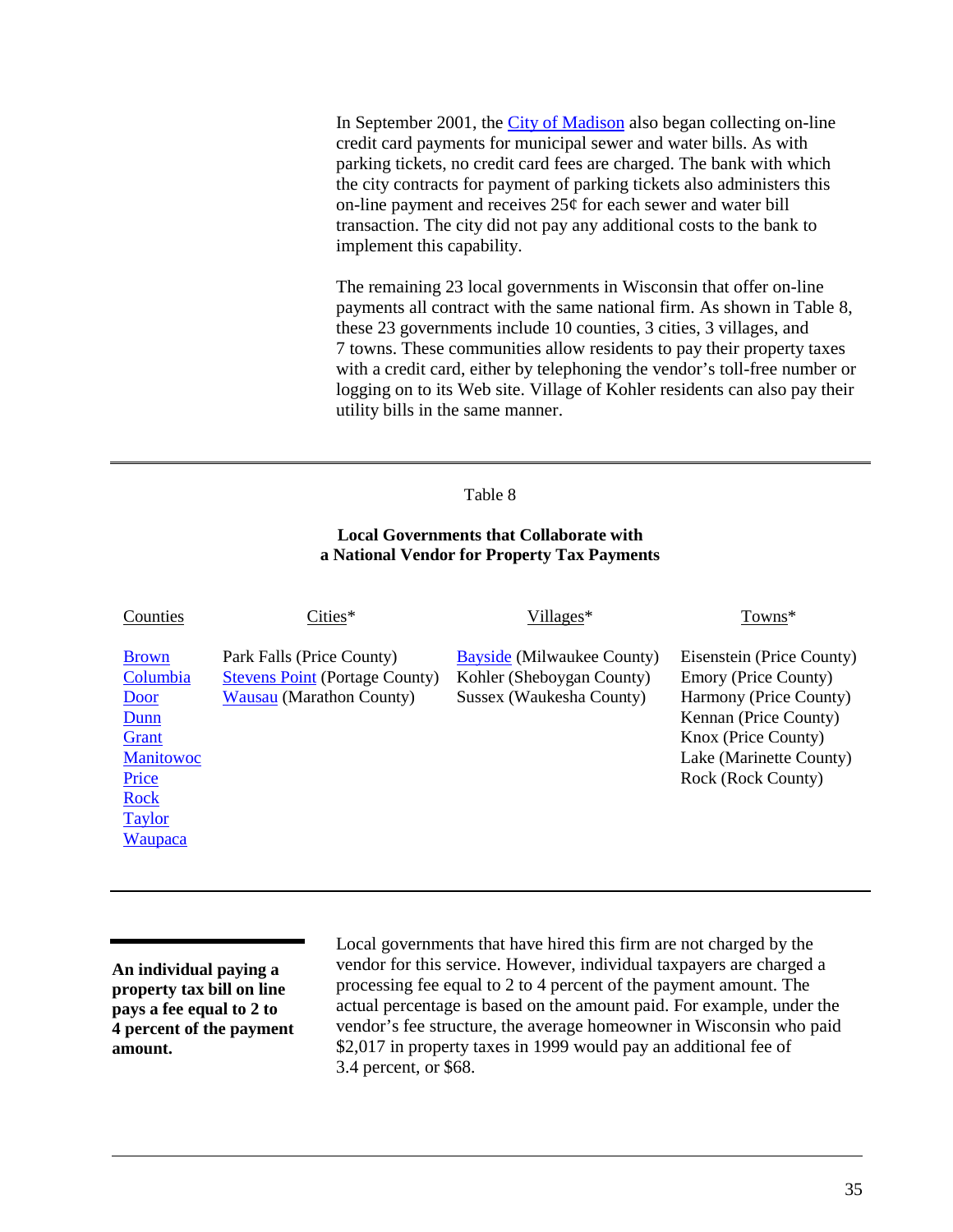In September 2001, the City of Madison also began collecting on-line credit card payments for municipal sewer and water bills. As with parking tickets, no credit card fees are charged. The bank with which the city contracts for payment of parking tickets also administers this on-line payment and receives 25¢ for each sewer and water bill transaction. The city did not pay any additional costs to the bank to implement this capability.

The remaining 23 local governments in Wisconsin that offer on-line payments all contract with the same national firm. As shown in Table 8, these 23 governments include 10 counties, 3 cities, 3 villages, and 7 towns. These communities allow residents to pay their property taxes with a credit card, either by telephoning the vendor's toll-free number or logging on to its Web site. Village of Kohler residents can also pay their utility bills in the same manner.

Table 8

**Local Governments that Collaborate with a National Vendor for Property Tax Payments**

| Counties | Cities* | Villages* | Towns* |
|---|---|---|---|
| Brown | Park Falls (Price County) | Bayside (Milwaukee County) | Eisenstein (Price County) |
| Columbia | Stevens Point (Portage County) | Kohler (Sheboygan County) | Emory (Price County) |
| Door | Wausau (Marathon County) | Sussex (Waukesha County) | Harmony (Price County) |
| Dunn | | | Kennan (Price County) |
| Grant | | | Knox (Price County) |
| Manitowoc | | | Lake (Marinette County) |
| Price | | | Rock (Rock County) |
| Rock | | | |
| Taylor | | | |
| Waupaca | | | |

**An individual paying a property tax bill on line pays a fee equal to 2 to 4 percent of the payment amount.**

Local governments that have hired this firm are not charged by the vendor for this service. However, individual taxpayers are charged a processing fee equal to 2 to 4 percent of the payment amount. The actual percentage is based on the amount paid. For example, under the vendor's fee structure, the average homeowner in Wisconsin who paid $2,017 in property taxes in 1999 would pay an additional fee of 3.4 percent, or $68.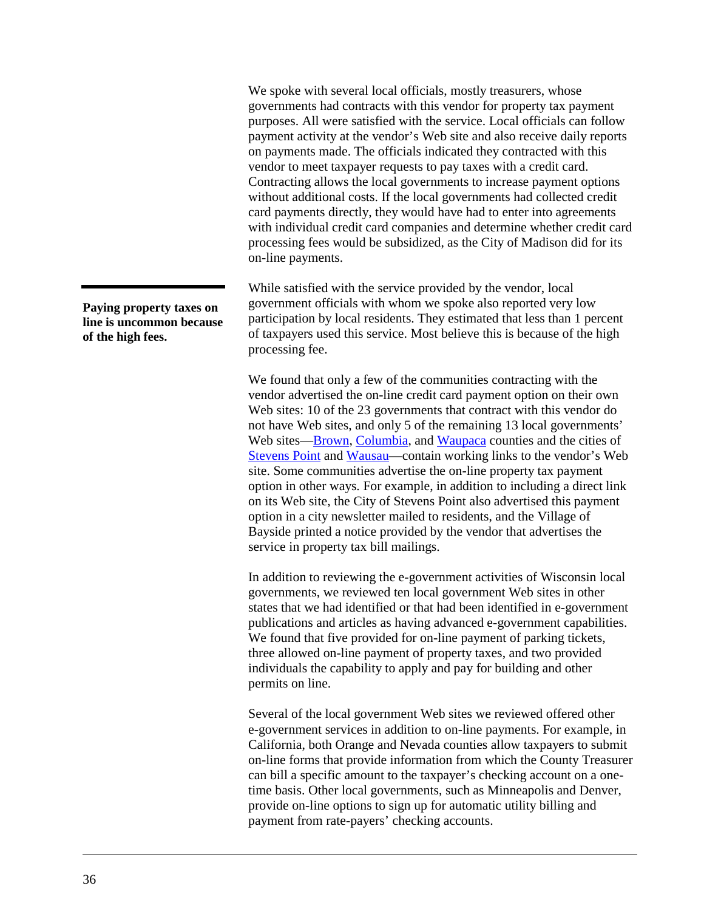We spoke with several local officials, mostly treasurers, whose governments had contracts with this vendor for property tax payment purposes. All were satisfied with the service. Local officials can follow payment activity at the vendor's Web site and also receive daily reports on payments made. The officials indicated they contracted with this vendor to meet taxpayer requests to pay taxes with a credit card. Contracting allows the local governments to increase payment options without additional costs. If the local governments had collected credit card payments directly, they would have had to enter into agreements with individual credit card companies and determine whether credit card processing fees would be subsidized, as the City of Madison did for its on-line payments.

**Paying property taxes on line is uncommon because of the high fees.**

While satisfied with the service provided by the vendor, local government officials with whom we spoke also reported very low participation by local residents. They estimated that less than 1 percent of taxpayers used this service. Most believe this is because of the high processing fee.

We found that only a few of the communities contracting with the vendor advertised the on-line credit card payment option on their own Web sites: 10 of the 23 governments that contract with this vendor do not have Web sites, and only 5 of the remaining 13 local governments' Web sites—Brown, Columbia, and Waupaca counties and the cities of Stevens Point and Wausau—contain working links to the vendor's Web site. Some communities advertise the on-line property tax payment option in other ways. For example, in addition to including a direct link on its Web site, the City of Stevens Point also advertised this payment option in a city newsletter mailed to residents, and the Village of Bayside printed a notice provided by the vendor that advertises the service in property tax bill mailings.

In addition to reviewing the e-government activities of Wisconsin local governments, we reviewed ten local government Web sites in other states that we had identified or that had been identified in e-government publications and articles as having advanced e-government capabilities. We found that five provided for on-line payment of parking tickets, three allowed on-line payment of property taxes, and two provided individuals the capability to apply and pay for building and other permits on line.

Several of the local government Web sites we reviewed offered other e-government services in addition to on-line payments. For example, in California, both Orange and Nevada counties allow taxpayers to submit on-line forms that provide information from which the County Treasurer can bill a specific amount to the taxpayer's checking account on a one-time basis. Other local governments, such as Minneapolis and Denver, provide on-line options to sign up for automatic utility billing and payment from rate-payers' checking accounts.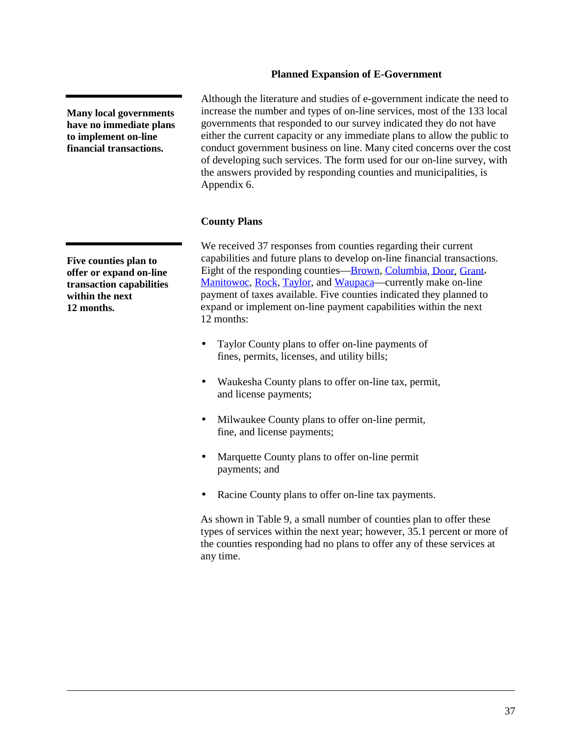## Planned Expansion of E-Government

**Many local governments have no immediate plans to implement on-line financial transactions.**

Although the literature and studies of e-government indicate the need to increase the number and types of on-line services, most of the 133 local governments that responded to our survey indicated they do not have either the current capacity or any immediate plans to allow the public to conduct government business on line. Many cited concerns over the cost of developing such services. The form used for our on-line survey, with the answers provided by responding counties and municipalities, is Appendix 6.

### County Plans

**Five counties plan to offer or expand on-line transaction capabilities within the next 12 months.**

We received 37 responses from counties regarding their current capabilities and future plans to develop on-line financial transactions. Eight of the responding counties—Brown, Columbia, Door, Grant, Manitowoc, Rock, Taylor, and Waupaca—currently make on-line payment of taxes available. Five counties indicated they planned to expand or implement on-line payment capabilities within the next 12 months:

- Taylor County plans to offer on-line payments of fines, permits, licenses, and utility bills;
- Waukesha County plans to offer on-line tax, permit, and license payments;
- Milwaukee County plans to offer on-line permit, fine, and license payments;
- Marquette County plans to offer on-line permit payments; and
- Racine County plans to offer on-line tax payments.

As shown in Table 9, a small number of counties plan to offer these types of services within the next year; however, 35.1 percent or more of the counties responding had no plans to offer any of these services at any time.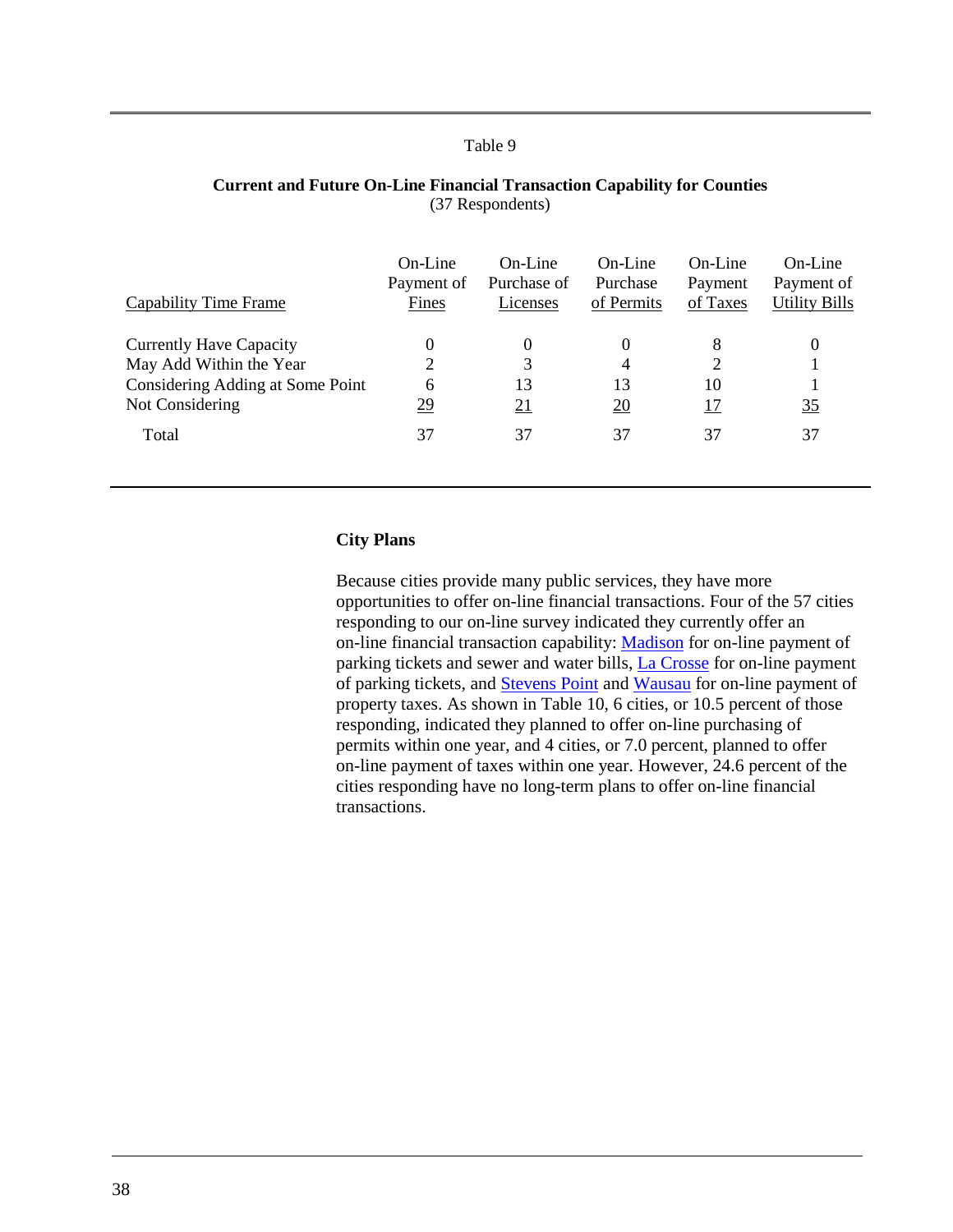Table 9

**Current and Future On-Line Financial Transaction Capability for Counties**
(37 Respondents)

| Capability Time Frame | On-Line Payment of Fines | On-Line Purchase of Licenses | On-Line Purchase of Permits | On-Line Payment of Taxes | On-Line Payment of Utility Bills |
|---|---|---|---|---|---|
| Currently Have Capacity | 0 | 0 | 0 | 8 | 0 |
| May Add Within the Year | 2 | 3 | 4 | 2 | 1 |
| Considering Adding at Some Point | 6 | 13 | 13 | 10 | 1 |
| Not Considering | 29 | 21 | 20 | 17 | 35 |
| Total | 37 | 37 | 37 | 37 | 37 |

**City Plans**

Because cities provide many public services, they have more opportunities to offer on-line financial transactions. Four of the 57 cities responding to our on-line survey indicated they currently offer an on-line financial transaction capability: Madison for on-line payment of parking tickets and sewer and water bills, La Crosse for on-line payment of parking tickets, and Stevens Point and Wausau for on-line payment of property taxes. As shown in Table 10, 6 cities, or 10.5 percent of those responding, indicated they planned to offer on-line purchasing of permits within one year, and 4 cities, or 7.0 percent, planned to offer on-line payment of taxes within one year. However, 24.6 percent of the cities responding have no long-term plans to offer on-line financial transactions.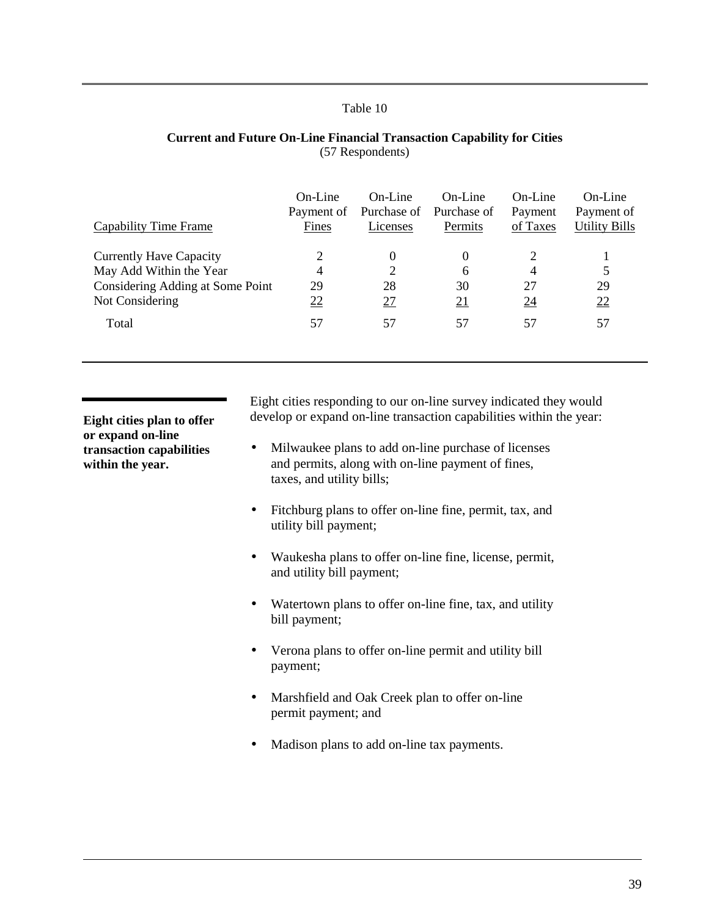Table 10

**Current and Future On-Line Financial Transaction Capability for Cities**
(57 Respondents)

| Capability Time Frame | On-Line Payment of Fines | On-Line Purchase of Licenses | On-Line Purchase of Permits | On-Line Payment of Taxes | On-Line Payment of Utility Bills |
|---|---|---|---|---|---|
| Currently Have Capacity | 2 | 0 | 0 | 2 | 1 |
| May Add Within the Year | 4 | 2 | 6 | 4 | 5 |
| Considering Adding at Some Point | 29 | 28 | 30 | 27 | 29 |
| Not Considering | 22 | 27 | 21 | 24 | 22 |
| Total | 57 | 57 | 57 | 57 | 57 |

**Eight cities plan to offer or expand on-line transaction capabilities within the year.**

Eight cities responding to our on-line survey indicated they would develop or expand on-line transaction capabilities within the year:

- Milwaukee plans to add on-line purchase of licenses and permits, along with on-line payment of fines, taxes, and utility bills;
- Fitchburg plans to offer on-line fine, permit, tax, and utility bill payment;
- Waukesha plans to offer on-line fine, license, permit, and utility bill payment;
- Watertown plans to offer on-line fine, tax, and utility bill payment;
- Verona plans to offer on-line permit and utility bill payment;
- Marshfield and Oak Creek plan to offer on-line permit payment; and
- Madison plans to add on-line tax payments.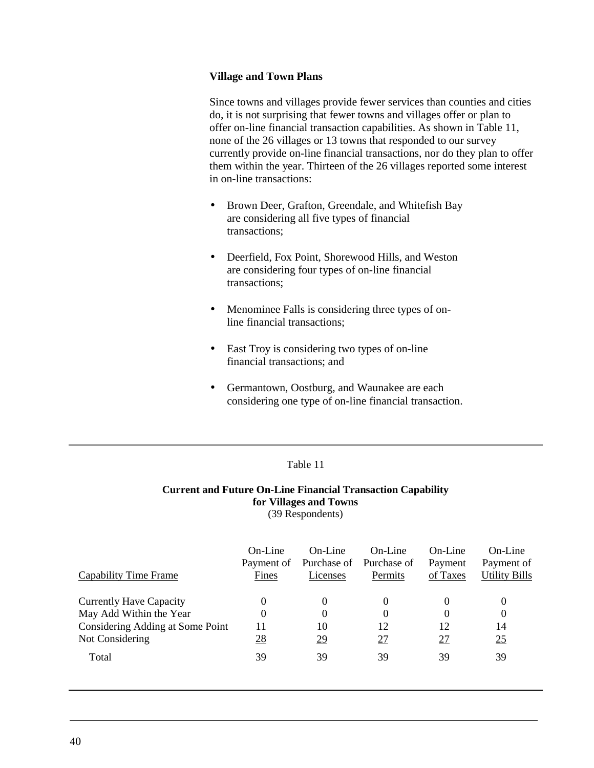### Village and Town Plans

Since towns and villages provide fewer services than counties and cities do, it is not surprising that fewer towns and villages offer or plan to offer on-line financial transaction capabilities. As shown in Table 11, none of the 26 villages or 13 towns that responded to our survey currently provide on-line financial transactions, nor do they plan to offer them within the year. Thirteen of the 26 villages reported some interest in on-line transactions:

- Brown Deer, Grafton, Greendale, and Whitefish Bay are considering all five types of financial transactions;
- Deerfield, Fox Point, Shorewood Hills, and Weston are considering four types of on-line financial transactions;
- Menominee Falls is considering three types of on-line financial transactions;
- East Troy is considering two types of on-line financial transactions; and
- Germantown, Oostburg, and Waunakee are each considering one type of on-line financial transaction.

Table 11

**Current and Future On-Line Financial Transaction Capability for Villages and Towns**
(39 Respondents)

| Capability Time Frame | On-Line Payment of Fines | On-Line Purchase of Licenses | On-Line Purchase of Permits | On-Line Payment of Taxes | On-Line Payment of Utility Bills |
|---|---|---|---|---|---|
| Currently Have Capacity | 0 | 0 | 0 | 0 | 0 |
| May Add Within the Year | 0 | 0 | 0 | 0 | 0 |
| Considering Adding at Some Point | 11 | 10 | 12 | 12 | 14 |
| Not Considering | 28 | 29 | 27 | 27 | 25 |
| Total | 39 | 39 | 39 | 39 | 39 |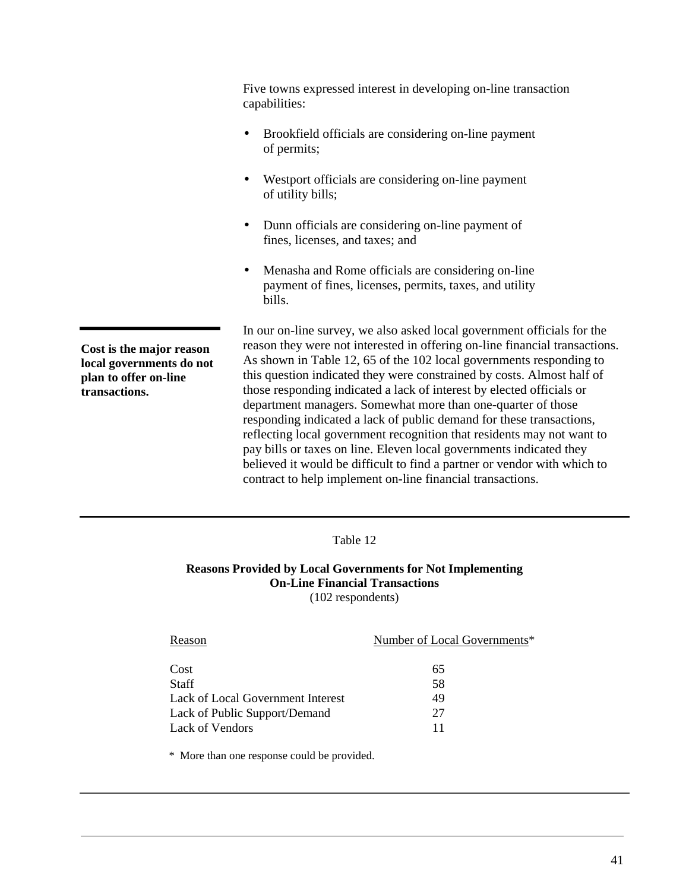Five towns expressed interest in developing on-line transaction capabilities:

- Brookfield officials are considering on-line payment of permits;
- Westport officials are considering on-line payment of utility bills;
- Dunn officials are considering on-line payment of fines, licenses, and taxes; and
- Menasha and Rome officials are considering on-line payment of fines, licenses, permits, taxes, and utility bills.

**Cost is the major reason local governments do not plan to offer on-line transactions.**

In our on-line survey, we also asked local government officials for the reason they were not interested in offering on-line financial transactions. As shown in Table 12, 65 of the 102 local governments responding to this question indicated they were constrained by costs. Almost half of those responding indicated a lack of interest by elected officials or department managers. Somewhat more than one-quarter of those responding indicated a lack of public demand for these transactions, reflecting local government recognition that residents may not want to pay bills or taxes on line. Eleven local governments indicated they believed it would be difficult to find a partner or vendor with which to contract to help implement on-line financial transactions.

Table 12

**Reasons Provided by Local Governments for Not Implementing On-Line Financial Transactions**
(102 respondents)

| Reason | Number of Local Governments* |
|---|---|
| Cost | 65 |
| Staff | 58 |
| Lack of Local Government Interest | 49 |
| Lack of Public Support/Demand | 27 |
| Lack of Vendors | 11 |

\* More than one response could be provided.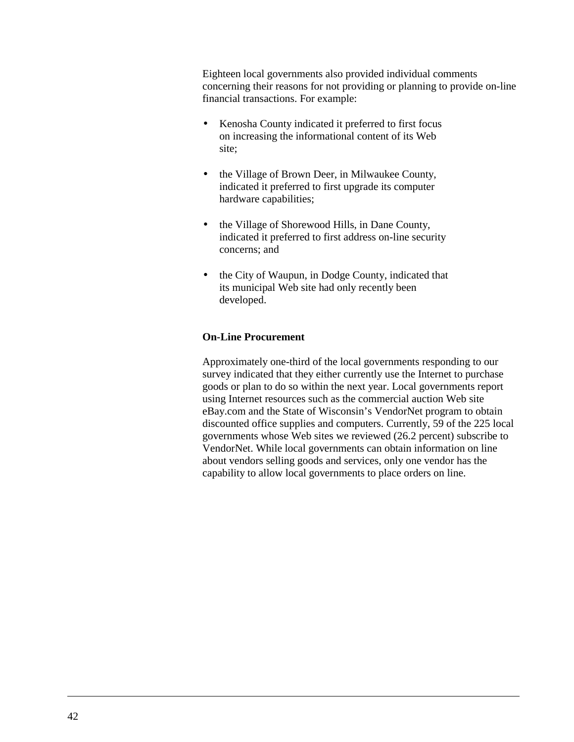Eighteen local governments also provided individual comments concerning their reasons for not providing or planning to provide on-line financial transactions. For example:

- Kenosha County indicated it preferred to first focus on increasing the informational content of its Web site;
- the Village of Brown Deer, in Milwaukee County, indicated it preferred to first upgrade its computer hardware capabilities;
- the Village of Shorewood Hills, in Dane County, indicated it preferred to first address on-line security concerns; and
- the City of Waupun, in Dodge County, indicated that its municipal Web site had only recently been developed.

**On-Line Procurement**

Approximately one-third of the local governments responding to our survey indicated that they either currently use the Internet to purchase goods or plan to do so within the next year. Local governments report using Internet resources such as the commercial auction Web site eBay.com and the State of Wisconsin's VendorNet program to obtain discounted office supplies and computers. Currently, 59 of the 225 local governments whose Web sites we reviewed (26.2 percent) subscribe to VendorNet. While local governments can obtain information on line about vendors selling goods and services, only one vendor has the capability to allow local governments to place orders on line.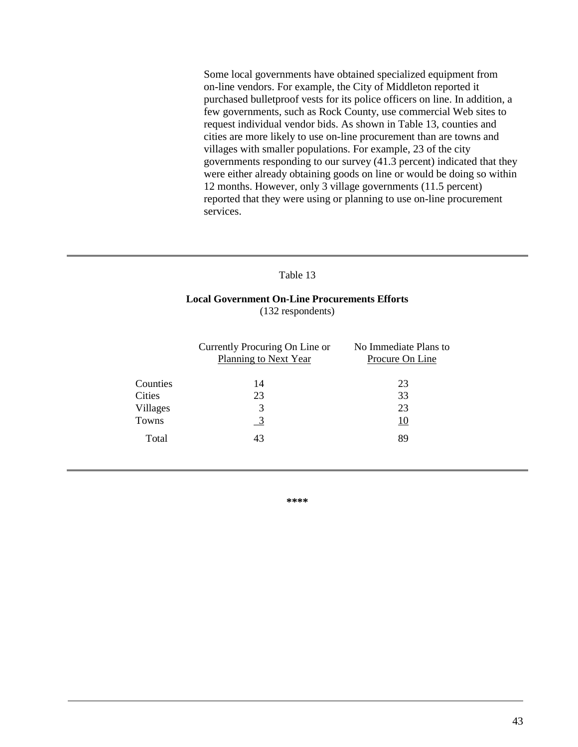Some local governments have obtained specialized equipment from on-line vendors. For example, the City of Middleton reported it purchased bulletproof vests for its police officers on line. In addition, a few governments, such as Rock County, use commercial Web sites to request individual vendor bids. As shown in Table 13, counties and cities are more likely to use on-line procurement than are towns and villages with smaller populations. For example, 23 of the city governments responding to our survey (41.3 percent) indicated that they were either already obtaining goods on line or would be doing so within 12 months. However, only 3 village governments (11.5 percent) reported that they were using or planning to use on-line procurement services.

Table 13

**Local Government On-Line Procurements Efforts**
(132 respondents)

| | Currently Procuring On Line or Planning to Next Year | No Immediate Plans to Procure On Line |
|---|---|---|
| Counties | 14 | 23 |
| Cities | 23 | 33 |
| Villages | 3 | 23 |
| Towns | 3 | 10 |
| Total | 43 | 89 |

****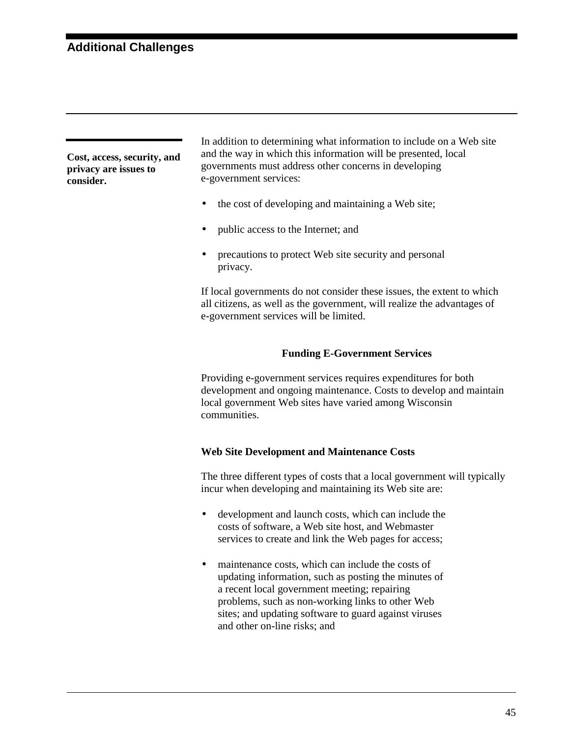# Additional Challenges

**Cost, access, security, and privacy are issues to consider.**

In addition to determining what information to include on a Web site and the way in which this information will be presented, local governments must address other concerns in developing e-government services:

- the cost of developing and maintaining a Web site;
- public access to the Internet; and
- precautions to protect Web site security and personal privacy.

If local governments do not consider these issues, the extent to which all citizens, as well as the government, will realize the advantages of e-government services will be limited.

## Funding E-Government Services

Providing e-government services requires expenditures for both development and ongoing maintenance. Costs to develop and maintain local government Web sites have varied among Wisconsin communities.

### Web Site Development and Maintenance Costs

The three different types of costs that a local government will typically incur when developing and maintaining its Web site are:

- development and launch costs, which can include the costs of software, a Web site host, and Webmaster services to create and link the Web pages for access;
- maintenance costs, which can include the costs of updating information, such as posting the minutes of a recent local government meeting; repairing problems, such as non-working links to other Web sites; and updating software to guard against viruses and other on-line risks; and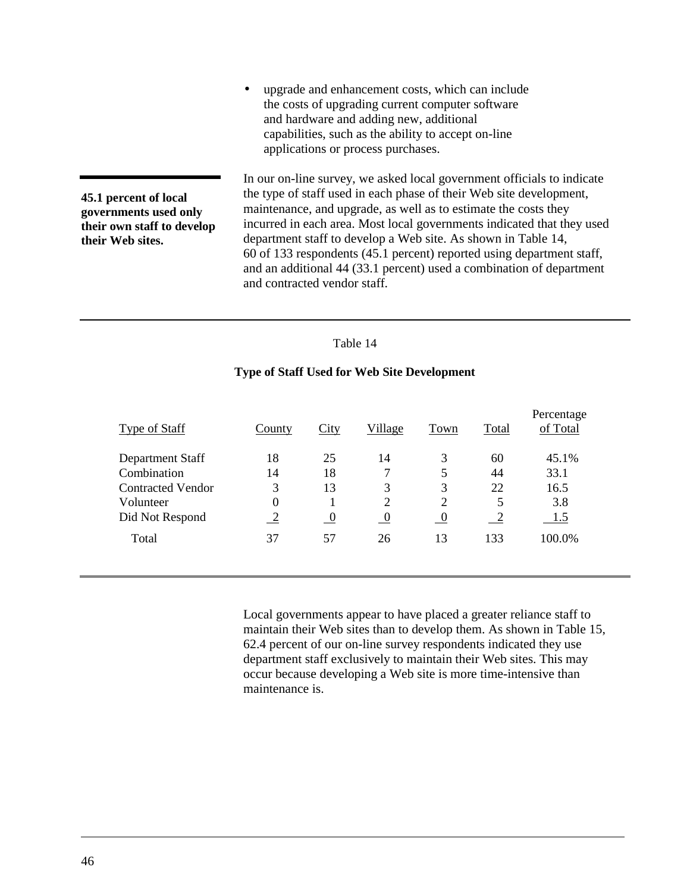- upgrade and enhancement costs, which can include the costs of upgrading current computer software and hardware and adding new, additional capabilities, such as the ability to accept on-line applications or process purchases.

**45.1 percent of local governments used only their own staff to develop their Web sites.**

In our on-line survey, we asked local government officials to indicate the type of staff used in each phase of their Web site development, maintenance, and upgrade, as well as to estimate the costs they incurred in each area. Most local governments indicated that they used department staff to develop a Web site. As shown in Table 14, 60 of 133 respondents (45.1 percent) reported using department staff, and an additional 44 (33.1 percent) used a combination of department and contracted vendor staff.

Table 14

**Type of Staff Used for Web Site Development**

| Type of Staff | County | City | Village | Town | Total | Percentage of Total |
|---|---|---|---|---|---|---|
| Department Staff | 18 | 25 | 14 | 3 | 60 | 45.1% |
| Combination | 14 | 18 | 7 | 5 | 44 | 33.1 |
| Contracted Vendor | 3 | 13 | 3 | 3 | 22 | 16.5 |
| Volunteer | 0 | 1 | 2 | 2 | 5 | 3.8 |
| Did Not Respond | 2 | 0 | 0 | 0 | 2 | 1.5 |
| Total | 37 | 57 | 26 | 13 | 133 | 100.0% |

Local governments appear to have placed a greater reliance staff to maintain their Web sites than to develop them. As shown in Table 15, 62.4 percent of our on-line survey respondents indicated they use department staff exclusively to maintain their Web sites. This may occur because developing a Web site is more time-intensive than maintenance is.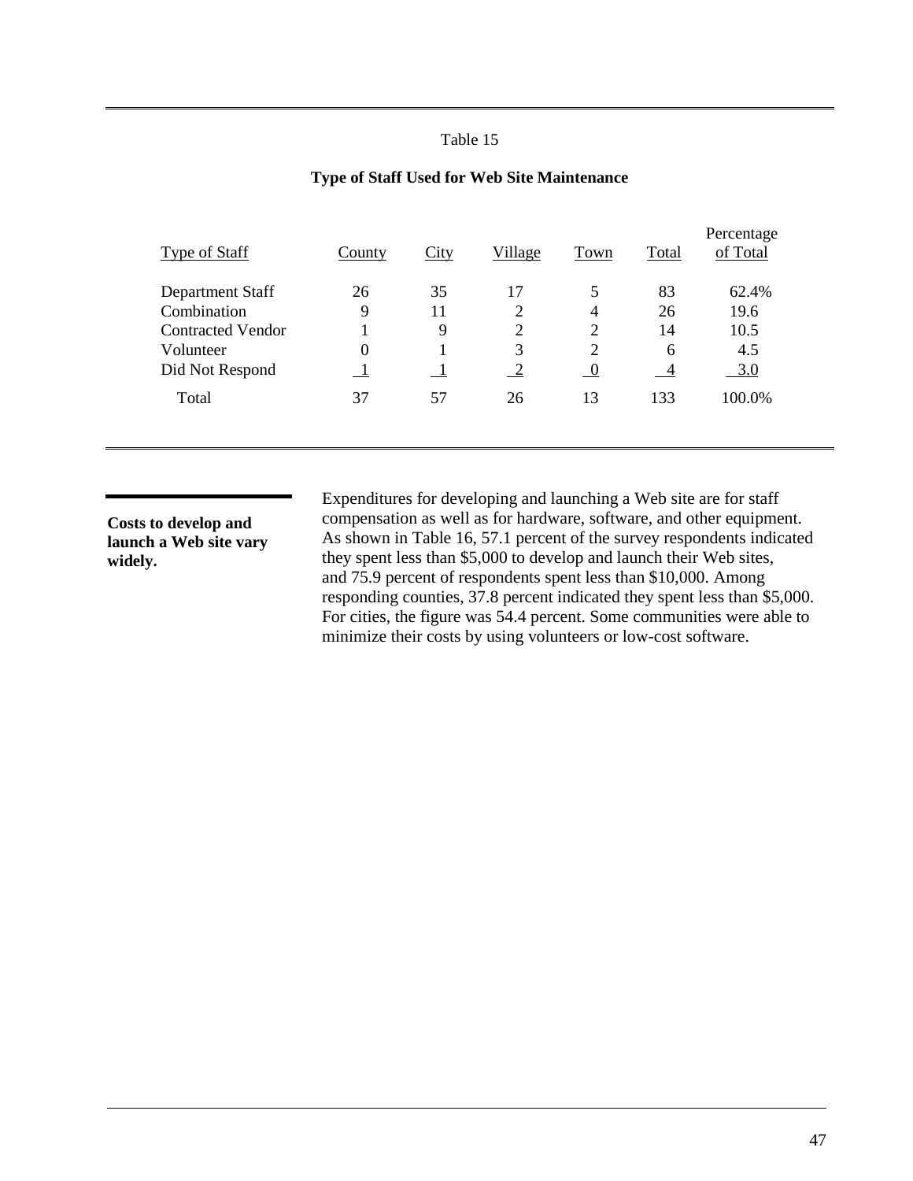Table 15

**Type of Staff Used for Web Site Maintenance**

| Type of Staff | County | City | Village | Town | Total | Percentage of Total |
|---|---|---|---|---|---|---|
| Department Staff | 26 | 35 | 17 | 5 | 83 | 62.4% |
| Combination | 9 | 11 | 2 | 4 | 26 | 19.6 |
| Contracted Vendor | 1 | 9 | 2 | 2 | 14 | 10.5 |
| Volunteer | 0 | 1 | 3 | 2 | 6 | 4.5 |
| Did Not Respond | 1 | 1 | 2 | 0 | 4 | 3.0 |
| Total | 37 | 57 | 26 | 13 | 133 | 100.0% |

**Costs to develop and launch a Web site vary widely.**

Expenditures for developing and launching a Web site are for staff compensation as well as for hardware, software, and other equipment. As shown in Table 16, 57.1 percent of the survey respondents indicated they spent less than $5,000 to develop and launch their Web sites, and 75.9 percent of respondents spent less than $10,000. Among responding counties, 37.8 percent indicated they spent less than $5,000. For cities, the figure was 54.4 percent. Some communities were able to minimize their costs by using volunteers or low-cost software.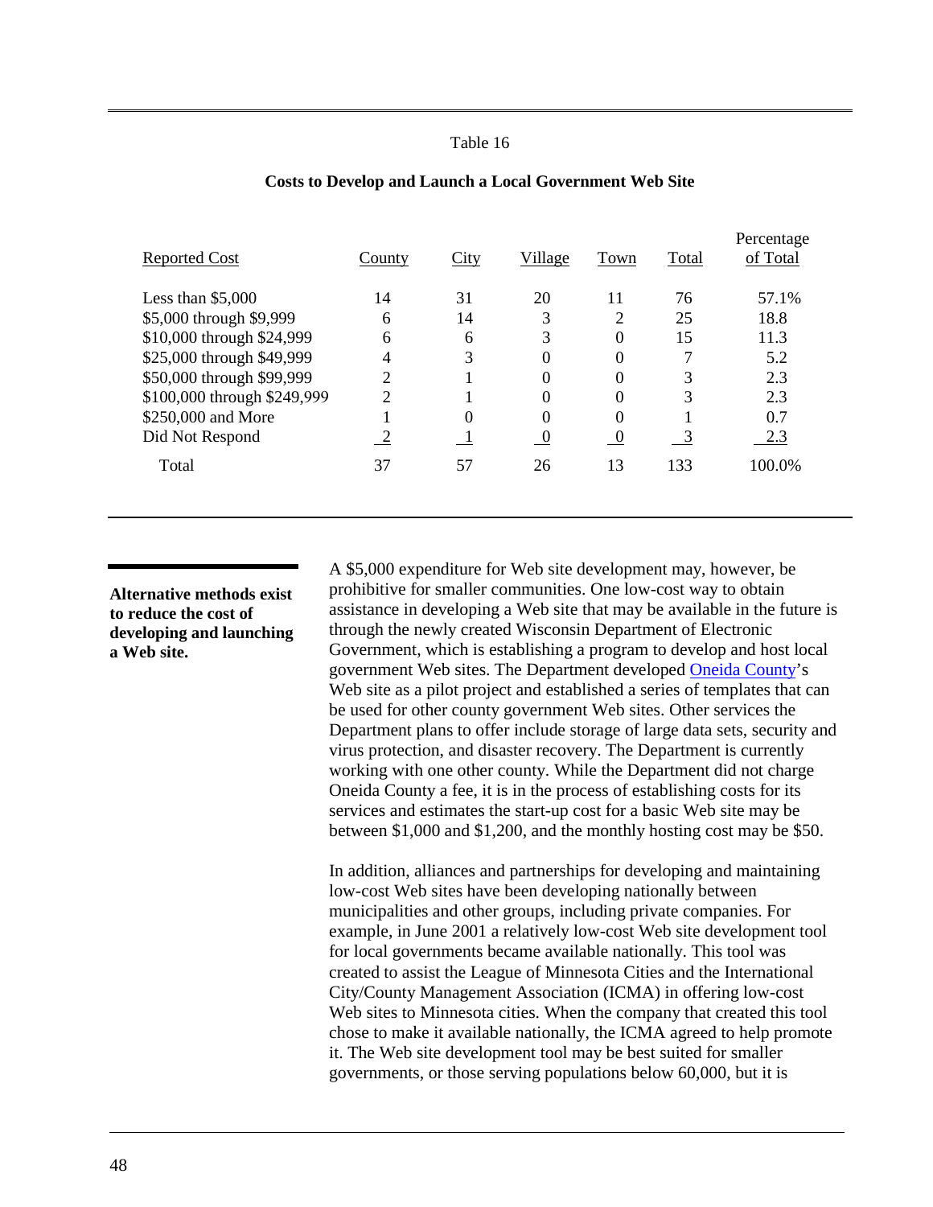Table 16

**Costs to Develop and Launch a Local Government Web Site**

| Reported Cost | County | City | Village | Town | Total | Percentage of Total |
|---|---|---|---|---|---|---|
| Less than $5,000 | 14 | 31 | 20 | 11 | 76 | 57.1% |
| $5,000 through $9,999 | 6 | 14 | 3 | 2 | 25 | 18.8 |
| $10,000 through $24,999 | 6 | 6 | 3 | 0 | 15 | 11.3 |
| $25,000 through $49,999 | 4 | 3 | 0 | 0 | 7 | 5.2 |
| $50,000 through $99,999 | 2 | 1 | 0 | 0 | 3 | 2.3 |
| $100,000 through $249,999 | 2 | 1 | 0 | 0 | 3 | 2.3 |
| $250,000 and More | 1 | 0 | 0 | 0 | 1 | 0.7 |
| Did Not Respond | 2 | 1 | 0 | 0 | 3 | 2.3 |
| Total | 37 | 57 | 26 | 13 | 133 | 100.0% |

**Alternative methods exist to reduce the cost of developing and launching a Web site.**

A $5,000 expenditure for Web site development may, however, be prohibitive for smaller communities. One low-cost way to obtain assistance in developing a Web site that may be available in the future is through the newly created Wisconsin Department of Electronic Government, which is establishing a program to develop and host local government Web sites. The Department developed Oneida County's Web site as a pilot project and established a series of templates that can be used for other county government Web sites. Other services the Department plans to offer include storage of large data sets, security and virus protection, and disaster recovery. The Department is currently working with one other county. While the Department did not charge Oneida County a fee, it is in the process of establishing costs for its services and estimates the start-up cost for a basic Web site may be between $1,000 and $1,200, and the monthly hosting cost may be $50.

In addition, alliances and partnerships for developing and maintaining low-cost Web sites have been developing nationally between municipalities and other groups, including private companies. For example, in June 2001 a relatively low-cost Web site development tool for local governments became available nationally. This tool was created to assist the League of Minnesota Cities and the International City/County Management Association (ICMA) in offering low-cost Web sites to Minnesota cities. When the company that created this tool chose to make it available nationally, the ICMA agreed to help promote it. The Web site development tool may be best suited for smaller governments, or those serving populations below 60,000, but it is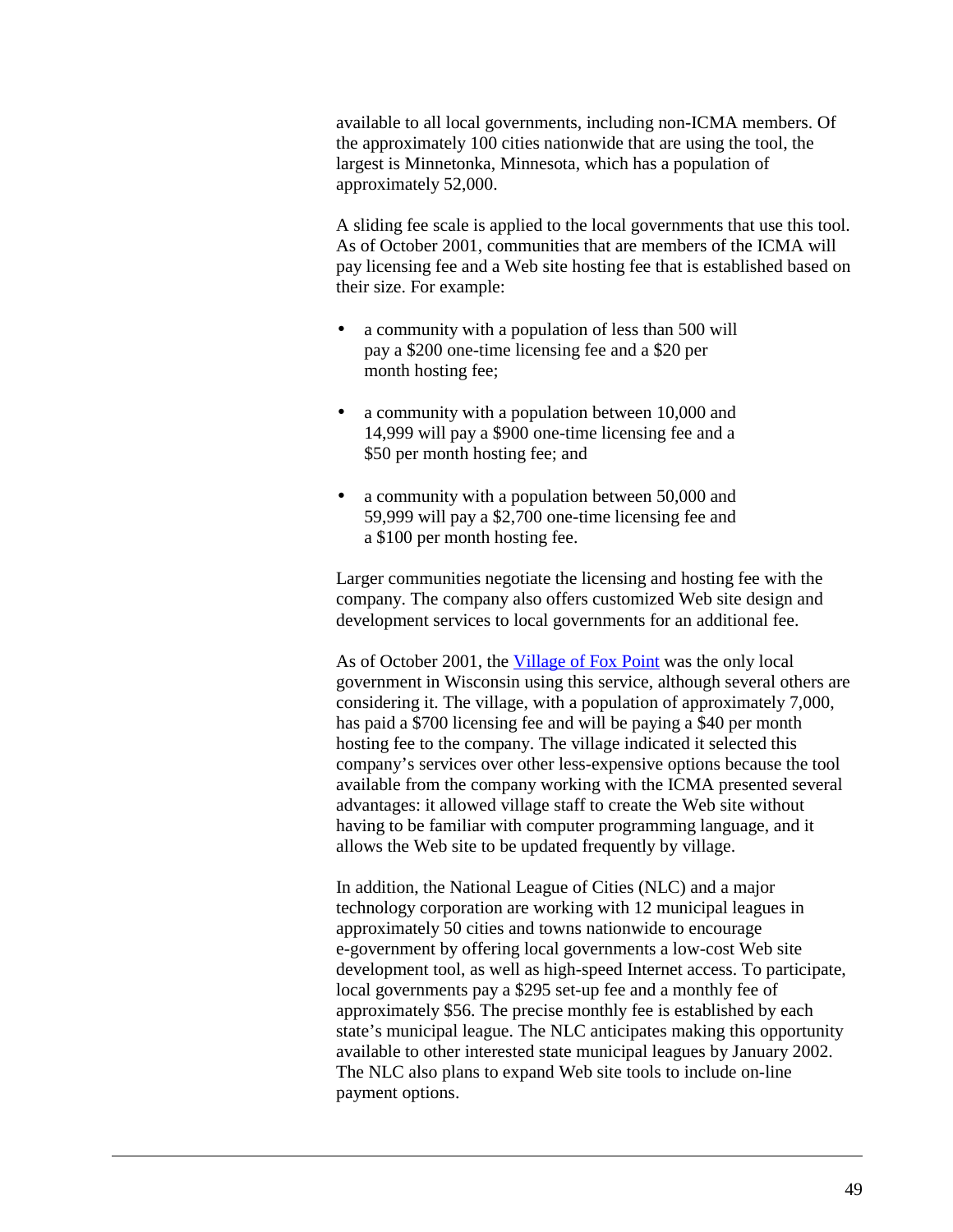available to all local governments, including non-ICMA members. Of the approximately 100 cities nationwide that are using the tool, the largest is Minnetonka, Minnesota, which has a population of approximately 52,000.

A sliding fee scale is applied to the local governments that use this tool. As of October 2001, communities that are members of the ICMA will pay licensing fee and a Web site hosting fee that is established based on their size. For example:

- a community with a population of less than 500 will pay a $200 one-time licensing fee and a $20 per month hosting fee;
- a community with a population between 10,000 and 14,999 will pay a $900 one-time licensing fee and a $50 per month hosting fee; and
- a community with a population between 50,000 and 59,999 will pay a $2,700 one-time licensing fee and a $100 per month hosting fee.

Larger communities negotiate the licensing and hosting fee with the company. The company also offers customized Web site design and development services to local governments for an additional fee.

As of October 2001, the Village of Fox Point was the only local government in Wisconsin using this service, although several others are considering it. The village, with a population of approximately 7,000, has paid a $700 licensing fee and will be paying a $40 per month hosting fee to the company. The village indicated it selected this company's services over other less-expensive options because the tool available from the company working with the ICMA presented several advantages: it allowed village staff to create the Web site without having to be familiar with computer programming language, and it allows the Web site to be updated frequently by village.

In addition, the National League of Cities (NLC) and a major technology corporation are working with 12 municipal leagues in approximately 50 cities and towns nationwide to encourage e-government by offering local governments a low-cost Web site development tool, as well as high-speed Internet access. To participate, local governments pay a $295 set-up fee and a monthly fee of approximately $56. The precise monthly fee is established by each state's municipal league. The NLC anticipates making this opportunity available to other interested state municipal leagues by January 2002. The NLC also plans to expand Web site tools to include on-line payment options.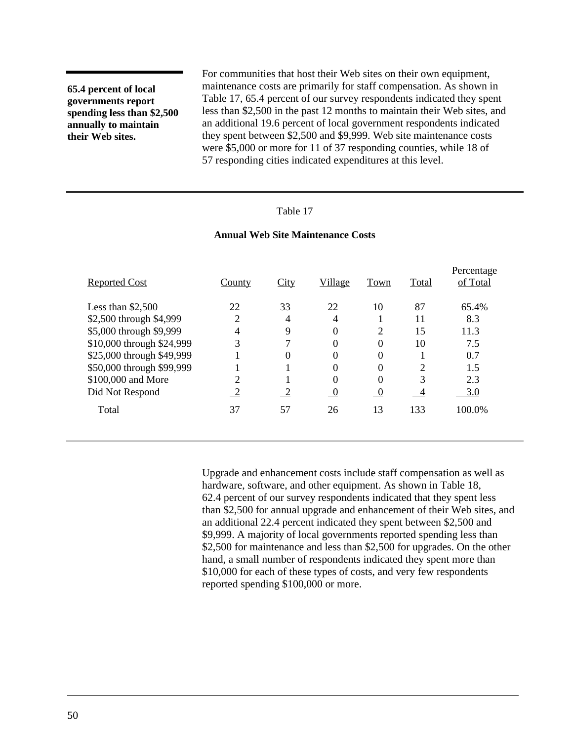**65.4 percent of local governments report spending less than $2,500 annually to maintain their Web sites.**

For communities that host their Web sites on their own equipment, maintenance costs are primarily for staff compensation. As shown in Table 17, 65.4 percent of our survey respondents indicated they spent less than $2,500 in the past 12 months to maintain their Web sites, and an additional 19.6 percent of local government respondents indicated they spent between $2,500 and $9,999. Web site maintenance costs were $5,000 or more for 11 of 37 responding counties, while 18 of 57 responding cities indicated expenditures at this level.

Table 17

**Annual Web Site Maintenance Costs**

| Reported Cost | County | City | Village | Town | Total | Percentage of Total |
|---|---|---|---|---|---|---|
| Less than $2,500 | 22 | 33 | 22 | 10 | 87 | 65.4% |
| $2,500 through $4,999 | 2 | 4 | 4 | 1 | 11 | 8.3 |
| $5,000 through $9,999 | 4 | 9 | 0 | 2 | 15 | 11.3 |
| $10,000 through $24,999 | 3 | 7 | 0 | 0 | 10 | 7.5 |
| $25,000 through $49,999 | 1 | 0 | 0 | 0 | 1 | 0.7 |
| $50,000 through $99,999 | 1 | 1 | 0 | 0 | 2 | 1.5 |
| $100,000 and More | 2 | 1 | 0 | 0 | 3 | 2.3 |
| Did Not Respond | 2 | 2 | 0 | 0 | 4 | 3.0 |
| Total | 37 | 57 | 26 | 13 | 133 | 100.0% |

Upgrade and enhancement costs include staff compensation as well as hardware, software, and other equipment. As shown in Table 18, 62.4 percent of our survey respondents indicated that they spent less than $2,500 for annual upgrade and enhancement of their Web sites, and an additional 22.4 percent indicated they spent between $2,500 and $9,999. A majority of local governments reported spending less than $2,500 for maintenance and less than $2,500 for upgrades. On the other hand, a small number of respondents indicated they spent more than $10,000 for each of these types of costs, and very few respondents reported spending $100,000 or more.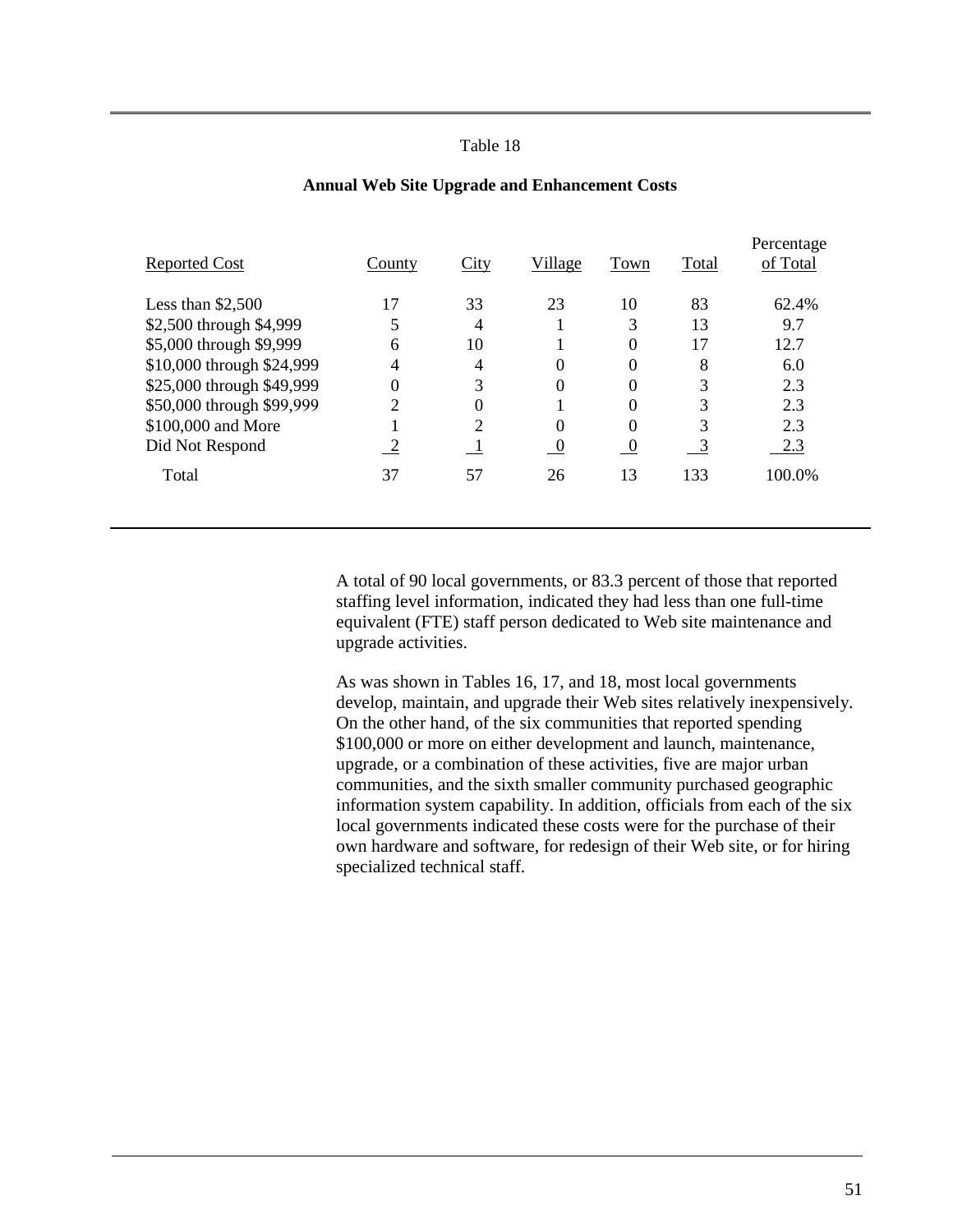Table 18

**Annual Web Site Upgrade and Enhancement Costs**

| Reported Cost | County | City | Village | Town | Total | Percentage of Total |
|---|---|---|---|---|---|---|
| Less than $2,500 | 17 | 33 | 23 | 10 | 83 | 62.4% |
| $2,500 through $4,999 | 5 | 4 | 1 | 3 | 13 | 9.7 |
| $5,000 through $9,999 | 6 | 10 | 1 | 0 | 17 | 12.7 |
| $10,000 through $24,999 | 4 | 4 | 0 | 0 | 8 | 6.0 |
| $25,000 through $49,999 | 0 | 3 | 0 | 0 | 3 | 2.3 |
| $50,000 through $99,999 | 2 | 0 | 1 | 0 | 3 | 2.3 |
| $100,000 and More | 1 | 2 | 0 | 0 | 3 | 2.3 |
| Did Not Respond | 2 | 1 | 0 | 0 | 3 | 2.3 |
| Total | 37 | 57 | 26 | 13 | 133 | 100.0% |

A total of 90 local governments, or 83.3 percent of those that reported staffing level information, indicated they had less than one full-time equivalent (FTE) staff person dedicated to Web site maintenance and upgrade activities.

As was shown in Tables 16, 17, and 18, most local governments develop, maintain, and upgrade their Web sites relatively inexpensively. On the other hand, of the six communities that reported spending $100,000 or more on either development and launch, maintenance, upgrade, or a combination of these activities, five are major urban communities, and the sixth smaller community purchased geographic information system capability. In addition, officials from each of the six local governments indicated these costs were for the purchase of their own hardware and software, for redesign of their Web site, or for hiring specialized technical staff.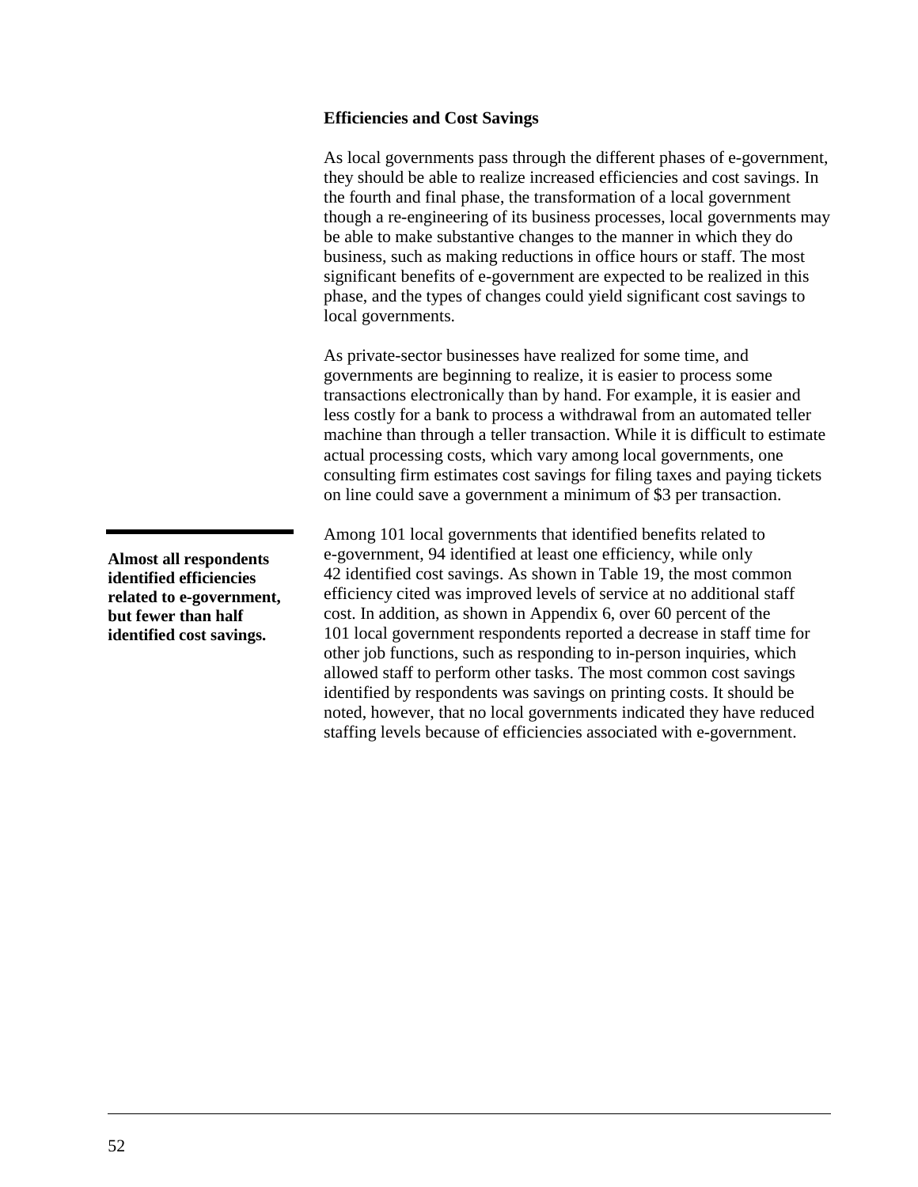### Efficiencies and Cost Savings

As local governments pass through the different phases of e-government, they should be able to realize increased efficiencies and cost savings. In the fourth and final phase, the transformation of a local government though a re-engineering of its business processes, local governments may be able to make substantive changes to the manner in which they do business, such as making reductions in office hours or staff. The most significant benefits of e-government are expected to be realized in this phase, and the types of changes could yield significant cost savings to local governments.

As private-sector businesses have realized for some time, and governments are beginning to realize, it is easier to process some transactions electronically than by hand. For example, it is easier and less costly for a bank to process a withdrawal from an automated teller machine than through a teller transaction. While it is difficult to estimate actual processing costs, which vary among local governments, one consulting firm estimates cost savings for filing taxes and paying tickets on line could save a government a minimum of $3 per transaction.

**Almost all respondents identified efficiencies related to e-government, but fewer than half identified cost savings.**

Among 101 local governments that identified benefits related to e-government, 94 identified at least one efficiency, while only 42 identified cost savings. As shown in Table 19, the most common efficiency cited was improved levels of service at no additional staff cost. In addition, as shown in Appendix 6, over 60 percent of the 101 local government respondents reported a decrease in staff time for other job functions, such as responding to in-person inquiries, which allowed staff to perform other tasks. The most common cost savings identified by respondents was savings on printing costs. It should be noted, however, that no local governments indicated they have reduced staffing levels because of efficiencies associated with e-government.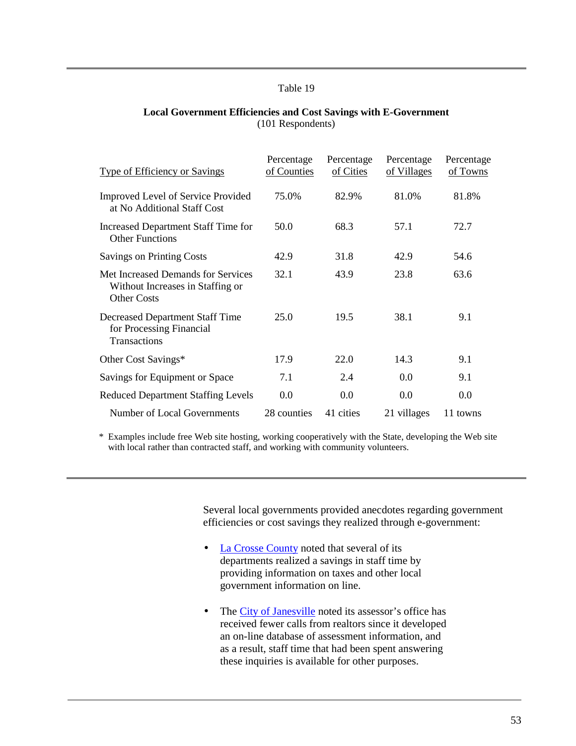Table 19

**Local Government Efficiencies and Cost Savings with E-Government**
(101 Respondents)

| Type of Efficiency or Savings | Percentage of Counties | Percentage of Cities | Percentage of Villages | Percentage of Towns |
|---|---|---|---|---|
| Improved Level of Service Provided at No Additional Staff Cost | 75.0% | 82.9% | 81.0% | 81.8% |
| Increased Department Staff Time for Other Functions | 50.0 | 68.3 | 57.1 | 72.7 |
| Savings on Printing Costs | 42.9 | 31.8 | 42.9 | 54.6 |
| Met Increased Demands for Services Without Increases in Staffing or Other Costs | 32.1 | 43.9 | 23.8 | 63.6 |
| Decreased Department Staff Time for Processing Financial Transactions | 25.0 | 19.5 | 38.1 | 9.1 |
| Other Cost Savings* | 17.9 | 22.0 | 14.3 | 9.1 |
| Savings for Equipment or Space | 7.1 | 2.4 | 0.0 | 9.1 |
| Reduced Department Staffing Levels | 0.0 | 0.0 | 0.0 | 0.0 |
| Number of Local Governments | 28 counties | 41 cities | 21 villages | 11 towns |

* Examples include free Web site hosting, working cooperatively with the State, developing the Web site with local rather than contracted staff, and working with community volunteers.

Several local governments provided anecdotes regarding government efficiencies or cost savings they realized through e-government:

- La Crosse County noted that several of its departments realized a savings in staff time by providing information on taxes and other local government information on line.
- The City of Janesville noted its assessor's office has received fewer calls from realtors since it developed an on-line database of assessment information, and as a result, staff time that had been spent answering these inquiries is available for other purposes.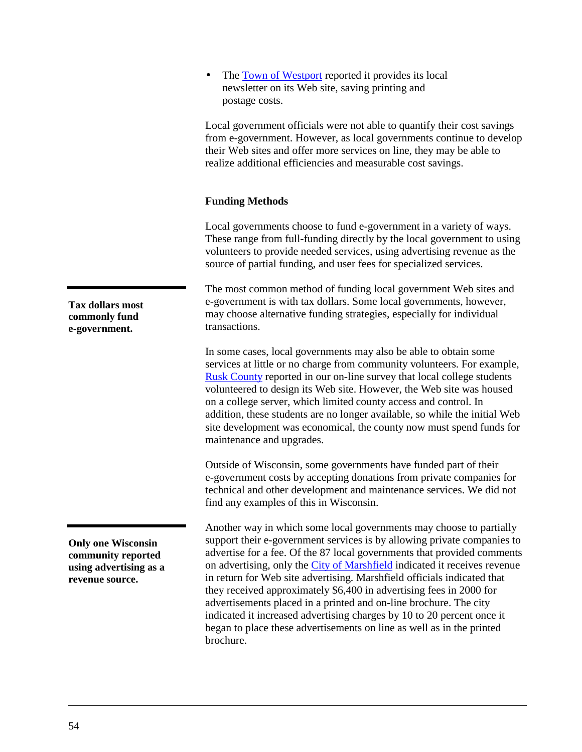- The Town of Westport reported it provides its local newsletter on its Web site, saving printing and postage costs.

Local government officials were not able to quantify their cost savings from e-government. However, as local governments continue to develop their Web sites and offer more services on line, they may be able to realize additional efficiencies and measurable cost savings.

### Funding Methods

Local governments choose to fund e-government in a variety of ways. These range from full-funding directly by the local government to using volunteers to provide needed services, using advertising revenue as the source of partial funding, and user fees for specialized services.

**Tax dollars most commonly fund e-government.**

The most common method of funding local government Web sites and e-government is with tax dollars. Some local governments, however, may choose alternative funding strategies, especially for individual transactions.

In some cases, local governments may also be able to obtain some services at little or no charge from community volunteers. For example, Rusk County reported in our on-line survey that local college students volunteered to design its Web site. However, the Web site was housed on a college server, which limited county access and control. In addition, these students are no longer available, so while the initial Web site development was economical, the county now must spend funds for maintenance and upgrades.

Outside of Wisconsin, some governments have funded part of their e-government costs by accepting donations from private companies for technical and other development and maintenance services. We did not find any examples of this in Wisconsin.

**Only one Wisconsin community reported using advertising as a revenue source.**

Another way in which some local governments may choose to partially support their e-government services is by allowing private companies to advertise for a fee. Of the 87 local governments that provided comments on advertising, only the City of Marshfield indicated it receives revenue in return for Web site advertising. Marshfield officials indicated that they received approximately $6,400 in advertising fees in 2000 for advertisements placed in a printed and on-line brochure. The city indicated it increased advertising charges by 10 to 20 percent once it began to place these advertisements on line as well as in the printed brochure.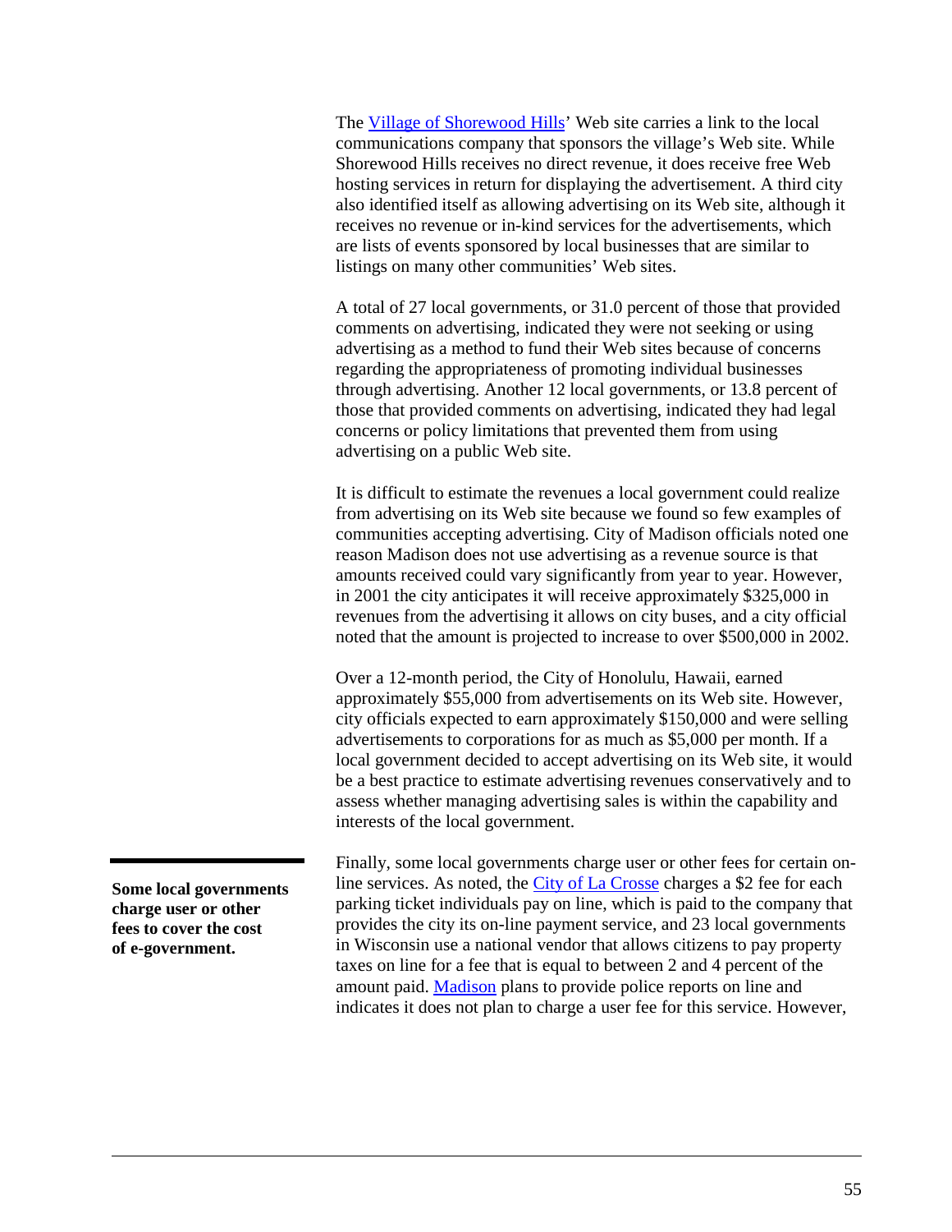The Village of Shorewood Hills' Web site carries a link to the local communications company that sponsors the village's Web site. While Shorewood Hills receives no direct revenue, it does receive free Web hosting services in return for displaying the advertisement. A third city also identified itself as allowing advertising on its Web site, although it receives no revenue or in-kind services for the advertisements, which are lists of events sponsored by local businesses that are similar to listings on many other communities' Web sites.

A total of 27 local governments, or 31.0 percent of those that provided comments on advertising, indicated they were not seeking or using advertising as a method to fund their Web sites because of concerns regarding the appropriateness of promoting individual businesses through advertising. Another 12 local governments, or 13.8 percent of those that provided comments on advertising, indicated they had legal concerns or policy limitations that prevented them from using advertising on a public Web site.

It is difficult to estimate the revenues a local government could realize from advertising on its Web site because we found so few examples of communities accepting advertising. City of Madison officials noted one reason Madison does not use advertising as a revenue source is that amounts received could vary significantly from year to year. However, in 2001 the city anticipates it will receive approximately $325,000 in revenues from the advertising it allows on city buses, and a city official noted that the amount is projected to increase to over $500,000 in 2002.

Over a 12-month period, the City of Honolulu, Hawaii, earned approximately $55,000 from advertisements on its Web site. However, city officials expected to earn approximately $150,000 and were selling advertisements to corporations for as much as $5,000 per month. If a local government decided to accept advertising on its Web site, it would be a best practice to estimate advertising revenues conservatively and to assess whether managing advertising sales is within the capability and interests of the local government.

**Some local governments charge user or other fees to cover the cost of e-government.**

Finally, some local governments charge user or other fees for certain on-line services. As noted, the City of La Crosse charges a $2 fee for each parking ticket individuals pay on line, which is paid to the company that provides the city its on-line payment service, and 23 local governments in Wisconsin use a national vendor that allows citizens to pay property taxes on line for a fee that is equal to between 2 and 4 percent of the amount paid. Madison plans to provide police reports on line and indicates it does not plan to charge a user fee for this service. However,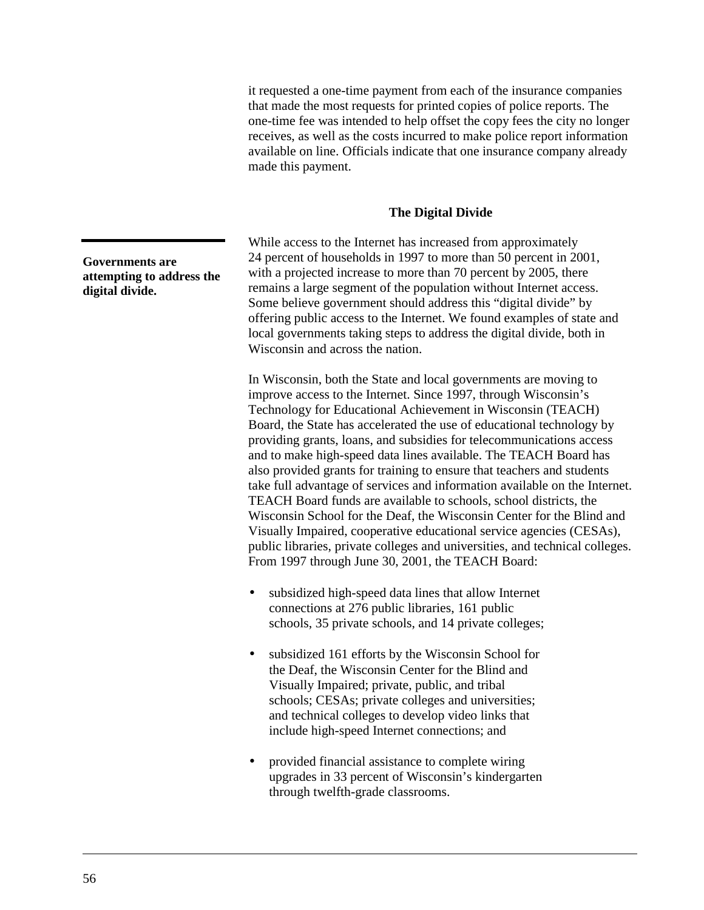it requested a one-time payment from each of the insurance companies that made the most requests for printed copies of police reports. The one-time fee was intended to help offset the copy fees the city no longer receives, as well as the costs incurred to make police report information available on line. Officials indicate that one insurance company already made this payment.

### The Digital Divide

**Governments are attempting to address the digital divide.**

While access to the Internet has increased from approximately 24 percent of households in 1997 to more than 50 percent in 2001, with a projected increase to more than 70 percent by 2005, there remains a large segment of the population without Internet access. Some believe government should address this "digital divide" by offering public access to the Internet. We found examples of state and local governments taking steps to address the digital divide, both in Wisconsin and across the nation.

In Wisconsin, both the State and local governments are moving to improve access to the Internet. Since 1997, through Wisconsin's Technology for Educational Achievement in Wisconsin (TEACH) Board, the State has accelerated the use of educational technology by providing grants, loans, and subsidies for telecommunications access and to make high-speed data lines available. The TEACH Board has also provided grants for training to ensure that teachers and students take full advantage of services and information available on the Internet. TEACH Board funds are available to schools, school districts, the Wisconsin School for the Deaf, the Wisconsin Center for the Blind and Visually Impaired, cooperative educational service agencies (CESAs), public libraries, private colleges and universities, and technical colleges. From 1997 through June 30, 2001, the TEACH Board:

- subsidized high-speed data lines that allow Internet connections at 276 public libraries, 161 public schools, 35 private schools, and 14 private colleges;

- subsidized 161 efforts by the Wisconsin School for the Deaf, the Wisconsin Center for the Blind and Visually Impaired; private, public, and tribal schools; CESAs; private colleges and universities; and technical colleges to develop video links that include high-speed Internet connections; and

- provided financial assistance to complete wiring upgrades in 33 percent of Wisconsin's kindergarten through twelfth-grade classrooms.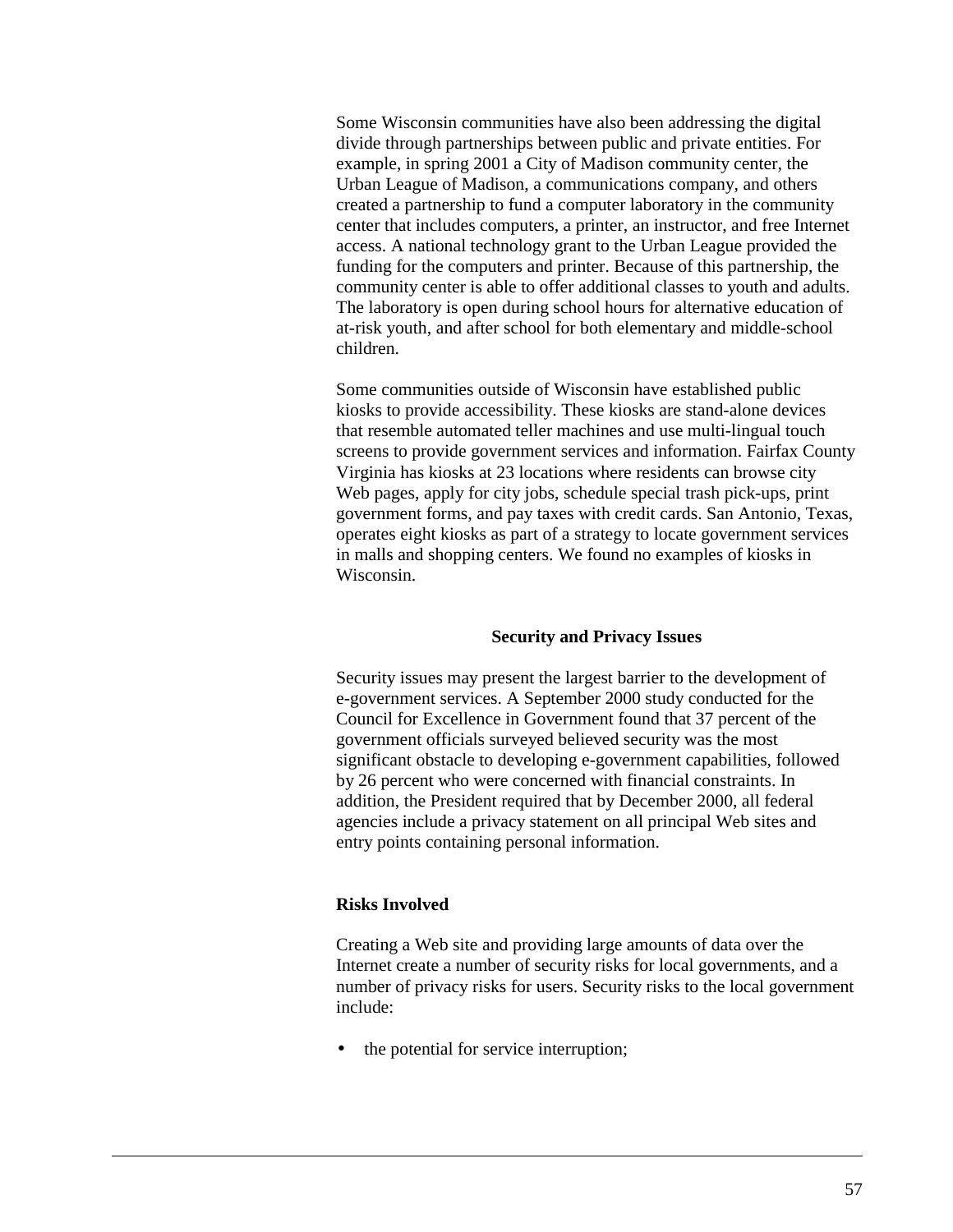Some Wisconsin communities have also been addressing the digital divide through partnerships between public and private entities. For example, in spring 2001 a City of Madison community center, the Urban League of Madison, a communications company, and others created a partnership to fund a computer laboratory in the community center that includes computers, a printer, an instructor, and free Internet access. A national technology grant to the Urban League provided the funding for the computers and printer. Because of this partnership, the community center is able to offer additional classes to youth and adults. The laboratory is open during school hours for alternative education of at-risk youth, and after school for both elementary and middle-school children.

Some communities outside of Wisconsin have established public kiosks to provide accessibility. These kiosks are stand-alone devices that resemble automated teller machines and use multi-lingual touch screens to provide government services and information. Fairfax County Virginia has kiosks at 23 locations where residents can browse city Web pages, apply for city jobs, schedule special trash pick-ups, print government forms, and pay taxes with credit cards. San Antonio, Texas, operates eight kiosks as part of a strategy to locate government services in malls and shopping centers. We found no examples of kiosks in Wisconsin.

## Security and Privacy Issues

Security issues may present the largest barrier to the development of e-government services. A September 2000 study conducted for the Council for Excellence in Government found that 37 percent of the government officials surveyed believed security was the most significant obstacle to developing e-government capabilities, followed by 26 percent who were concerned with financial constraints. In addition, the President required that by December 2000, all federal agencies include a privacy statement on all principal Web sites and entry points containing personal information.

### Risks Involved

Creating a Web site and providing large amounts of data over the Internet create a number of security risks for local governments, and a number of privacy risks for users. Security risks to the local government include:

- the potential for service interruption;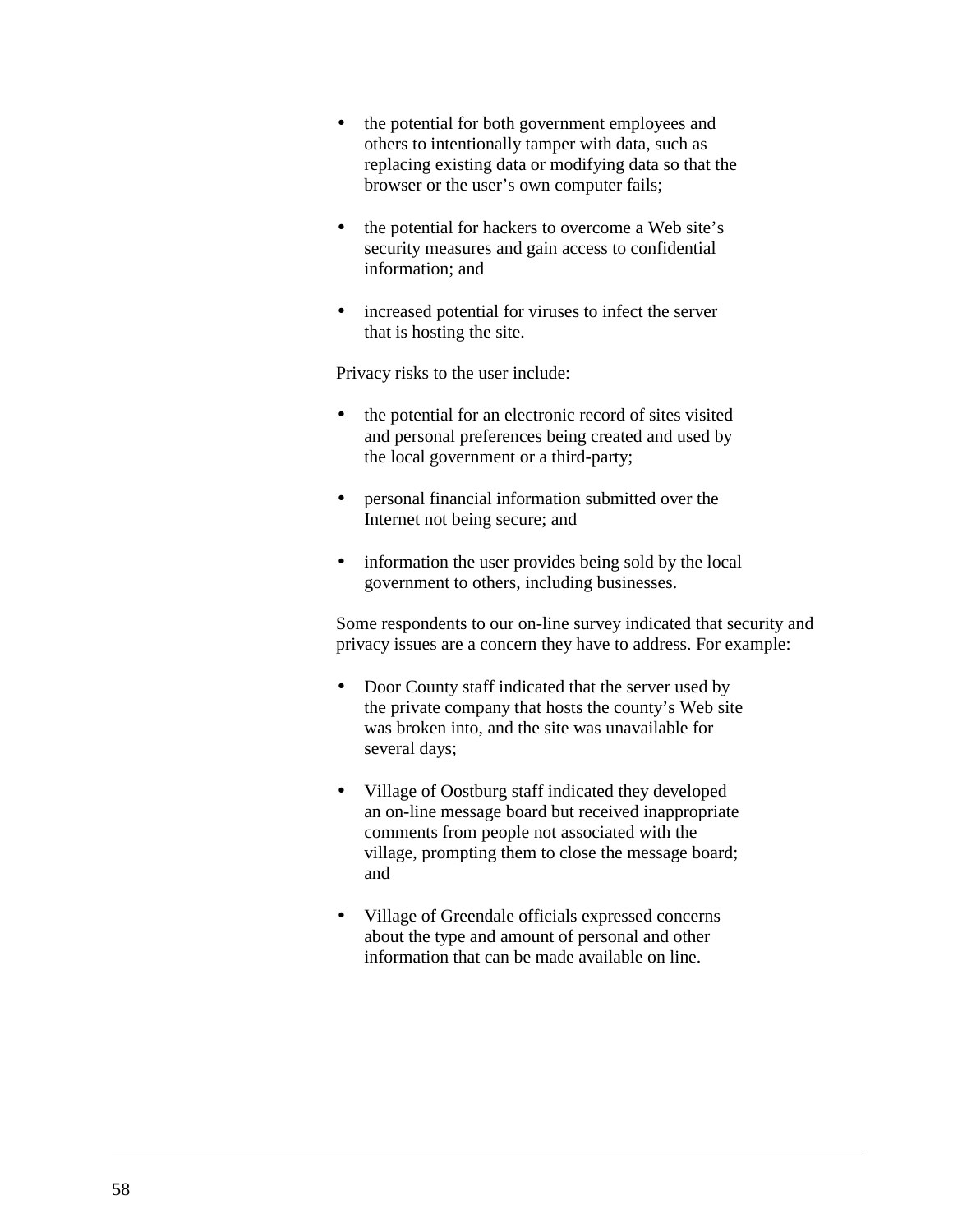- the potential for both government employees and others to intentionally tamper with data, such as replacing existing data or modifying data so that the browser or the user's own computer fails;

- the potential for hackers to overcome a Web site's security measures and gain access to confidential information; and

- increased potential for viruses to infect the server that is hosting the site.

Privacy risks to the user include:

- the potential for an electronic record of sites visited and personal preferences being created and used by the local government or a third-party;

- personal financial information submitted over the Internet not being secure; and

- information the user provides being sold by the local government to others, including businesses.

Some respondents to our on-line survey indicated that security and privacy issues are a concern they have to address. For example:

- Door County staff indicated that the server used by the private company that hosts the county's Web site was broken into, and the site was unavailable for several days;

- Village of Oostburg staff indicated they developed an on-line message board but received inappropriate comments from people not associated with the village, prompting them to close the message board; and

- Village of Greendale officials expressed concerns about the type and amount of personal and other information that can be made available on line.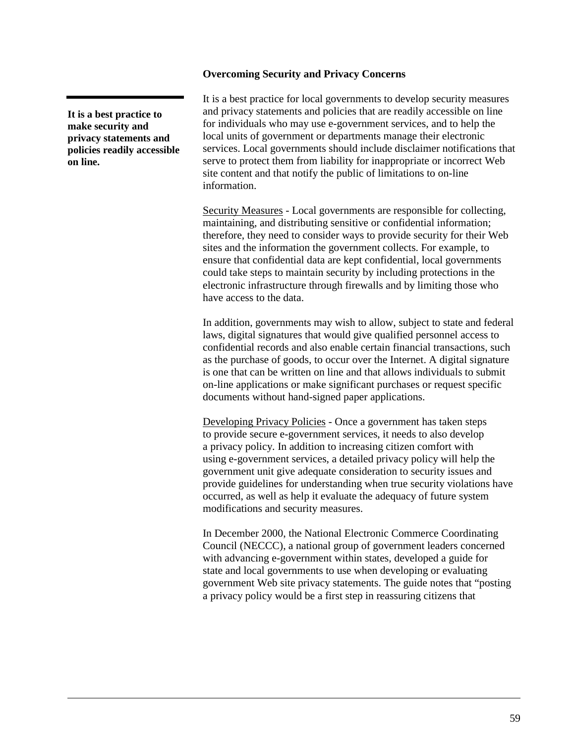## Overcoming Security and Privacy Concerns

**It is a best practice to make security and privacy statements and policies readily accessible on line.**

It is a best practice for local governments to develop security measures and privacy statements and policies that are readily accessible on line for individuals who may use e-government services, and to help the local units of government or departments manage their electronic services. Local governments should include disclaimer notifications that serve to protect them from liability for inappropriate or incorrect Web site content and that notify the public of limitations to on-line information.

Security Measures - Local governments are responsible for collecting, maintaining, and distributing sensitive or confidential information; therefore, they need to consider ways to provide security for their Web sites and the information the government collects. For example, to ensure that confidential data are kept confidential, local governments could take steps to maintain security by including protections in the electronic infrastructure through firewalls and by limiting those who have access to the data.

In addition, governments may wish to allow, subject to state and federal laws, digital signatures that would give qualified personnel access to confidential records and also enable certain financial transactions, such as the purchase of goods, to occur over the Internet. A digital signature is one that can be written on line and that allows individuals to submit on-line applications or make significant purchases or request specific documents without hand-signed paper applications.

Developing Privacy Policies - Once a government has taken steps to provide secure e-government services, it needs to also develop a privacy policy. In addition to increasing citizen comfort with using e-government services, a detailed privacy policy will help the government unit give adequate consideration to security issues and provide guidelines for understanding when true security violations have occurred, as well as help it evaluate the adequacy of future system modifications and security measures.

In December 2000, the National Electronic Commerce Coordinating Council (NECCC), a national group of government leaders concerned with advancing e-government within states, developed a guide for state and local governments to use when developing or evaluating government Web site privacy statements. The guide notes that "posting a privacy policy would be a first step in reassuring citizens that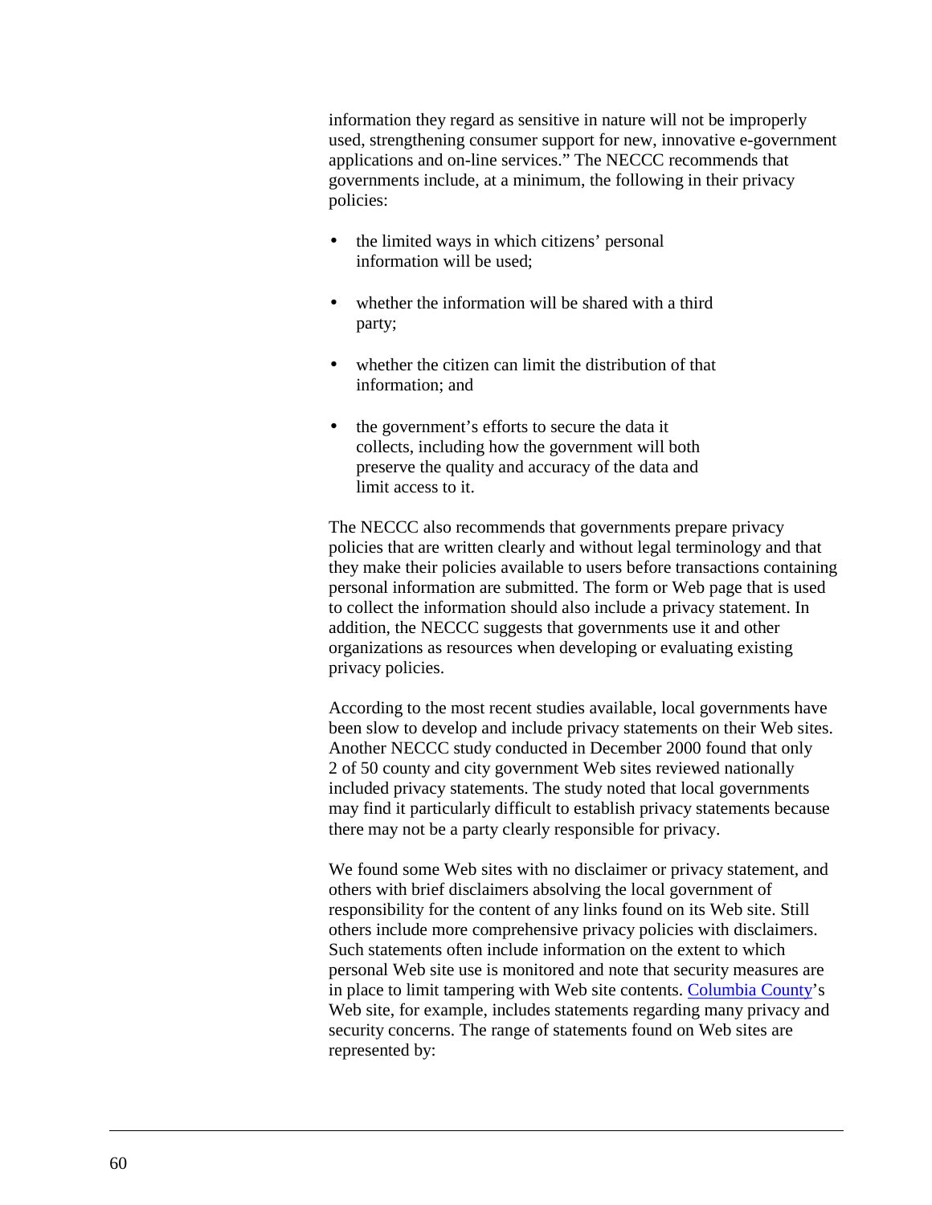information they regard as sensitive in nature will not be improperly used, strengthening consumer support for new, innovative e-government applications and on-line services." The NECCC recommends that governments include, at a minimum, the following in their privacy policies:

- the limited ways in which citizens' personal information will be used;
- whether the information will be shared with a third party;
- whether the citizen can limit the distribution of that information; and
- the government's efforts to secure the data it collects, including how the government will both preserve the quality and accuracy of the data and limit access to it.

The NECCC also recommends that governments prepare privacy policies that are written clearly and without legal terminology and that they make their policies available to users before transactions containing personal information are submitted. The form or Web page that is used to collect the information should also include a privacy statement. In addition, the NECCC suggests that governments use it and other organizations as resources when developing or evaluating existing privacy policies.

According to the most recent studies available, local governments have been slow to develop and include privacy statements on their Web sites. Another NECCC study conducted in December 2000 found that only 2 of 50 county and city government Web sites reviewed nationally included privacy statements. The study noted that local governments may find it particularly difficult to establish privacy statements because there may not be a party clearly responsible for privacy.

We found some Web sites with no disclaimer or privacy statement, and others with brief disclaimers absolving the local government of responsibility for the content of any links found on its Web site. Still others include more comprehensive privacy policies with disclaimers. Such statements often include information on the extent to which personal Web site use is monitored and note that security measures are in place to limit tampering with Web site contents. Columbia County's Web site, for example, includes statements regarding many privacy and security concerns. The range of statements found on Web sites are represented by: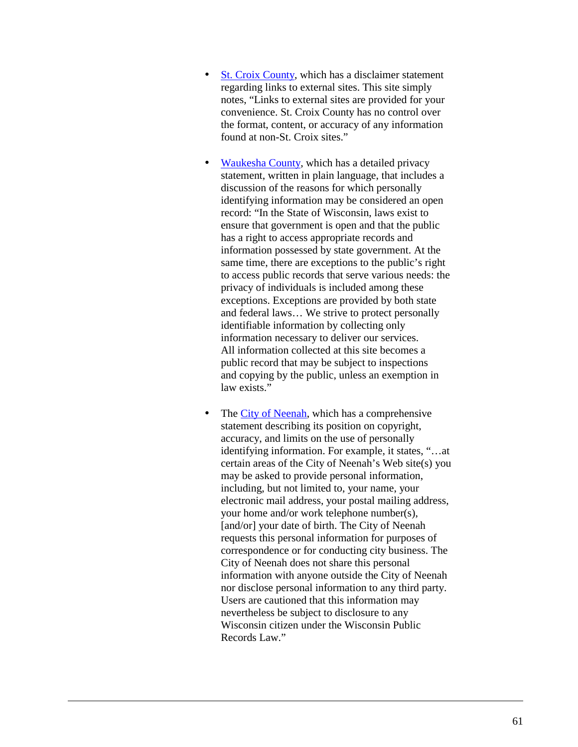- St. Croix County, which has a disclaimer statement regarding links to external sites. This site simply notes, "Links to external sites are provided for your convenience. St. Croix County has no control over the format, content, or accuracy of any information found at non-St. Croix sites."

- Waukesha County, which has a detailed privacy statement, written in plain language, that includes a discussion of the reasons for which personally identifying information may be considered an open record: "In the State of Wisconsin, laws exist to ensure that government is open and that the public has a right to access appropriate records and information possessed by state government. At the same time, there are exceptions to the public's right to access public records that serve various needs: the privacy of individuals is included among these exceptions. Exceptions are provided by both state and federal laws… We strive to protect personally identifiable information by collecting only information necessary to deliver our services. All information collected at this site becomes a public record that may be subject to inspections and copying by the public, unless an exemption in law exists."

- The City of Neenah, which has a comprehensive statement describing its position on copyright, accuracy, and limits on the use of personally identifying information. For example, it states, "…at certain areas of the City of Neenah's Web site(s) you may be asked to provide personal information, including, but not limited to, your name, your electronic mail address, your postal mailing address, your home and/or work telephone number(s), [and/or] your date of birth. The City of Neenah requests this personal information for purposes of correspondence or for conducting city business. The City of Neenah does not share this personal information with anyone outside the City of Neenah nor disclose personal information to any third party. Users are cautioned that this information may nevertheless be subject to disclosure to any Wisconsin citizen under the Wisconsin Public Records Law."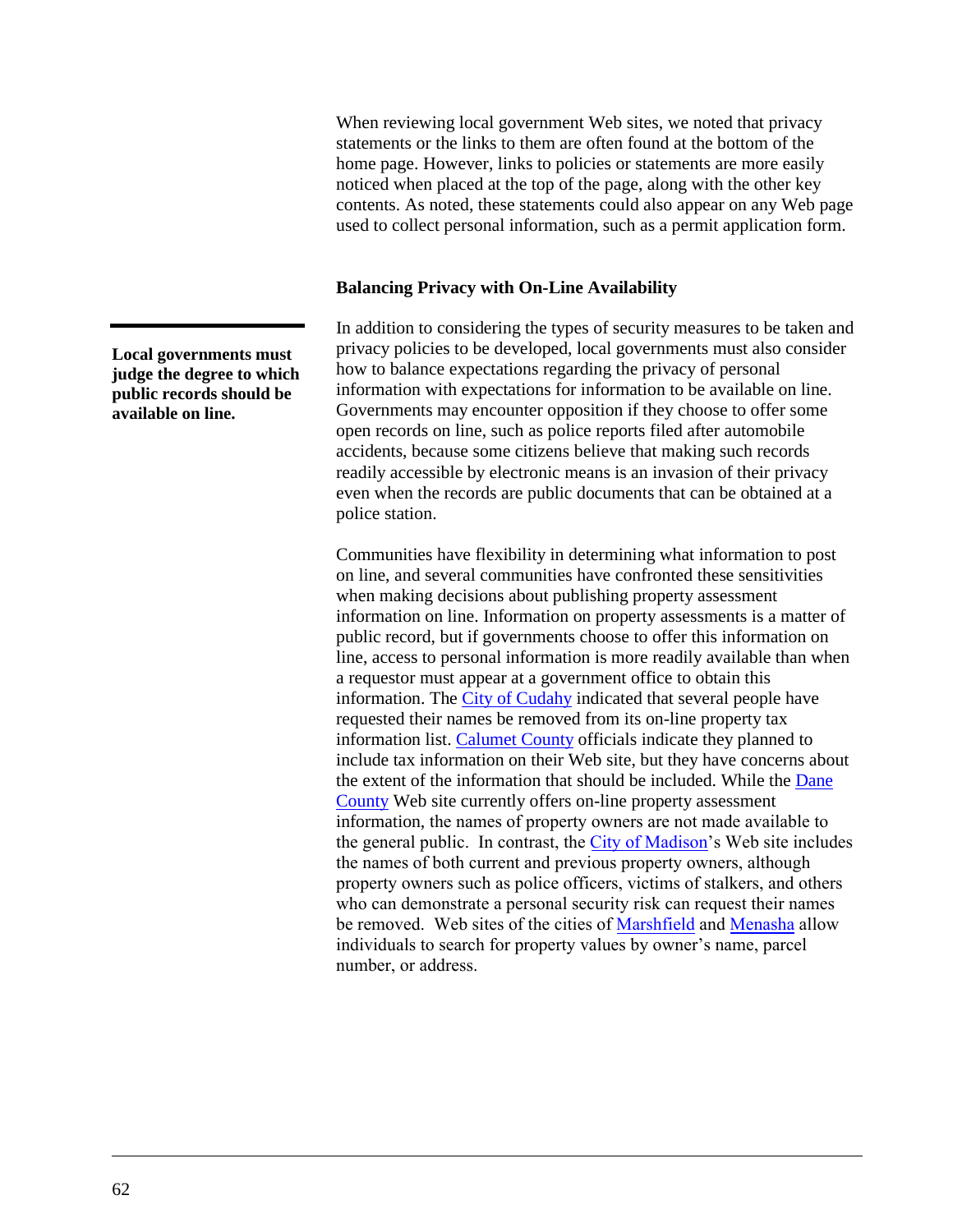When reviewing local government Web sites, we noted that privacy statements or the links to them are often found at the bottom of the home page. However, links to policies or statements are more easily noticed when placed at the top of the page, along with the other key contents. As noted, these statements could also appear on any Web page used to collect personal information, such as a permit application form.

### Balancing Privacy with On-Line Availability

**Local governments must judge the degree to which public records should be available on line.**

In addition to considering the types of security measures to be taken and privacy policies to be developed, local governments must also consider how to balance expectations regarding the privacy of personal information with expectations for information to be available on line. Governments may encounter opposition if they choose to offer some open records on line, such as police reports filed after automobile accidents, because some citizens believe that making such records readily accessible by electronic means is an invasion of their privacy even when the records are public documents that can be obtained at a police station.

Communities have flexibility in determining what information to post on line, and several communities have confronted these sensitivities when making decisions about publishing property assessment information on line. Information on property assessments is a matter of public record, but if governments choose to offer this information on line, access to personal information is more readily available than when a requestor must appear at a government office to obtain this information. The City of Cudahy indicated that several people have requested their names be removed from its on-line property tax information list. Calumet County officials indicate they planned to include tax information on their Web site, but they have concerns about the extent of the information that should be included. While the Dane County Web site currently offers on-line property assessment information, the names of property owners are not made available to the general public. In contrast, the City of Madison's Web site includes the names of both current and previous property owners, although property owners such as police officers, victims of stalkers, and others who can demonstrate a personal security risk can request their names be removed. Web sites of the cities of Marshfield and Menasha allow individuals to search for property values by owner's name, parcel number, or address.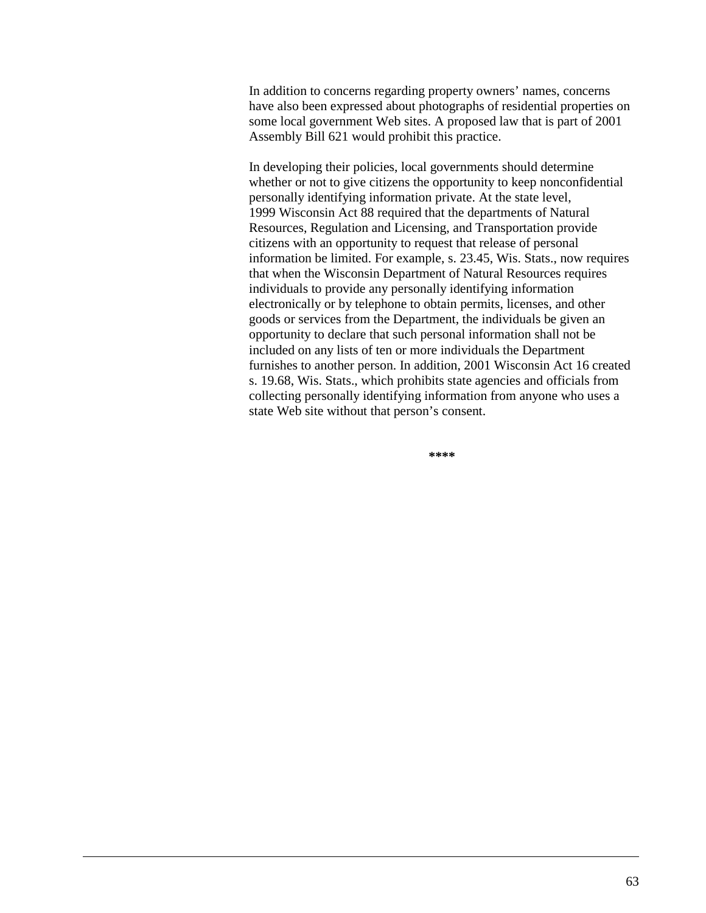In addition to concerns regarding property owners' names, concerns have also been expressed about photographs of residential properties on some local government Web sites. A proposed law that is part of 2001 Assembly Bill 621 would prohibit this practice.

In developing their policies, local governments should determine whether or not to give citizens the opportunity to keep nonconfidential personally identifying information private. At the state level, 1999 Wisconsin Act 88 required that the departments of Natural Resources, Regulation and Licensing, and Transportation provide citizens with an opportunity to request that release of personal information be limited. For example, s. 23.45, Wis. Stats., now requires that when the Wisconsin Department of Natural Resources requires individuals to provide any personally identifying information electronically or by telephone to obtain permits, licenses, and other goods or services from the Department, the individuals be given an opportunity to declare that such personal information shall not be included on any lists of ten or more individuals the Department furnishes to another person. In addition, 2001 Wisconsin Act 16 created s. 19.68, Wis. Stats., which prohibits state agencies and officials from collecting personally identifying information from anyone who uses a state Web site without that person's consent.

****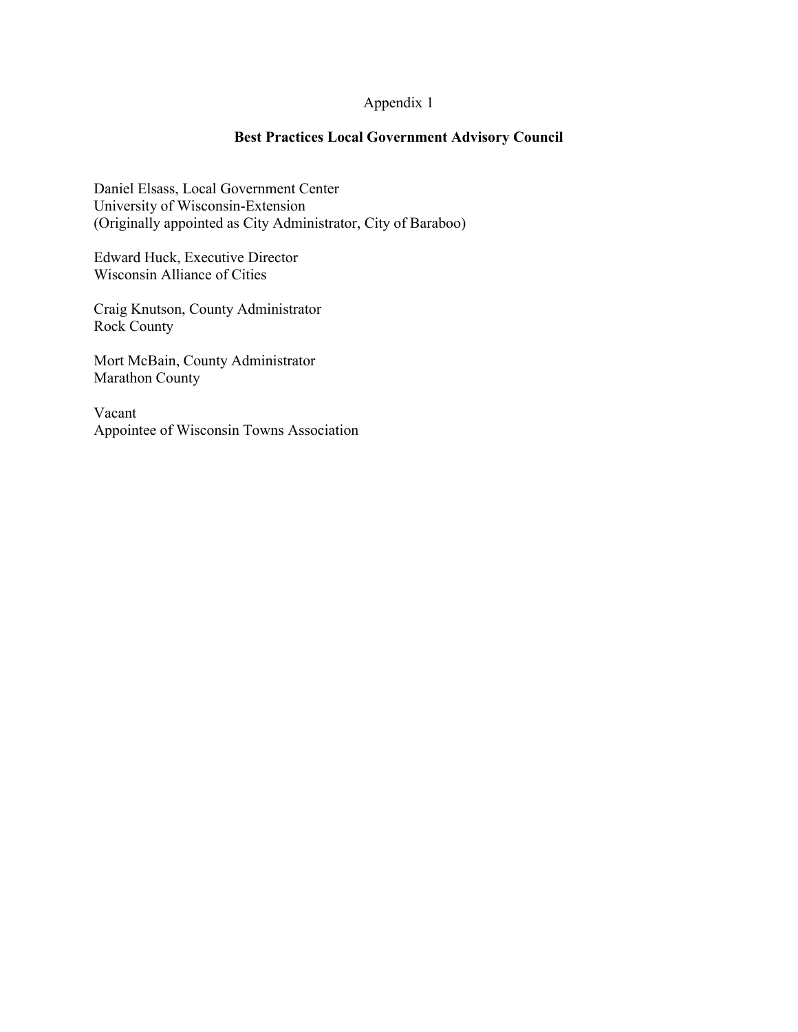Appendix 1

## Best Practices Local Government Advisory Council

Daniel Elsass, Local Government Center
University of Wisconsin-Extension
(Originally appointed as City Administrator, City of Baraboo)

Edward Huck, Executive Director
Wisconsin Alliance of Cities

Craig Knutson, County Administrator
Rock County

Mort McBain, County Administrator
Marathon County

Vacant
Appointee of Wisconsin Towns Association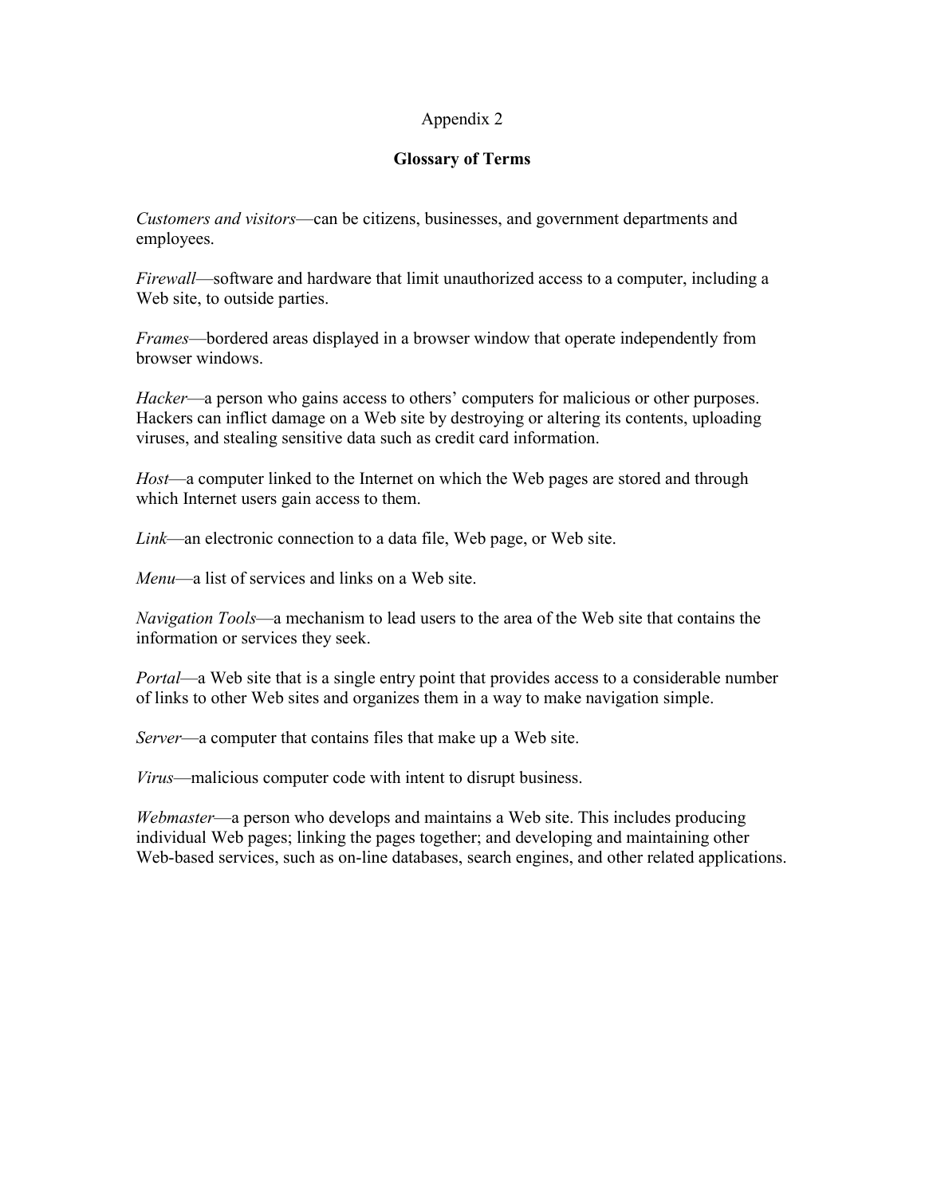# Appendix 2

## Glossary of Terms

*Customers and visitors*—can be citizens, businesses, and government departments and employees.

*Firewall*—software and hardware that limit unauthorized access to a computer, including a Web site, to outside parties.

*Frames*—bordered areas displayed in a browser window that operate independently from browser windows.

*Hacker*—a person who gains access to others' computers for malicious or other purposes. Hackers can inflict damage on a Web site by destroying or altering its contents, uploading viruses, and stealing sensitive data such as credit card information.

*Host*—a computer linked to the Internet on which the Web pages are stored and through which Internet users gain access to them.

*Link*—an electronic connection to a data file, Web page, or Web site.

*Menu*—a list of services and links on a Web site.

*Navigation Tools*—a mechanism to lead users to the area of the Web site that contains the information or services they seek.

*Portal*—a Web site that is a single entry point that provides access to a considerable number of links to other Web sites and organizes them in a way to make navigation simple.

*Server*—a computer that contains files that make up a Web site.

*Virus*—malicious computer code with intent to disrupt business.

*Webmaster*—a person who develops and maintains a Web site. This includes producing individual Web pages; linking the pages together; and developing and maintaining other Web-based services, such as on-line databases, search engines, and other related applications.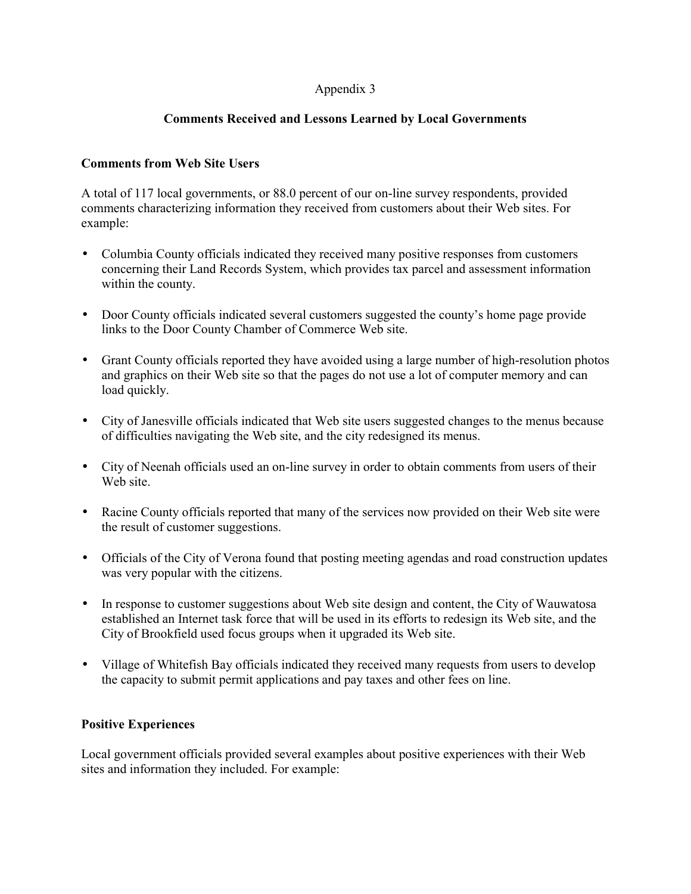Appendix 3

## Comments Received and Lessons Learned by Local Governments

### Comments from Web Site Users

A total of 117 local governments, or 88.0 percent of our on-line survey respondents, provided comments characterizing information they received from customers about their Web sites. For example:

- Columbia County officials indicated they received many positive responses from customers concerning their Land Records System, which provides tax parcel and assessment information within the county.
- Door County officials indicated several customers suggested the county's home page provide links to the Door County Chamber of Commerce Web site.
- Grant County officials reported they have avoided using a large number of high-resolution photos and graphics on their Web site so that the pages do not use a lot of computer memory and can load quickly.
- City of Janesville officials indicated that Web site users suggested changes to the menus because of difficulties navigating the Web site, and the city redesigned its menus.
- City of Neenah officials used an on-line survey in order to obtain comments from users of their Web site.
- Racine County officials reported that many of the services now provided on their Web site were the result of customer suggestions.
- Officials of the City of Verona found that posting meeting agendas and road construction updates was very popular with the citizens.
- In response to customer suggestions about Web site design and content, the City of Wauwatosa established an Internet task force that will be used in its efforts to redesign its Web site, and the City of Brookfield used focus groups when it upgraded its Web site.
- Village of Whitefish Bay officials indicated they received many requests from users to develop the capacity to submit permit applications and pay taxes and other fees on line.

### Positive Experiences

Local government officials provided several examples about positive experiences with their Web sites and information they included. For example: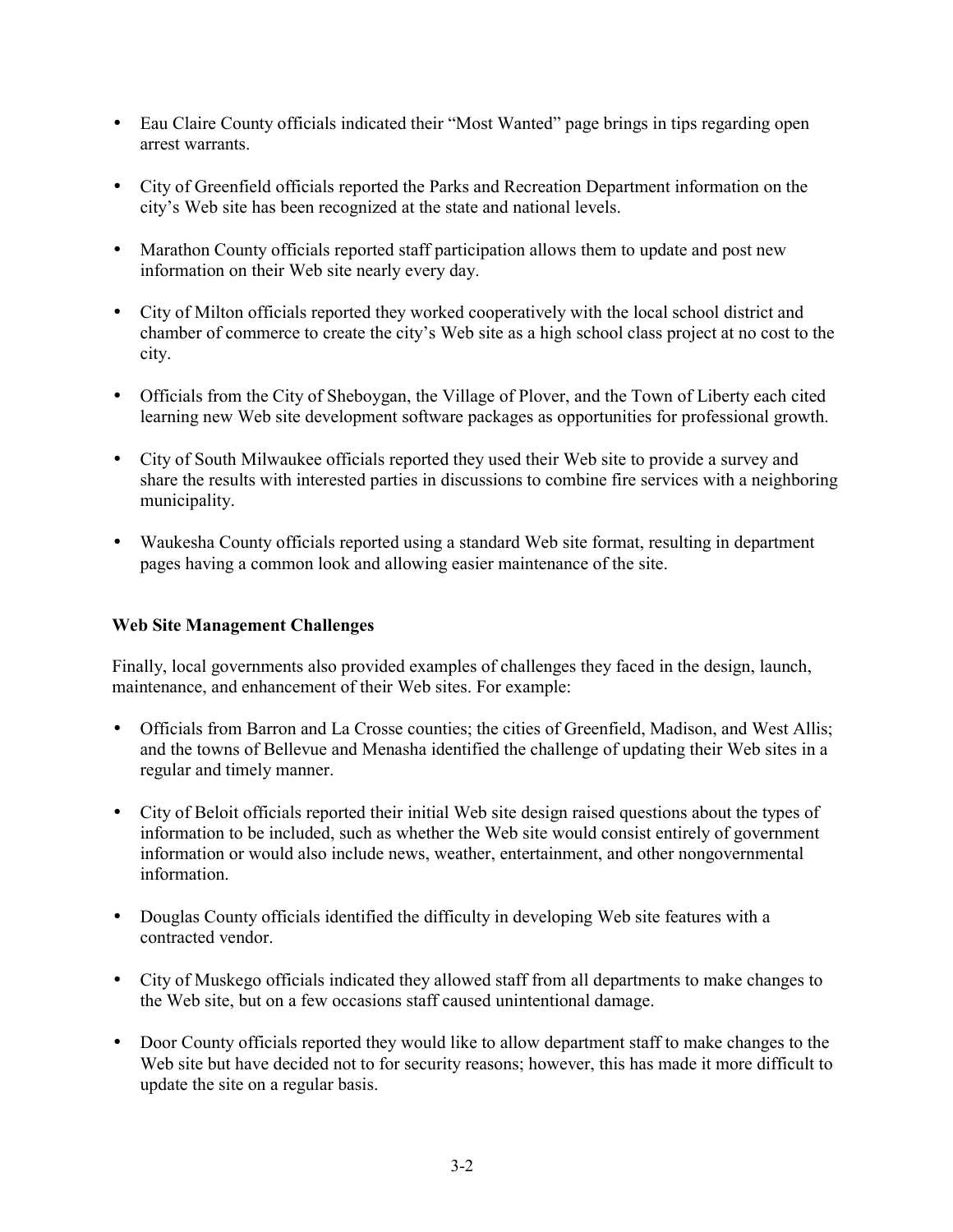- Eau Claire County officials indicated their "Most Wanted" page brings in tips regarding open arrest warrants.

- City of Greenfield officials reported the Parks and Recreation Department information on the city's Web site has been recognized at the state and national levels.

- Marathon County officials reported staff participation allows them to update and post new information on their Web site nearly every day.

- City of Milton officials reported they worked cooperatively with the local school district and chamber of commerce to create the city's Web site as a high school class project at no cost to the city.

- Officials from the City of Sheboygan, the Village of Plover, and the Town of Liberty each cited learning new Web site development software packages as opportunities for professional growth.

- City of South Milwaukee officials reported they used their Web site to provide a survey and share the results with interested parties in discussions to combine fire services with a neighboring municipality.

- Waukesha County officials reported using a standard Web site format, resulting in department pages having a common look and allowing easier maintenance of the site.

**Web Site Management Challenges**

Finally, local governments also provided examples of challenges they faced in the design, launch, maintenance, and enhancement of their Web sites. For example:

- Officials from Barron and La Crosse counties; the cities of Greenfield, Madison, and West Allis; and the towns of Bellevue and Menasha identified the challenge of updating their Web sites in a regular and timely manner.

- City of Beloit officials reported their initial Web site design raised questions about the types of information to be included, such as whether the Web site would consist entirely of government information or would also include news, weather, entertainment, and other nongovernmental information.

- Douglas County officials identified the difficulty in developing Web site features with a contracted vendor.

- City of Muskego officials indicated they allowed staff from all departments to make changes to the Web site, but on a few occasions staff caused unintentional damage.

- Door County officials reported they would like to allow department staff to make changes to the Web site but have decided not to for security reasons; however, this has made it more difficult to update the site on a regular basis.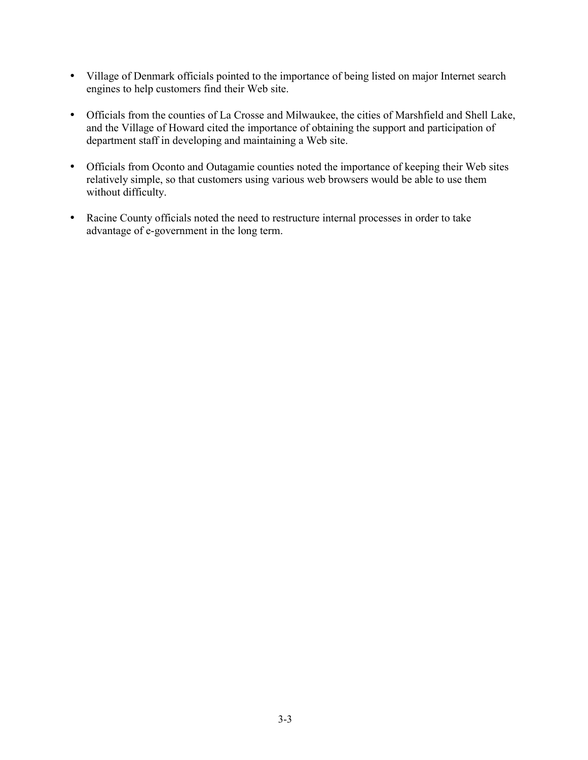- Village of Denmark officials pointed to the importance of being listed on major Internet search engines to help customers find their Web site.
- Officials from the counties of La Crosse and Milwaukee, the cities of Marshfield and Shell Lake, and the Village of Howard cited the importance of obtaining the support and participation of department staff in developing and maintaining a Web site.
- Officials from Oconto and Outagamie counties noted the importance of keeping their Web sites relatively simple, so that customers using various web browsers would be able to use them without difficulty.
- Racine County officials noted the need to restructure internal processes in order to take advantage of e-government in the long term.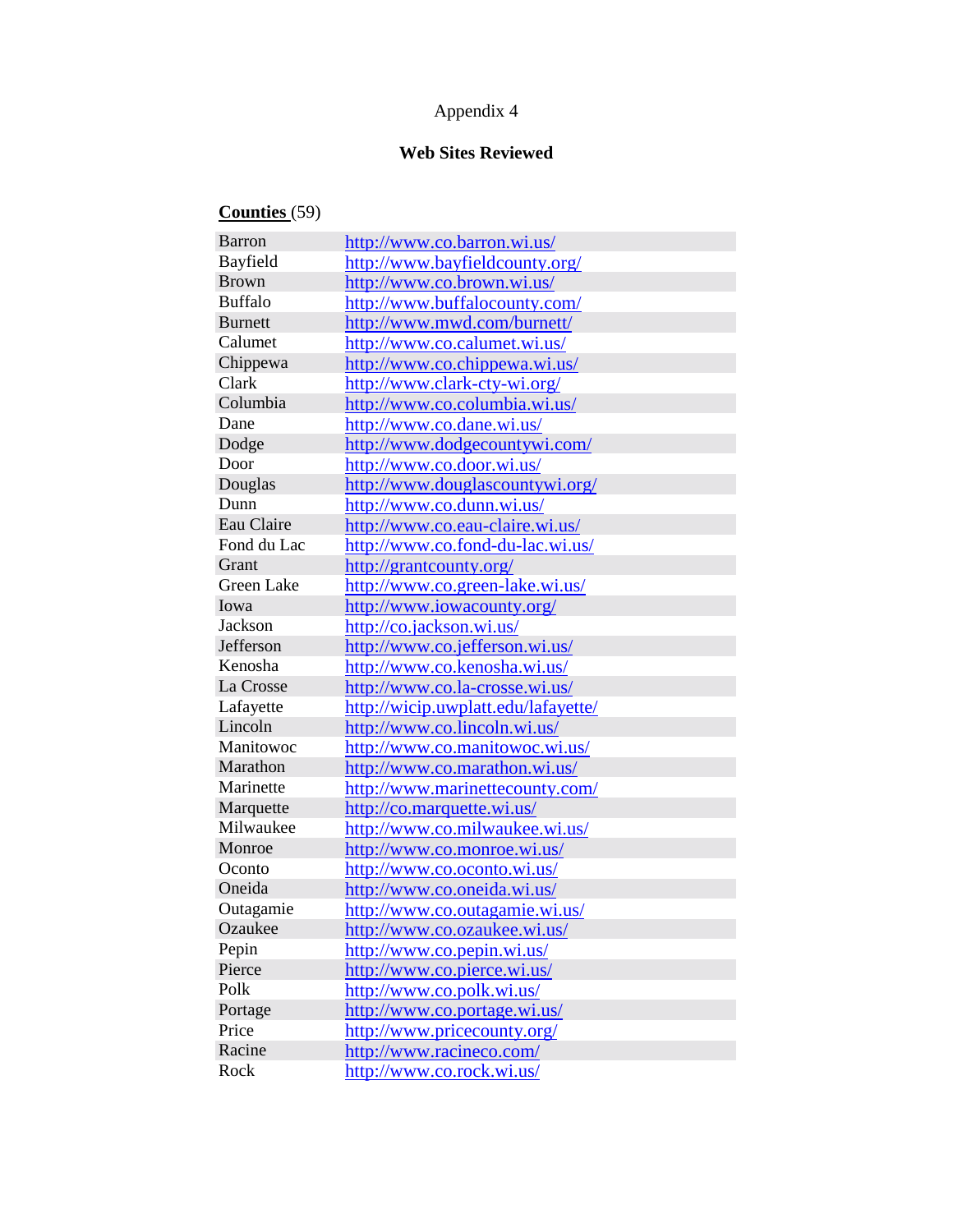Appendix 4

**Web Sites Reviewed**

**Counties** (59)

| | |
|---|---|
| Barron | http://www.co.barron.wi.us/ |
| Bayfield | http://www.bayfieldcounty.org/ |
| Brown | http://www.co.brown.wi.us/ |
| Buffalo | http://www.buffalocounty.com/ |
| Burnett | http://www.mwd.com/burnett/ |
| Calumet | http://www.co.calumet.wi.us/ |
| Chippewa | http://www.co.chippewa.wi.us/ |
| Clark | http://www.clark-cty-wi.org/ |
| Columbia | http://www.co.columbia.wi.us/ |
| Dane | http://www.co.dane.wi.us/ |
| Dodge | http://www.dodgecountywi.com/ |
| Door | http://www.co.door.wi.us/ |
| Douglas | http://www.douglascountywi.org/ |
| Dunn | http://www.co.dunn.wi.us/ |
| Eau Claire | http://www.co.eau-claire.wi.us/ |
| Fond du Lac | http://www.co.fond-du-lac.wi.us/ |
| Grant | http://grantcounty.org/ |
| Green Lake | http://www.co.green-lake.wi.us/ |
| Iowa | http://www.iowacounty.org/ |
| Jackson | http://co.jackson.wi.us/ |
| Jefferson | http://www.co.jefferson.wi.us/ |
| Kenosha | http://www.co.kenosha.wi.us/ |
| La Crosse | http://www.co.la-crosse.wi.us/ |
| Lafayette | http://wicip.uwplatt.edu/lafayette/ |
| Lincoln | http://www.co.lincoln.wi.us/ |
| Manitowoc | http://www.co.manitowoc.wi.us/ |
| Marathon | http://www.co.marathon.wi.us/ |
| Marinette | http://www.marinettecounty.com/ |
| Marquette | http://co.marquette.wi.us/ |
| Milwaukee | http://www.co.milwaukee.wi.us/ |
| Monroe | http://www.co.monroe.wi.us/ |
| Oconto | http://www.co.oconto.wi.us/ |
| Oneida | http://www.co.oneida.wi.us/ |
| Outagamie | http://www.co.outagamie.wi.us/ |
| Ozaukee | http://www.co.ozaukee.wi.us/ |
| Pepin | http://www.co.pepin.wi.us/ |
| Pierce | http://www.co.pierce.wi.us/ |
| Polk | http://www.co.polk.wi.us/ |
| Portage | http://www.co.portage.wi.us/ |
| Price | http://www.pricecounty.org/ |
| Racine | http://www.racineco.com/ |
| Rock | http://www.co.rock.wi.us/ |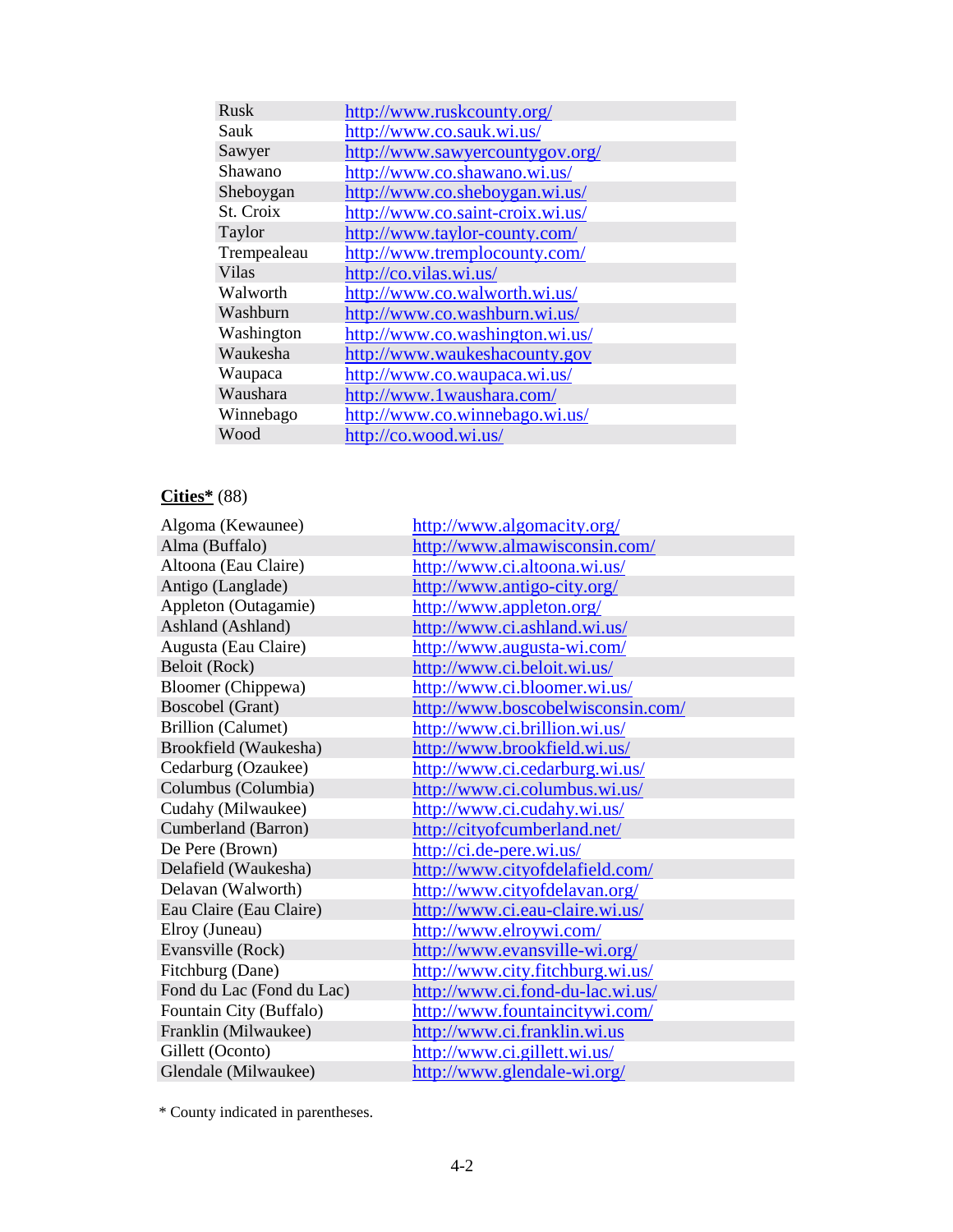| | |
|---|---|
| Rusk | http://www.ruskcounty.org/ |
| Sauk | http://www.co.sauk.wi.us/ |
| Sawyer | http://www.sawyercountygov.org/ |
| Shawano | http://www.co.shawano.wi.us/ |
| Sheboygan | http://www.co.sheboygan.wi.us/ |
| St. Croix | http://www.co.saint-croix.wi.us/ |
| Taylor | http://www.taylor-county.com/ |
| Trempealeau | http://www.tremplocounty.com/ |
| Vilas | http://co.vilas.wi.us/ |
| Walworth | http://www.co.walworth.wi.us/ |
| Washburn | http://www.co.washburn.wi.us/ |
| Washington | http://www.co.washington.wi.us/ |
| Waukesha | http://www.waukeshacounty.gov |
| Waupaca | http://www.co.waupaca.wi.us/ |
| Waushara | http://www.1waushara.com/ |
| Winnebago | http://www.co.winnebago.wi.us/ |
| Wood | http://co.wood.wi.us/ |

**Cities*** (88)

| | |
|---|---|
| Algoma (Kewaunee) | http://www.algomacity.org/ |
| Alma (Buffalo) | http://www.almawisconsin.com/ |
| Altoona (Eau Claire) | http://www.ci.altoona.wi.us/ |
| Antigo (Langlade) | http://www.antigo-city.org/ |
| Appleton (Outagamie) | http://www.appleton.org/ |
| Ashland (Ashland) | http://www.ci.ashland.wi.us/ |
| Augusta (Eau Claire) | http://www.augusta-wi.com/ |
| Beloit (Rock) | http://www.ci.beloit.wi.us/ |
| Bloomer (Chippewa) | http://www.ci.bloomer.wi.us/ |
| Boscobel (Grant) | http://www.boscobelwisconsin.com/ |
| Brillion (Calumet) | http://www.ci.brillion.wi.us/ |
| Brookfield (Waukesha) | http://www.brookfield.wi.us/ |
| Cedarburg (Ozaukee) | http://www.ci.cedarburg.wi.us/ |
| Columbus (Columbia) | http://www.ci.columbus.wi.us/ |
| Cudahy (Milwaukee) | http://www.ci.cudahy.wi.us/ |
| Cumberland (Barron) | http://cityofcumberland.net/ |
| De Pere (Brown) | http://ci.de-pere.wi.us/ |
| Delafield (Waukesha) | http://www.cityofdelafield.com/ |
| Delavan (Walworth) | http://www.cityofdelavan.org/ |
| Eau Claire (Eau Claire) | http://www.ci.eau-claire.wi.us/ |
| Elroy (Juneau) | http://www.elroywi.com/ |
| Evansville (Rock) | http://www.evansville-wi.org/ |
| Fitchburg (Dane) | http://www.city.fitchburg.wi.us/ |
| Fond du Lac (Fond du Lac) | http://www.ci.fond-du-lac.wi.us/ |
| Fountain City (Buffalo) | http://www.fountaincitywi.com/ |
| Franklin (Milwaukee) | http://www.ci.franklin.wi.us |
| Gillett (Oconto) | http://www.ci.gillett.wi.us/ |
| Glendale (Milwaukee) | http://www.glendale-wi.org/ |

* County indicated in parentheses.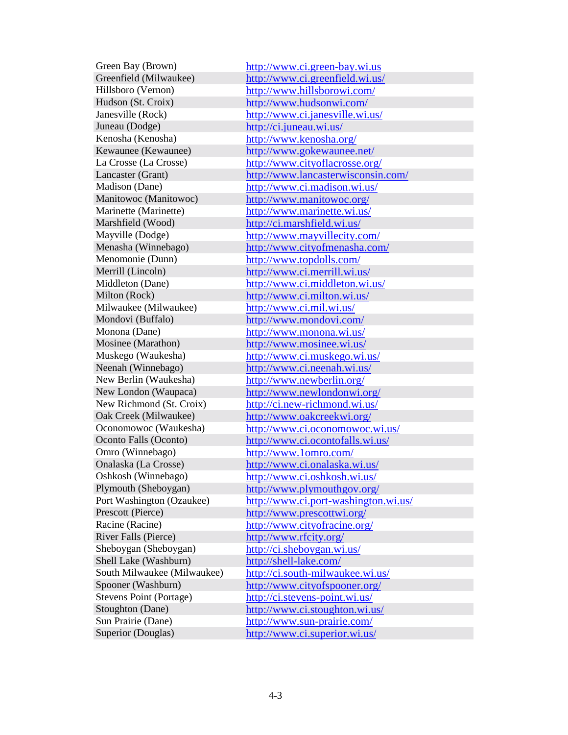| | |
|---|---|
| Green Bay (Brown) | http://www.ci.green-bay.wi.us |
| Greenfield (Milwaukee) | http://www.ci.greenfield.wi.us/ |
| Hillsboro (Vernon) | http://www.hillsborowi.com/ |
| Hudson (St. Croix) | http://www.hudsonwi.com/ |
| Janesville (Rock) | http://www.ci.janesville.wi.us/ |
| Juneau (Dodge) | http://ci.juneau.wi.us/ |
| Kenosha (Kenosha) | http://www.kenosha.org/ |
| Kewaunee (Kewaunee) | http://www.gokewaunee.net/ |
| La Crosse (La Crosse) | http://www.cityoflacrosse.org/ |
| Lancaster (Grant) | http://www.lancasterwisconsin.com/ |
| Madison (Dane) | http://www.ci.madison.wi.us/ |
| Manitowoc (Manitowoc) | http://www.manitowoc.org/ |
| Marinette (Marinette) | http://www.marinette.wi.us/ |
| Marshfield (Wood) | http://ci.marshfield.wi.us/ |
| Mayville (Dodge) | http://www.mayvillecity.com/ |
| Menasha (Winnebago) | http://www.cityofmenasha.com/ |
| Menomonie (Dunn) | http://www.topdolls.com/ |
| Merrill (Lincoln) | http://www.ci.merrill.wi.us/ |
| Middleton (Dane) | http://www.ci.middleton.wi.us/ |
| Milton (Rock) | http://www.ci.milton.wi.us/ |
| Milwaukee (Milwaukee) | http://www.ci.mil.wi.us/ |
| Mondovi (Buffalo) | http://www.mondovi.com/ |
| Monona (Dane) | http://www.monona.wi.us/ |
| Mosinee (Marathon) | http://www.mosinee.wi.us/ |
| Muskego (Waukesha) | http://www.ci.muskego.wi.us/ |
| Neenah (Winnebago) | http://www.ci.neenah.wi.us/ |
| New Berlin (Waukesha) | http://www.newberlin.org/ |
| New London (Waupaca) | http://www.newlondonwi.org/ |
| New Richmond (St. Croix) | http://ci.new-richmond.wi.us/ |
| Oak Creek (Milwaukee) | http://www.oakcreekwi.org/ |
| Oconomowoc (Waukesha) | http://www.ci.oconomowoc.wi.us/ |
| Oconto Falls (Oconto) | http://www.ci.ocontofalls.wi.us/ |
| Omro (Winnebago) | http://www.1omro.com/ |
| Onalaska (La Crosse) | http://www.ci.onalaska.wi.us/ |
| Oshkosh (Winnebago) | http://www.ci.oshkosh.wi.us/ |
| Plymouth (Sheboygan) | http://www.plymouthgov.org/ |
| Port Washington (Ozaukee) | http://www.ci.port-washington.wi.us/ |
| Prescott (Pierce) | http://www.prescottwi.org/ |
| Racine (Racine) | http://www.cityofracine.org/ |
| River Falls (Pierce) | http://www.rfcity.org/ |
| Sheboygan (Sheboygan) | http://ci.sheboygan.wi.us/ |
| Shell Lake (Washburn) | http://shell-lake.com/ |
| South Milwaukee (Milwaukee) | http://ci.south-milwaukee.wi.us/ |
| Spooner (Washburn) | http://www.cityofspooner.org/ |
| Stevens Point (Portage) | http://ci.stevens-point.wi.us/ |
| Stoughton (Dane) | http://www.ci.stoughton.wi.us/ |
| Sun Prairie (Dane) | http://www.sun-prairie.com/ |
| Superior (Douglas) | http://www.ci.superior.wi.us/ |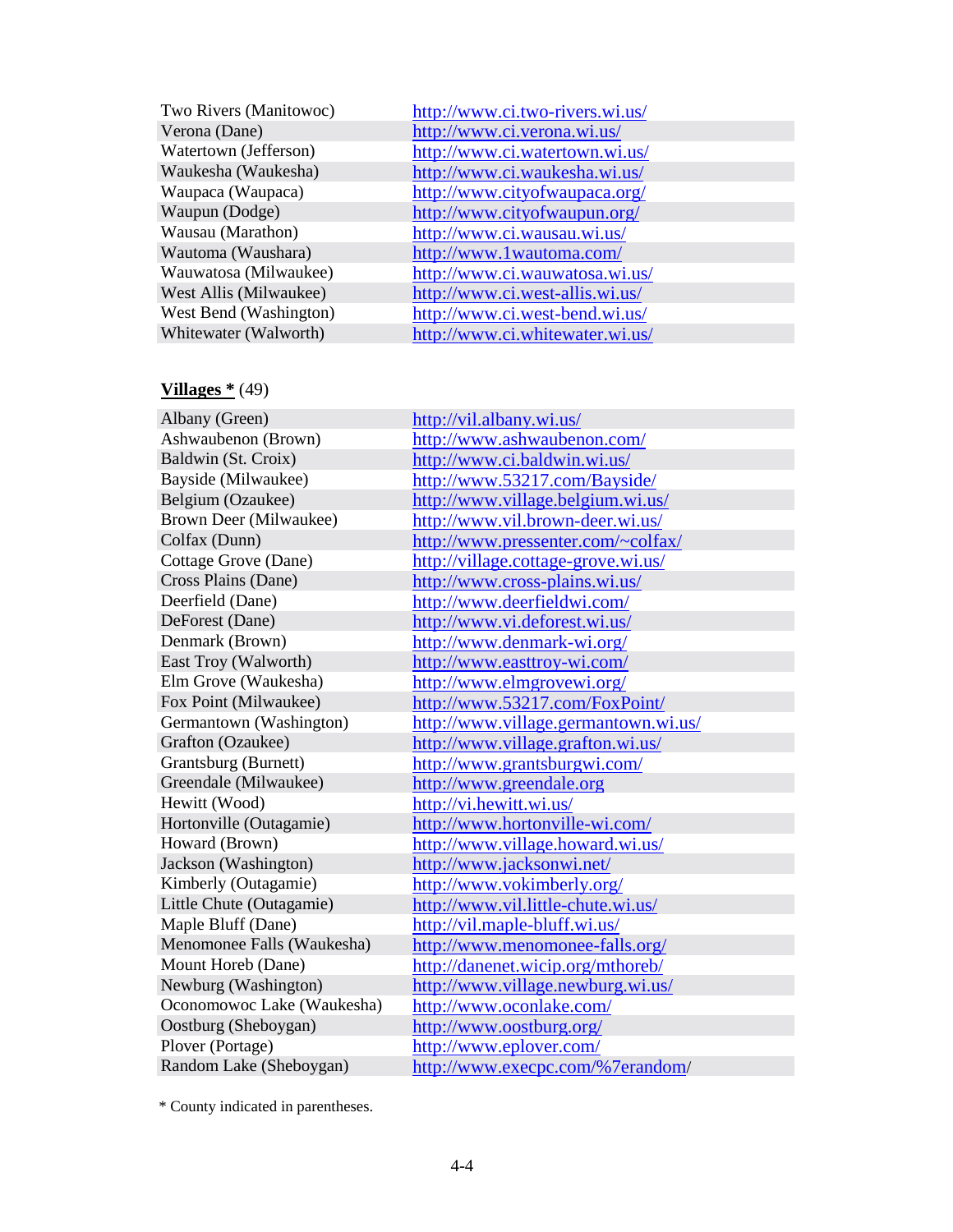| | |
|---|---|
| Two Rivers (Manitowoc) | http://www.ci.two-rivers.wi.us/ |
| Verona (Dane) | http://www.ci.verona.wi.us/ |
| Watertown (Jefferson) | http://www.ci.watertown.wi.us/ |
| Waukesha (Waukesha) | http://www.ci.waukesha.wi.us/ |
| Waupaca (Waupaca) | http://www.cityofwaupaca.org/ |
| Waupun (Dodge) | http://www.cityofwaupun.org/ |
| Wausau (Marathon) | http://www.ci.wausau.wi.us/ |
| Wautoma (Waushara) | http://www.1wautoma.com/ |
| Wauwatosa (Milwaukee) | http://www.ci.wauwatosa.wi.us/ |
| West Allis (Milwaukee) | http://www.ci.west-allis.wi.us/ |
| West Bend (Washington) | http://www.ci.west-bend.wi.us/ |
| Whitewater (Walworth) | http://www.ci.whitewater.wi.us/ |

**Villages *** (49)

| | |
|---|---|
| Albany (Green) | http://vil.albany.wi.us/ |
| Ashwaubenon (Brown) | http://www.ashwaubenon.com/ |
| Baldwin (St. Croix) | http://www.ci.baldwin.wi.us/ |
| Bayside (Milwaukee) | http://www.53217.com/Bayside/ |
| Belgium (Ozaukee) | http://www.village.belgium.wi.us/ |
| Brown Deer (Milwaukee) | http://www.vil.brown-deer.wi.us/ |
| Colfax (Dunn) | http://www.pressenter.com/~colfax/ |
| Cottage Grove (Dane) | http://village.cottage-grove.wi.us/ |
| Cross Plains (Dane) | http://www.cross-plains.wi.us/ |
| Deerfield (Dane) | http://www.deerfieldwi.com/ |
| DeForest (Dane) | http://www.vi.deforest.wi.us/ |
| Denmark (Brown) | http://www.denmark-wi.org/ |
| East Troy (Walworth) | http://www.easttroy-wi.com/ |
| Elm Grove (Waukesha) | http://www.elmgrovewi.org/ |
| Fox Point (Milwaukee) | http://www.53217.com/FoxPoint/ |
| Germantown (Washington) | http://www.village.germantown.wi.us/ |
| Grafton (Ozaukee) | http://www.village.grafton.wi.us/ |
| Grantsburg (Burnett) | http://www.grantsburgwi.com/ |
| Greendale (Milwaukee) | http://www.greendale.org |
| Hewitt (Wood) | http://vi.hewitt.wi.us/ |
| Hortonville (Outagamie) | http://www.hortonville-wi.com/ |
| Howard (Brown) | http://www.village.howard.wi.us/ |
| Jackson (Washington) | http://www.jacksonwi.net/ |
| Kimberly (Outagamie) | http://www.vokimberly.org/ |
| Little Chute (Outagamie) | http://www.vil.little-chute.wi.us/ |
| Maple Bluff (Dane) | http://vil.maple-bluff.wi.us/ |
| Menomonee Falls (Waukesha) | http://www.menomonee-falls.org/ |
| Mount Horeb (Dane) | http://danenet.wicip.org/mthoreb/ |
| Newburg (Washington) | http://www.village.newburg.wi.us/ |
| Oconomowoc Lake (Waukesha) | http://www.oconlake.com/ |
| Oostburg (Sheboygan) | http://www.oostburg.org/ |
| Plover (Portage) | http://www.eplover.com/ |
| Random Lake (Sheboygan) | http://www.execpc.com/%7erandom/ |

* County indicated in parentheses.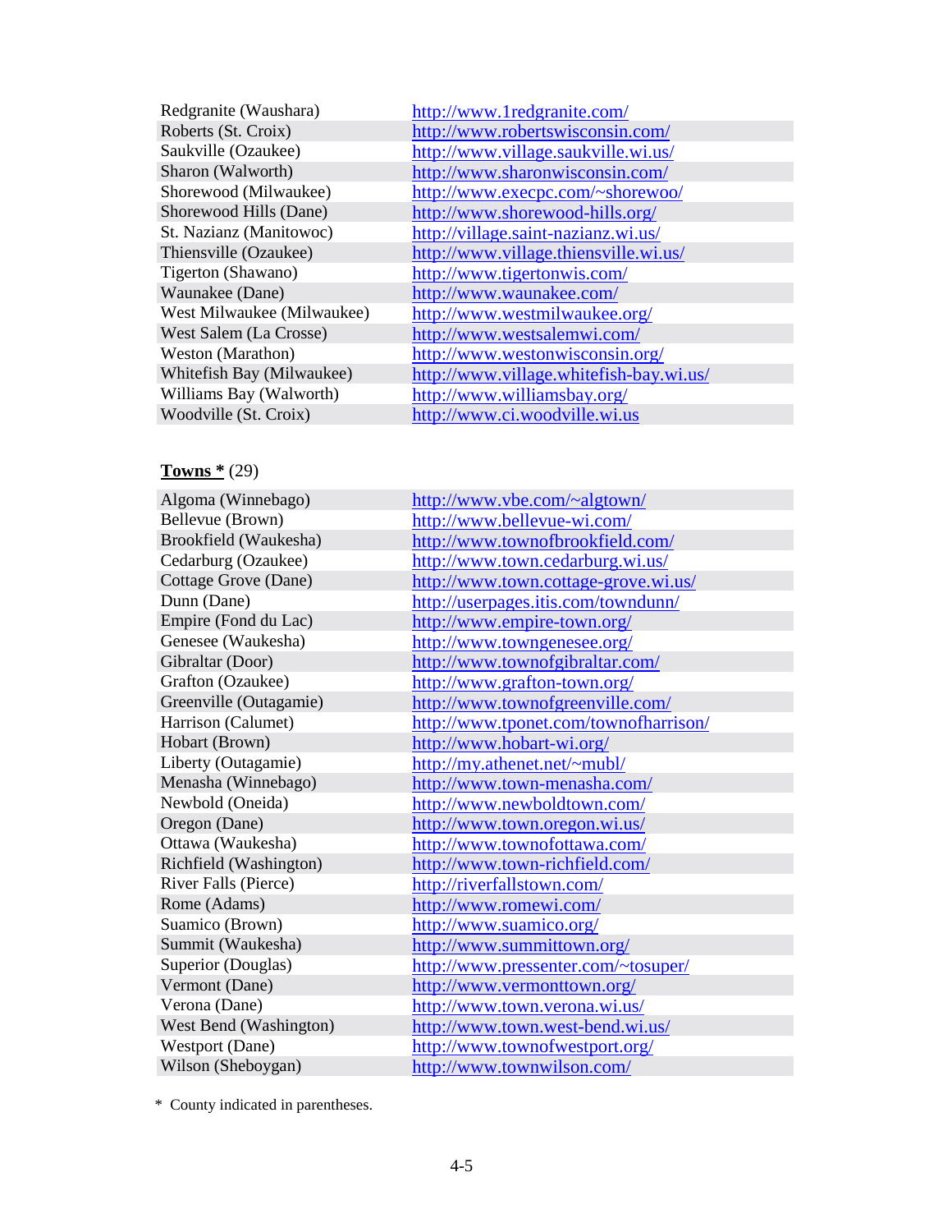| | |
|---|---|
| Redgranite (Waushara) | http://www.1redgranite.com/ |
| Roberts (St. Croix) | http://www.robertswisconsin.com/ |
| Saukville (Ozaukee) | http://www.village.saukville.wi.us/ |
| Sharon (Walworth) | http://www.sharonwisconsin.com/ |
| Shorewood (Milwaukee) | http://www.execpc.com/~shorewoo/ |
| Shorewood Hills (Dane) | http://www.shorewood-hills.org/ |
| St. Nazianz (Manitowoc) | http://village.saint-nazianz.wi.us/ |
| Thiensville (Ozaukee) | http://www.village.thiensville.wi.us/ |
| Tigerton (Shawano) | http://www.tigertonwis.com/ |
| Waunakee (Dane) | http://www.waunakee.com/ |
| West Milwaukee (Milwaukee) | http://www.westmilwaukee.org/ |
| West Salem (La Crosse) | http://www.westsalemwi.com/ |
| Weston (Marathon) | http://www.westonwisconsin.org/ |
| Whitefish Bay (Milwaukee) | http://www.village.whitefish-bay.wi.us/ |
| Williams Bay (Walworth) | http://www.williamsbay.org/ |
| Woodville (St. Croix) | http://www.ci.woodville.wi.us |

**Towns *** (29)

| | |
|---|---|
| Algoma (Winnebago) | http://www.vbe.com/~algtown/ |
| Bellevue (Brown) | http://www.bellevue-wi.com/ |
| Brookfield (Waukesha) | http://www.townofbrookfield.com/ |
| Cedarburg (Ozaukee) | http://www.town.cedarburg.wi.us/ |
| Cottage Grove (Dane) | http://www.town.cottage-grove.wi.us/ |
| Dunn (Dane) | http://userpages.itis.com/towndunn/ |
| Empire (Fond du Lac) | http://www.empire-town.org/ |
| Genesee (Waukesha) | http://www.towngenesee.org/ |
| Gibraltar (Door) | http://www.townofgibraltar.com/ |
| Grafton (Ozaukee) | http://www.grafton-town.org/ |
| Greenville (Outagamie) | http://www.townofgreenville.com/ |
| Harrison (Calumet) | http://www.tponet.com/townofharrison/ |
| Hobart (Brown) | http://www.hobart-wi.org/ |
| Liberty (Outagamie) | http://my.athenet.net/~mubl/ |
| Menasha (Winnebago) | http://www.town-menasha.com/ |
| Newbold (Oneida) | http://www.newboldtown.com/ |
| Oregon (Dane) | http://www.town.oregon.wi.us/ |
| Ottawa (Waukesha) | http://www.townofottawa.com/ |
| Richfield (Washington) | http://www.town-richfield.com/ |
| River Falls (Pierce) | http://riverfallstown.com/ |
| Rome (Adams) | http://www.romewi.com/ |
| Suamico (Brown) | http://www.suamico.org/ |
| Summit (Waukesha) | http://www.summittown.org/ |
| Superior (Douglas) | http://www.pressenter.com/~tosuper/ |
| Vermont (Dane) | http://www.vermonttown.org/ |
| Verona (Dane) | http://www.town.verona.wi.us/ |
| West Bend (Washington) | http://www.town.west-bend.wi.us/ |
| Westport (Dane) | http://www.townofwestport.org/ |
| Wilson (Sheboygan) | http://www.townwilson.com/ |

* County indicated in parentheses.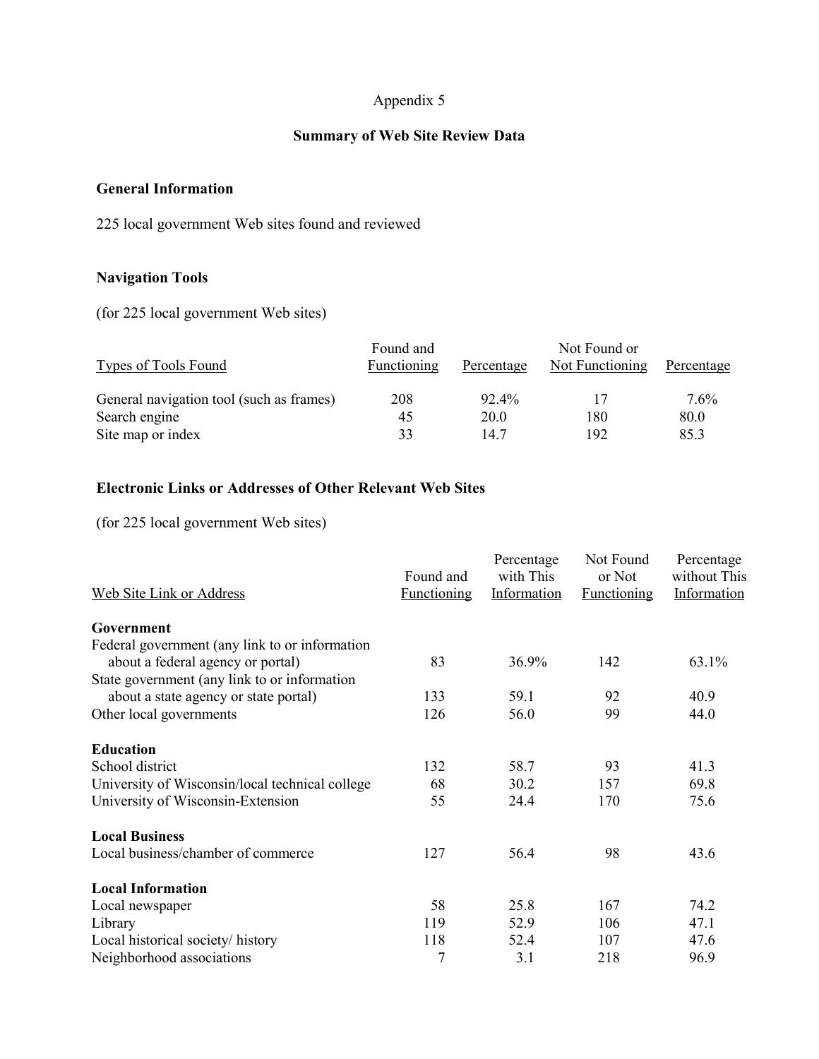# Appendix 5

## Summary of Web Site Review Data

### General Information

225 local government Web sites found and reviewed

### Navigation Tools

(for 225 local government Web sites)

| Types of Tools Found | Found and Functioning | Percentage | Not Found or Not Functioning | Percentage |
|---|---|---|---|---|
| General navigation tool (such as frames) | 208 | 92.4% | 17 | 7.6% |
| Search engine | 45 | 20.0 | 180 | 80.0 |
| Site map or index | 33 | 14.7 | 192 | 85.3 |

### Electronic Links or Addresses of Other Relevant Web Sites

(for 225 local government Web sites)

| Web Site Link or Address | Found and Functioning | Percentage with This Information | Not Found or Not Functioning | Percentage without This Information |
|---|---|---|---|---|
| **Government** | | | | |
| Federal government (any link to or information about a federal agency or portal) | 83 | 36.9% | 142 | 63.1% |
| State government (any link to or information about a state agency or state portal) | 133 | 59.1 | 92 | 40.9 |
| Other local governments | 126 | 56.0 | 99 | 44.0 |
| **Education** | | | | |
| School district | 132 | 58.7 | 93 | 41.3 |
| University of Wisconsin/local technical college | 68 | 30.2 | 157 | 69.8 |
| University of Wisconsin-Extension | 55 | 24.4 | 170 | 75.6 |
| **Local Business** | | | | |
| Local business/chamber of commerce | 127 | 56.4 | 98 | 43.6 |
| **Local Information** | | | | |
| Local newspaper | 58 | 25.8 | 167 | 74.2 |
| Library | 119 | 52.9 | 106 | 47.1 |
| Local historical society/ history | 118 | 52.4 | 107 | 47.6 |
| Neighborhood associations | 7 | 3.1 | 218 | 96.9 |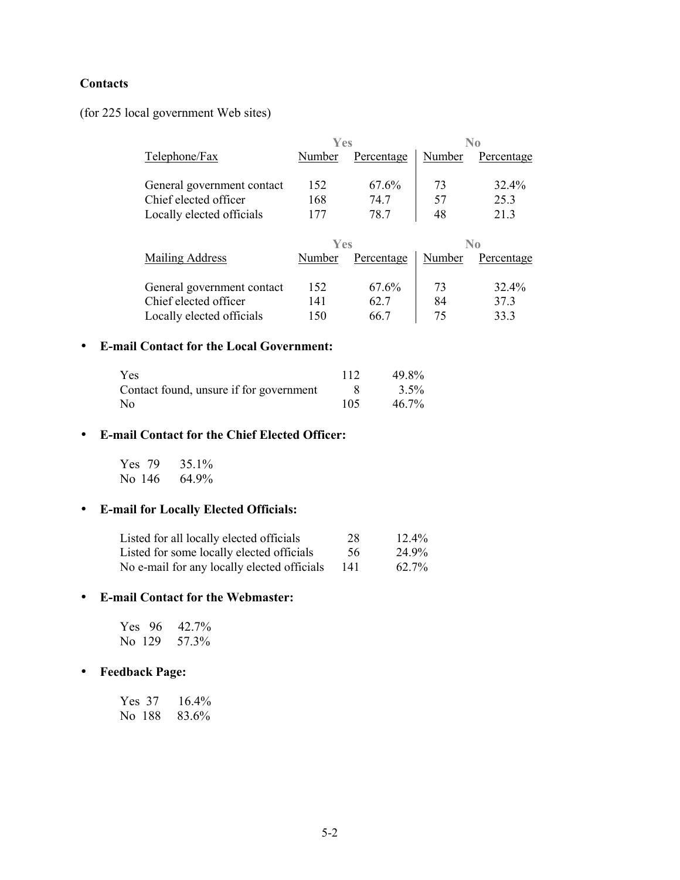**Contacts**

(for 225 local government Web sites)

| | Yes | | No | |
|---|---|---|---|---|
| Telephone/Fax | Number | Percentage | Number | Percentage |
| General government contact | 152 | 67.6% | 73 | 32.4% |
| Chief elected officer | 168 | 74.7 | 57 | 25.3 |
| Locally elected officials | 177 | 78.7 | 48 | 21.3 |

| | Yes | | No | |
|---|---|---|---|---|
| Mailing Address | Number | Percentage | Number | Percentage |
| General government contact | 152 | 67.6% | 73 | 32.4% |
| Chief elected officer | 141 | 62.7 | 84 | 37.3 |
| Locally elected officials | 150 | 66.7 | 75 | 33.3 |

- **E-mail Contact for the Local Government:**

| | | |
|---|---|---|
| Yes | 112 | 49.8% |
| Contact found, unsure if for government | 8 | 3.5% |
| No | 105 | 46.7% |

- **E-mail Contact for the Chief Elected Officer:**

| | | |
|---|---|---|
| Yes | 79 | 35.1% |
| No | 146 | 64.9% |

- **E-mail for Locally Elected Officials:**

| | | |
|---|---|---|
| Listed for all locally elected officials | 28 | 12.4% |
| Listed for some locally elected officials | 56 | 24.9% |
| No e-mail for any locally elected officials | 141 | 62.7% |

- **E-mail Contact for the Webmaster:**

| | | |
|---|---|---|
| Yes | 96 | 42.7% |
| No | 129 | 57.3% |

- **Feedback Page:**

| | | |
|---|---|---|
| Yes | 37 | 16.4% |
| No | 188 | 83.6% |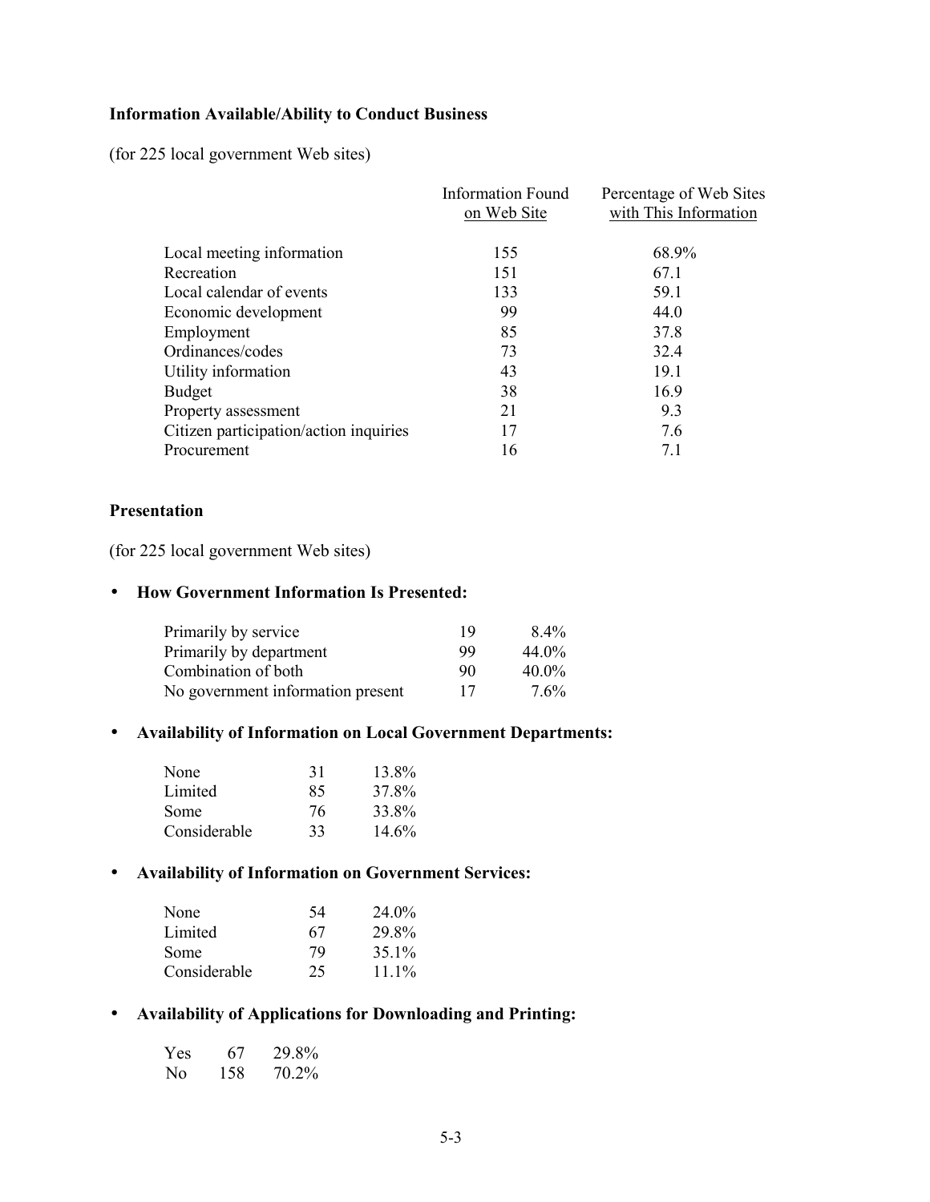**Information Available/Ability to Conduct Business**

(for 225 local government Web sites)

| | Information Found on Web Site | Percentage of Web Sites with This Information |
|---|---|---|
| Local meeting information | 155 | 68.9% |
| Recreation | 151 | 67.1 |
| Local calendar of events | 133 | 59.1 |
| Economic development | 99 | 44.0 |
| Employment | 85 | 37.8 |
| Ordinances/codes | 73 | 32.4 |
| Utility information | 43 | 19.1 |
| Budget | 38 | 16.9 |
| Property assessment | 21 | 9.3 |
| Citizen participation/action inquiries | 17 | 7.6 |
| Procurement | 16 | 7.1 |

**Presentation**

(for 225 local government Web sites)

- **How Government Information Is Presented:**

| | | |
|---|---|---|
| Primarily by service | 19 | 8.4% |
| Primarily by department | 99 | 44.0% |
| Combination of both | 90 | 40.0% |
| No government information present | 17 | 7.6% |

- **Availability of Information on Local Government Departments:**

| | | |
|---|---|---|
| None | 31 | 13.8% |
| Limited | 85 | 37.8% |
| Some | 76 | 33.8% |
| Considerable | 33 | 14.6% |

- **Availability of Information on Government Services:**

| | | |
|---|---|---|
| None | 54 | 24.0% |
| Limited | 67 | 29.8% |
| Some | 79 | 35.1% |
| Considerable | 25 | 11.1% |

- **Availability of Applications for Downloading and Printing:**

| | | |
|---|---|---|
| Yes | 67 | 29.8% |
| No | 158 | 70.2% |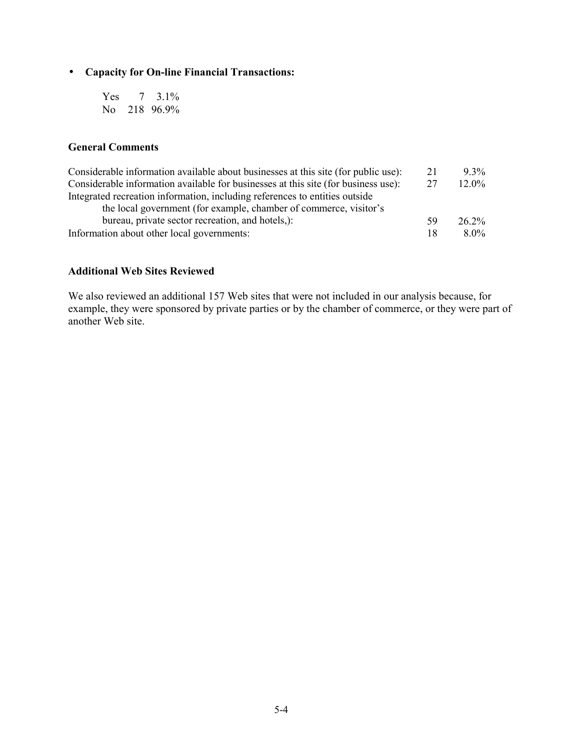- **Capacity for On-line Financial Transactions:**

| | | |
|---|---|---|
| Yes | 7 | 3.1% |
| No | 218 | 96.9% |

### General Comments

| | | |
|---|---|---|
| Considerable information available about businesses at this site (for public use): | 21 | 9.3% |
| Considerable information available for businesses at this site (for business use): | 27 | 12.0% |
| Integrated recreation information, including references to entities outside the local government (for example, chamber of commerce, visitor's bureau, private sector recreation, and hotels,): | 59 | 26.2% |
| Information about other local governments: | 18 | 8.0% |

### Additional Web Sites Reviewed

We also reviewed an additional 157 Web sites that were not included in our analysis because, for example, they were sponsored by private parties or by the chamber of commerce, or they were part of another Web site.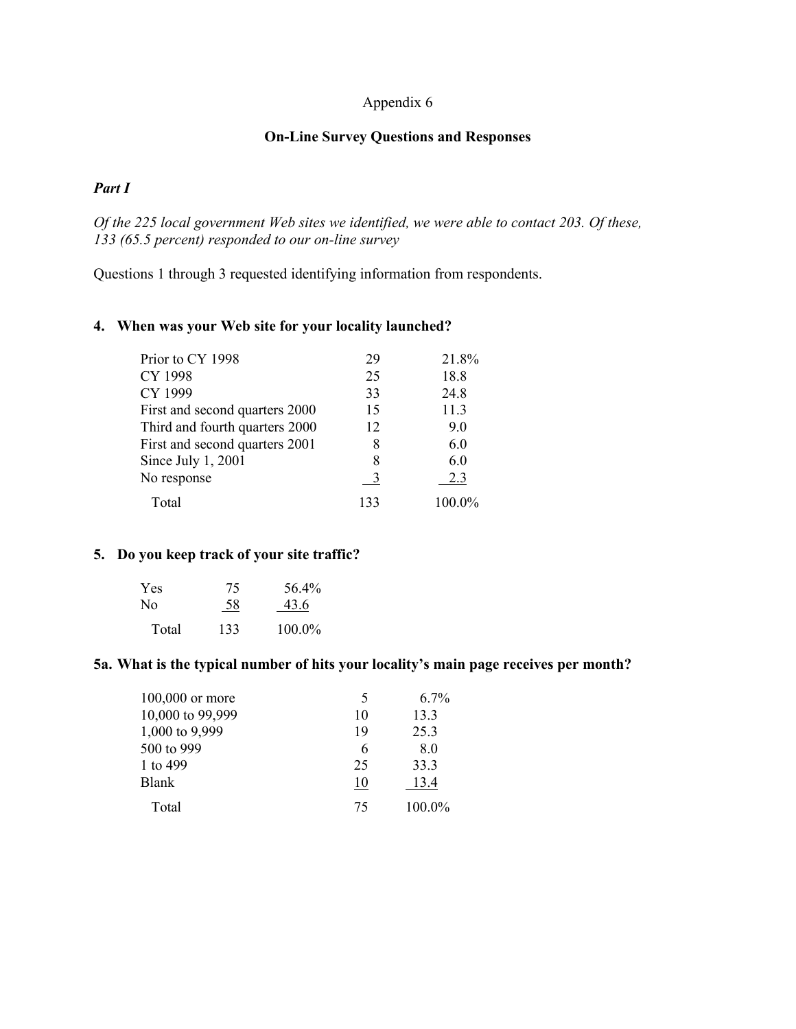Appendix 6

## On-Line Survey Questions and Responses

### *Part I*

*Of the 225 local government Web sites we identified, we were able to contact 203. Of these, 133 (65.5 percent) responded to our on-line survey*

Questions 1 through 3 requested identifying information from respondents.

### 4. When was your Web site for your locality launched?

| Response | Number | Percent |
|---|---|---|
| Prior to CY 1998 | 29 | 21.8% |
| CY 1998 | 25 | 18.8 |
| CY 1999 | 33 | 24.8 |
| First and second quarters 2000 | 15 | 11.3 |
| Third and fourth quarters 2000 | 12 | 9.0 |
| First and second quarters 2001 | 8 | 6.0 |
| Since July 1, 2001 | 8 | 6.0 |
| No response | 3 | 2.3 |
| Total | 133 | 100.0% |

### 5. Do you keep track of your site traffic?

| Response | Number | Percent |
|---|---|---|
| Yes | 75 | 56.4% |
| No | 58 | 43.6 |
| Total | 133 | 100.0% |

### 5a. What is the typical number of hits your locality's main page receives per month?

| Response | Number | Percent |
|---|---|---|
| 100,000 or more | 5 | 6.7% |
| 10,000 to 99,999 | 10 | 13.3 |
| 1,000 to 9,999 | 19 | 25.3 |
| 500 to 999 | 6 | 8.0 |
| 1 to 499 | 25 | 33.3 |
| Blank | 10 | 13.4 |
| Total | 75 | 100.0% |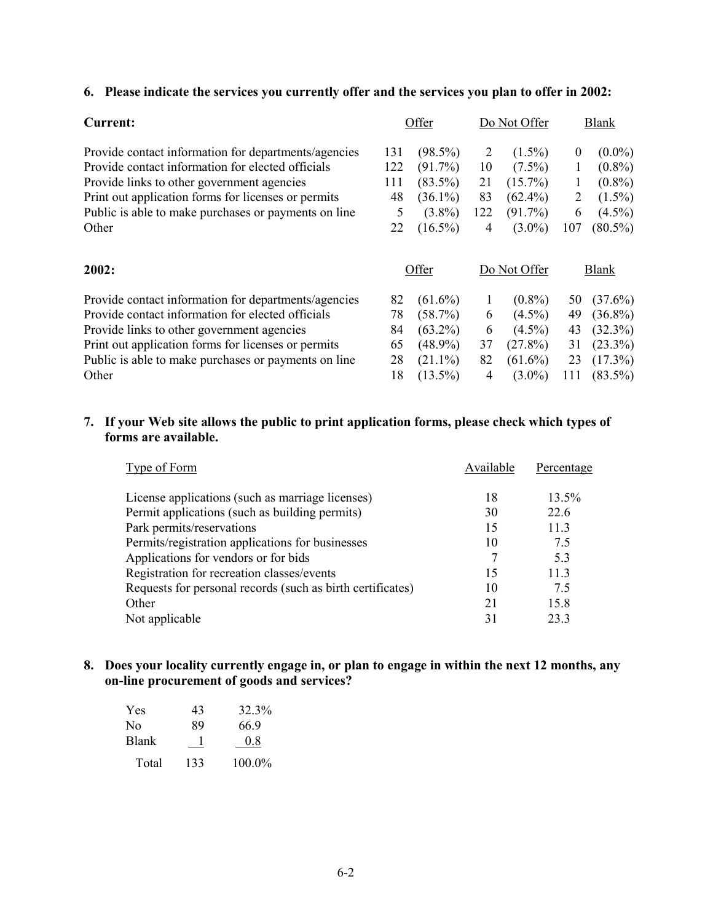**6. Please indicate the services you currently offer and the services you plan to offer in 2002:**

| **Current:** | Offer | | Do Not Offer | | Blank | |
|---|---|---|---|---|---|---|
| Provide contact information for departments/agencies | 131 | (98.5%) | 2 | (1.5%) | 0 | (0.0%) |
| Provide contact information for elected officials | 122 | (91.7%) | 10 | (7.5%) | 1 | (0.8%) |
| Provide links to other government agencies | 111 | (83.5%) | 21 | (15.7%) | 1 | (0.8%) |
| Print out application forms for licenses or permits | 48 | (36.1%) | 83 | (62.4%) | 2 | (1.5%) |
| Public is able to make purchases or payments on line | 5 | (3.8%) | 122 | (91.7%) | 6 | (4.5%) |
| Other | 22 | (16.5%) | 4 | (3.0%) | 107 | (80.5%) |

| **2002:** | Offer | | Do Not Offer | | Blank | |
|---|---|---|---|---|---|---|
| Provide contact information for departments/agencies | 82 | (61.6%) | 1 | (0.8%) | 50 | (37.6%) |
| Provide contact information for elected officials | 78 | (58.7%) | 6 | (4.5%) | 49 | (36.8%) |
| Provide links to other government agencies | 84 | (63.2%) | 6 | (4.5%) | 43 | (32.3%) |
| Print out application forms for licenses or permits | 65 | (48.9%) | 37 | (27.8%) | 31 | (23.3%) |
| Public is able to make purchases or payments on line | 28 | (21.1%) | 82 | (61.6%) | 23 | (17.3%) |
| Other | 18 | (13.5%) | 4 | (3.0%) | 111 | (83.5%) |

**7. If your Web site allows the public to print application forms, please check which types of forms are available.**

| Type of Form | Available | Percentage |
|---|---|---|
| License applications (such as marriage licenses) | 18 | 13.5% |
| Permit applications (such as building permits) | 30 | 22.6 |
| Park permits/reservations | 15 | 11.3 |
| Permits/registration applications for businesses | 10 | 7.5 |
| Applications for vendors or for bids | 7 | 5.3 |
| Registration for recreation classes/events | 15 | 11.3 |
| Requests for personal records (such as birth certificates) | 10 | 7.5 |
| Other | 21 | 15.8 |
| Not applicable | 31 | 23.3 |

**8. Does your locality currently engage in, or plan to engage in within the next 12 months, any on-line procurement of goods and services?**

| | | |
|---|---|---|
| Yes | 43 | 32.3% |
| No | 89 | 66.9 |
| Blank | 1 | 0.8 |
| Total | 133 | 100.0% |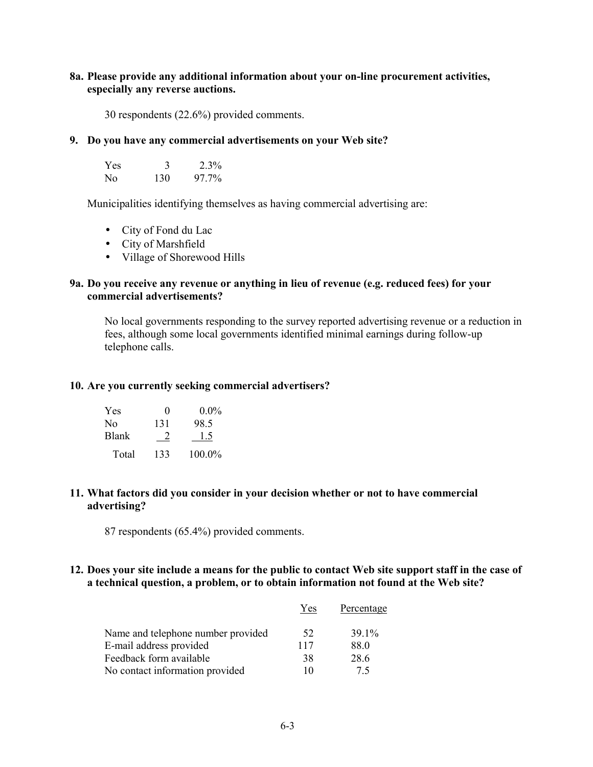**8a. Please provide any additional information about your on-line procurement activities, especially any reverse auctions.**

30 respondents (22.6%) provided comments.

**9. Do you have any commercial advertisements on your Web site?**

| | | |
|---|---|---|
| Yes | 3 | 2.3% |
| No | 130 | 97.7% |

Municipalities identifying themselves as having commercial advertising are:

- City of Fond du Lac
- City of Marshfield
- Village of Shorewood Hills

**9a. Do you receive any revenue or anything in lieu of revenue (e.g. reduced fees) for your commercial advertisements?**

No local governments responding to the survey reported advertising revenue or a reduction in fees, although some local governments identified minimal earnings during follow-up telephone calls.

**10. Are you currently seeking commercial advertisers?**

| | | |
|---|---|---|
| Yes | 0 | 0.0% |
| No | 131 | 98.5 |
| Blank | 2 | 1.5 |
| Total | 133 | 100.0% |

**11. What factors did you consider in your decision whether or not to have commercial advertising?**

87 respondents (65.4%) provided comments.

**12. Does your site include a means for the public to contact Web site support staff in the case of a technical question, a problem, or to obtain information not found at the Web site?**

| | Yes | Percentage |
|---|---|---|
| Name and telephone number provided | 52 | 39.1% |
| E-mail address provided | 117 | 88.0 |
| Feedback form available | 38 | 28.6 |
| No contact information provided | 10 | 7.5 |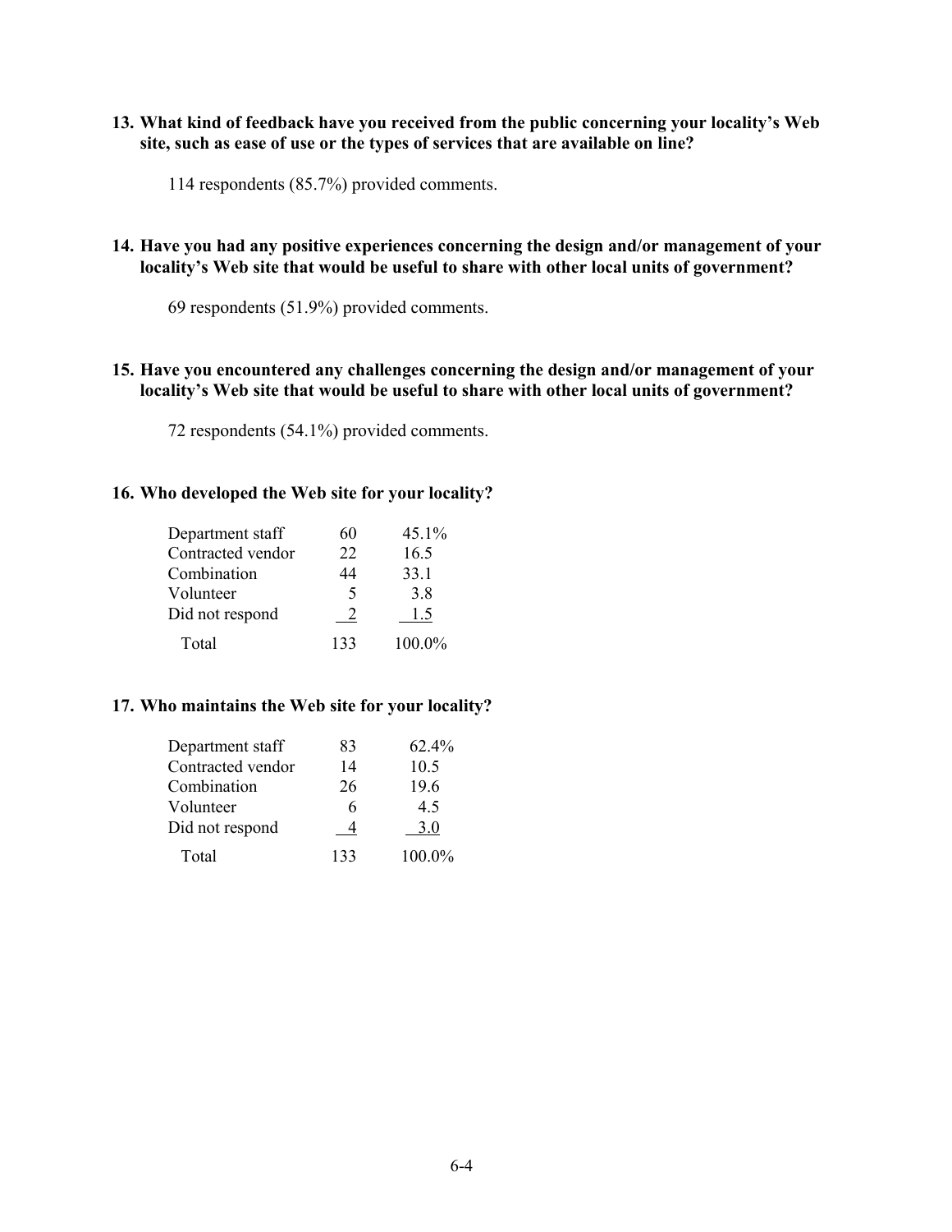**13. What kind of feedback have you received from the public concerning your locality's Web site, such as ease of use or the types of services that are available on line?**

114 respondents (85.7%) provided comments.

**14. Have you had any positive experiences concerning the design and/or management of your locality's Web site that would be useful to share with other local units of government?**

69 respondents (51.9%) provided comments.

**15. Have you encountered any challenges concerning the design and/or management of your locality's Web site that would be useful to share with other local units of government?**

72 respondents (54.1%) provided comments.

**16. Who developed the Web site for your locality?**

| | | |
|---|---|---|
| Department staff | 60 | 45.1% |
| Contracted vendor | 22 | 16.5 |
| Combination | 44 | 33.1 |
| Volunteer | 5 | 3.8 |
| Did not respond | 2 | 1.5 |
| Total | 133 | 100.0% |

**17. Who maintains the Web site for your locality?**

| | | |
|---|---|---|
| Department staff | 83 | 62.4% |
| Contracted vendor | 14 | 10.5 |
| Combination | 26 | 19.6 |
| Volunteer | 6 | 4.5 |
| Did not respond | 4 | 3.0 |
| Total | 133 | 100.0% |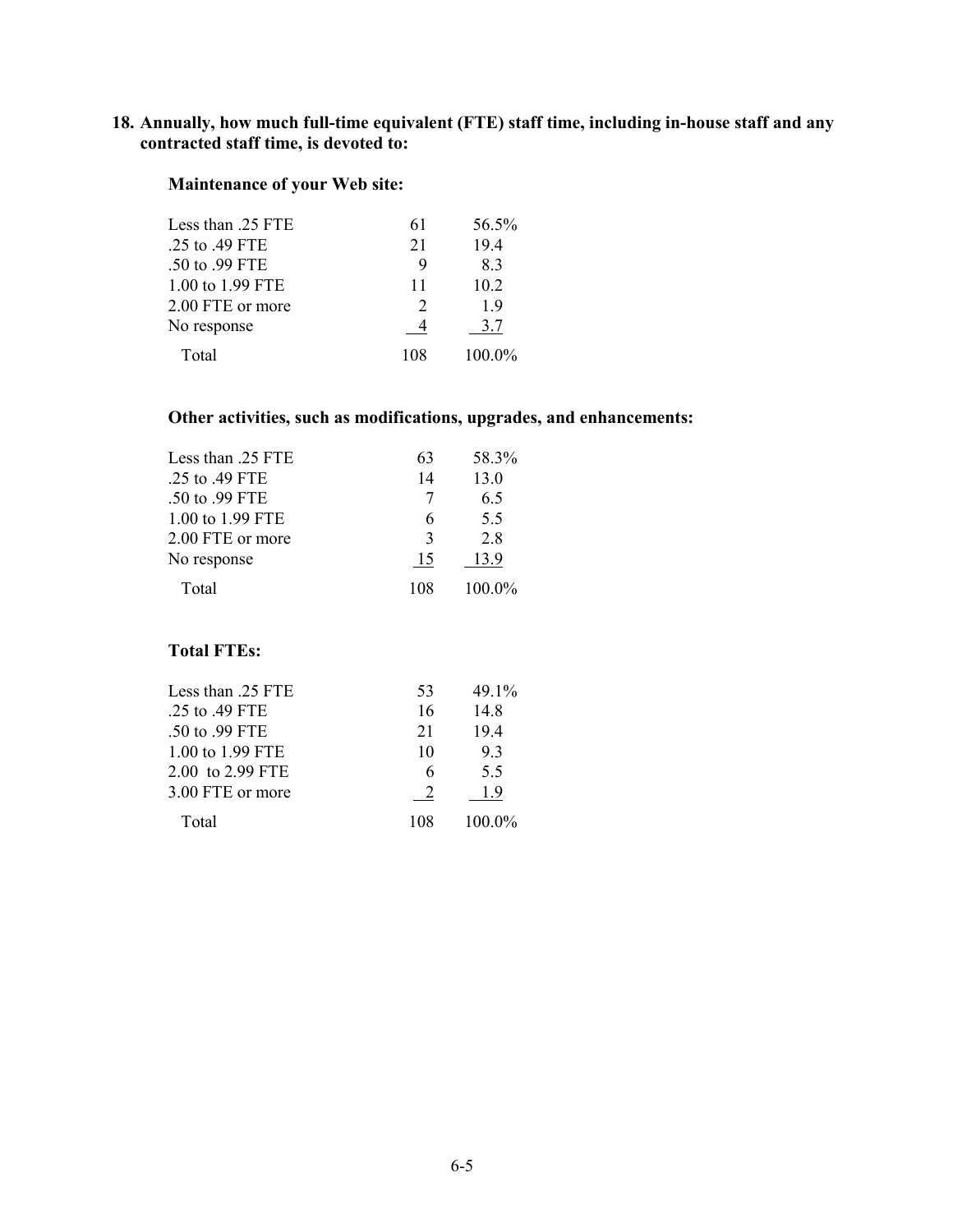**18. Annually, how much full-time equivalent (FTE) staff time, including in-house staff and any contracted staff time, is devoted to:**

**Maintenance of your Web site:**

| | | |
|---|---|---|
| Less than .25 FTE | 61 | 56.5% |
| .25 to .49 FTE | 21 | 19.4 |
| .50 to .99 FTE | 9 | 8.3 |
| 1.00 to 1.99 FTE | 11 | 10.2 |
| 2.00 FTE or more | 2 | 1.9 |
| No response | 4 | 3.7 |
| Total | 108 | 100.0% |

**Other activities, such as modifications, upgrades, and enhancements:**

| | | |
|---|---|---|
| Less than .25 FTE | 63 | 58.3% |
| .25 to .49 FTE | 14 | 13.0 |
| .50 to .99 FTE | 7 | 6.5 |
| 1.00 to 1.99 FTE | 6 | 5.5 |
| 2.00 FTE or more | 3 | 2.8 |
| No response | 15 | 13.9 |
| Total | 108 | 100.0% |

**Total FTEs:**

| | | |
|---|---|---|
| Less than .25 FTE | 53 | 49.1% |
| .25 to .49 FTE | 16 | 14.8 |
| .50 to .99 FTE | 21 | 19.4 |
| 1.00 to 1.99 FTE | 10 | 9.3 |
| 2.00 to 2.99 FTE | 6 | 5.5 |
| 3.00 FTE or more | 2 | 1.9 |
| Total | 108 | 100.0% |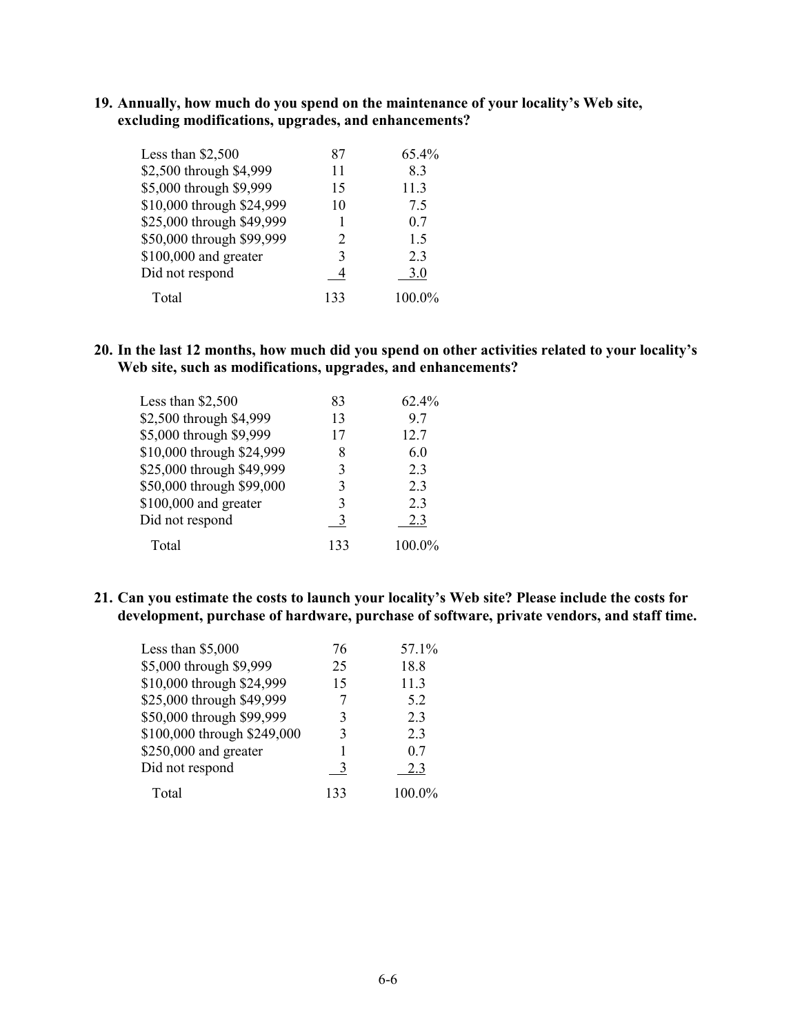**19. Annually, how much do you spend on the maintenance of your locality's Web site, excluding modifications, upgrades, and enhancements?**

| | | |
|---|---|---|
| Less than $2,500 | 87 | 65.4% |
| $2,500 through $4,999 | 11 | 8.3 |
| $5,000 through $9,999 | 15 | 11.3 |
| $10,000 through $24,999 | 10 | 7.5 |
| $25,000 through $49,999 | 1 | 0.7 |
| $50,000 through $99,999 | 2 | 1.5 |
| $100,000 and greater | 3 | 2.3 |
| Did not respond | 4 | 3.0 |
| Total | 133 | 100.0% |

**20. In the last 12 months, how much did you spend on other activities related to your locality's Web site, such as modifications, upgrades, and enhancements?**

| | | |
|---|---|---|
| Less than $2,500 | 83 | 62.4% |
| $2,500 through $4,999 | 13 | 9.7 |
| $5,000 through $9,999 | 17 | 12.7 |
| $10,000 through $24,999 | 8 | 6.0 |
| $25,000 through $49,999 | 3 | 2.3 |
| $50,000 through $99,000 | 3 | 2.3 |
| $100,000 and greater | 3 | 2.3 |
| Did not respond | 3 | 2.3 |
| Total | 133 | 100.0% |

**21. Can you estimate the costs to launch your locality's Web site? Please include the costs for development, purchase of hardware, purchase of software, private vendors, and staff time.**

| | | |
|---|---|---|
| Less than $5,000 | 76 | 57.1% |
| $5,000 through $9,999 | 25 | 18.8 |
| $10,000 through $24,999 | 15 | 11.3 |
| $25,000 through $49,999 | 7 | 5.2 |
| $50,000 through $99,999 | 3 | 2.3 |
| $100,000 through $249,000 | 3 | 2.3 |
| $250,000 and greater | 1 | 0.7 |
| Did not respond | 3 | 2.3 |
| Total | 133 | 100.0% |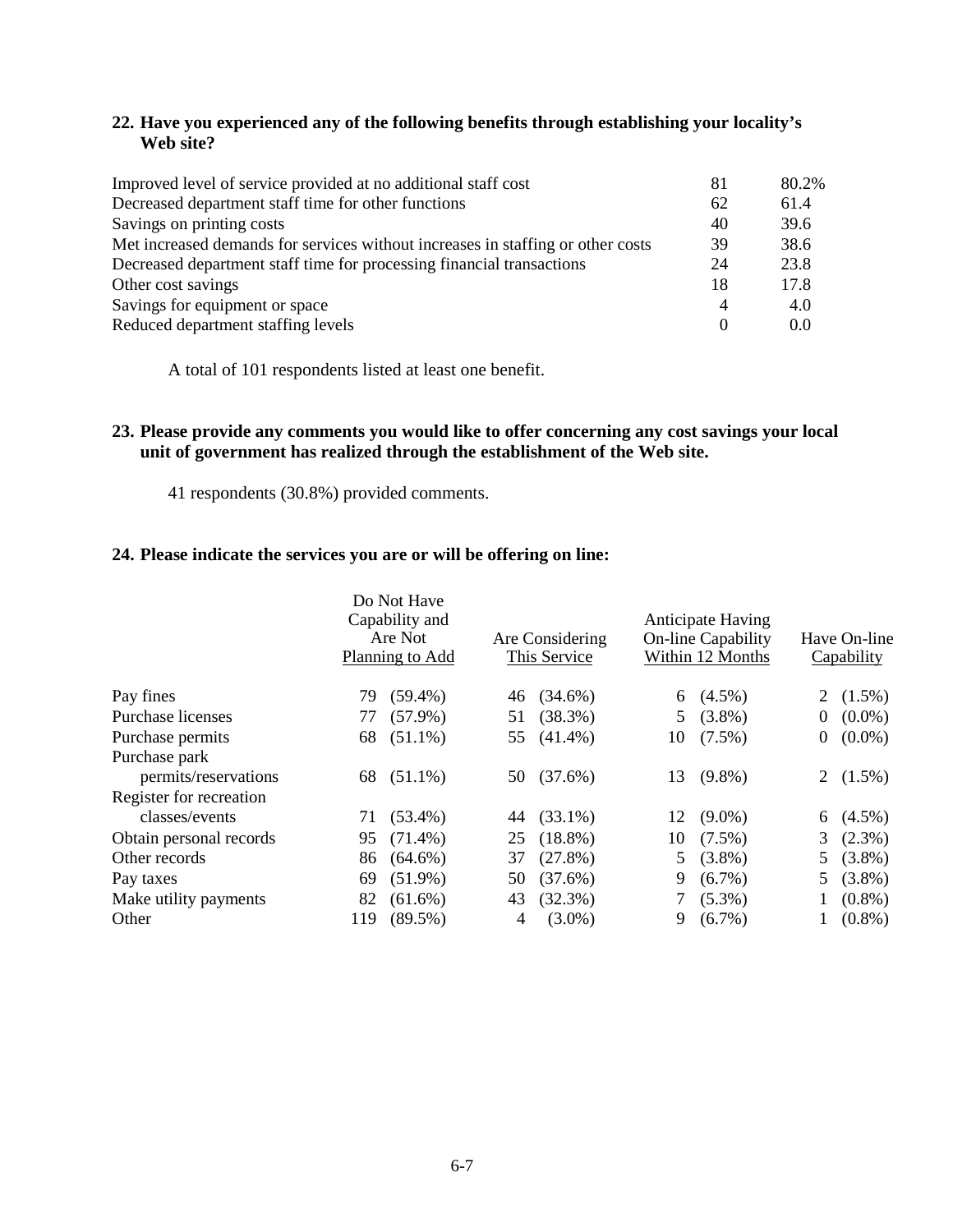**22. Have you experienced any of the following benefits through establishing your locality's Web site?**

| | | |
|---|---|---|
| Improved level of service provided at no additional staff cost | 81 | 80.2% |
| Decreased department staff time for other functions | 62 | 61.4 |
| Savings on printing costs | 40 | 39.6 |
| Met increased demands for services without increases in staffing or other costs | 39 | 38.6 |
| Decreased department staff time for processing financial transactions | 24 | 23.8 |
| Other cost savings | 18 | 17.8 |
| Savings for equipment or space | 4 | 4.0 |
| Reduced department staffing levels | 0 | 0.0 |

A total of 101 respondents listed at least one benefit.

**23. Please provide any comments you would like to offer concerning any cost savings your local unit of government has realized through the establishment of the Web site.**

41 respondents (30.8%) provided comments.

**24. Please indicate the services you are or will be offering on line:**

| | Do Not Have Capability and Are Not Planning to Add | Are Considering This Service | Anticipate Having On-line Capability Within 12 Months | Have On-line Capability |
|---|---|---|---|---|
| Pay fines | 79 (59.4%) | 46 (34.6%) | 6 (4.5%) | 2 (1.5%) |
| Purchase licenses | 77 (57.9%) | 51 (38.3%) | 5 (3.8%) | 0 (0.0%) |
| Purchase permits | 68 (51.1%) | 55 (41.4%) | 10 (7.5%) | 0 (0.0%) |
| Purchase park permits/reservations | 68 (51.1%) | 50 (37.6%) | 13 (9.8%) | 2 (1.5%) |
| Register for recreation classes/events | 71 (53.4%) | 44 (33.1%) | 12 (9.0%) | 6 (4.5%) |
| Obtain personal records | 95 (71.4%) | 25 (18.8%) | 10 (7.5%) | 3 (2.3%) |
| Other records | 86 (64.6%) | 37 (27.8%) | 5 (3.8%) | 5 (3.8%) |
| Pay taxes | 69 (51.9%) | 50 (37.6%) | 9 (6.7%) | 5 (3.8%) |
| Make utility payments | 82 (61.6%) | 43 (32.3%) | 7 (5.3%) | 1 (0.8%) |
| Other | 119 (89.5%) | 4 (3.0%) | 9 (6.7%) | 1 (0.8%) |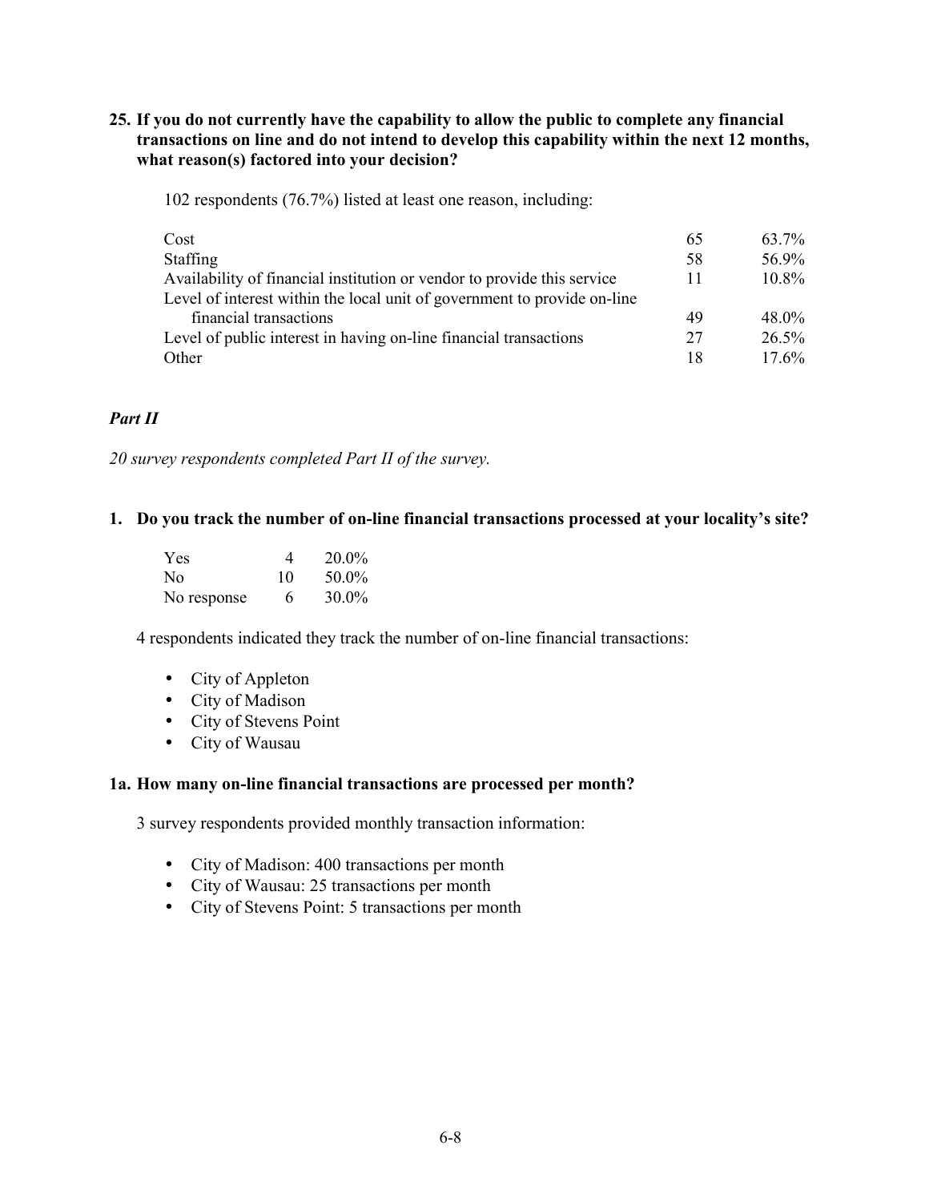**25. If you do not currently have the capability to allow the public to complete any financial transactions on line and do not intend to develop this capability within the next 12 months, what reason(s) factored into your decision?**

102 respondents (76.7%) listed at least one reason, including:

| | | |
|---|---|---|
| Cost | 65 | 63.7% |
| Staffing | 58 | 56.9% |
| Availability of financial institution or vendor to provide this service | 11 | 10.8% |
| Level of interest within the local unit of government to provide on-line financial transactions | 49 | 48.0% |
| Level of public interest in having on-line financial transactions | 27 | 26.5% |
| Other | 18 | 17.6% |

## *Part II*

*20 survey respondents completed Part II of the survey.*

**1. Do you track the number of on-line financial transactions processed at your locality's site?**

| | | |
|---|---|---|
| Yes | 4 | 20.0% |
| No | 10 | 50.0% |
| No response | 6 | 30.0% |

4 respondents indicated they track the number of on-line financial transactions:

- City of Appleton
- City of Madison
- City of Stevens Point
- City of Wausau

**1a. How many on-line financial transactions are processed per month?**

3 survey respondents provided monthly transaction information:

- City of Madison: 400 transactions per month
- City of Wausau: 25 transactions per month
- City of Stevens Point: 5 transactions per month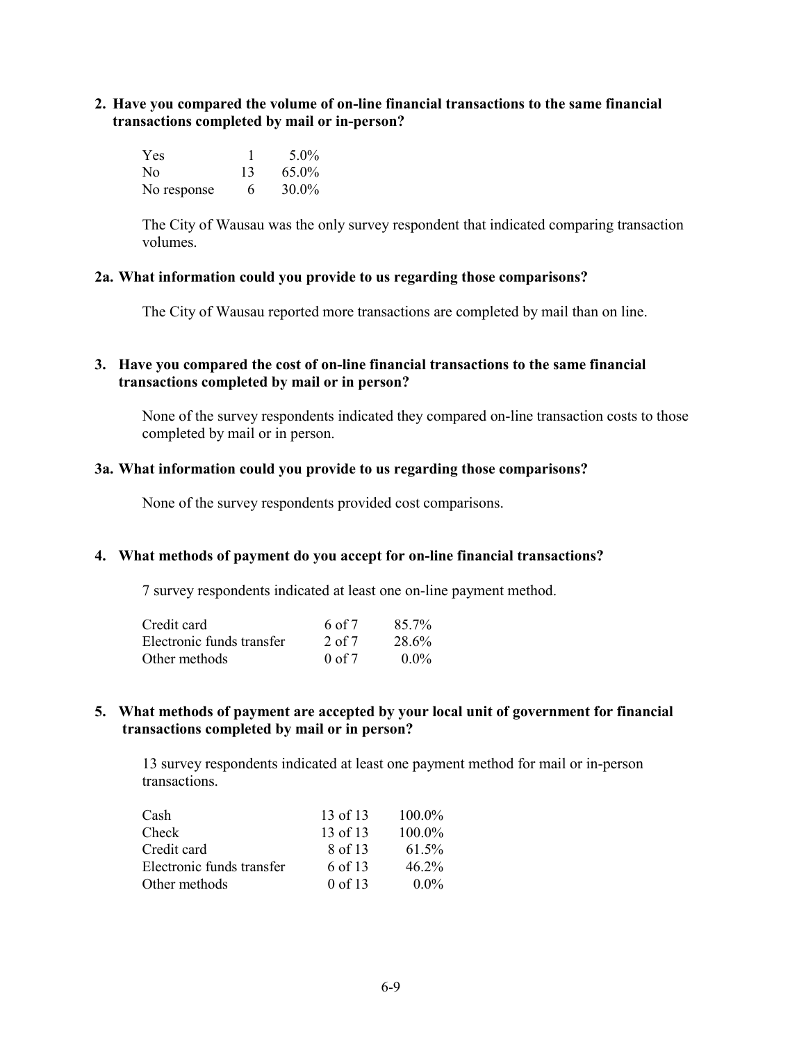**2. Have you compared the volume of on-line financial transactions to the same financial transactions completed by mail or in-person?**

| | | |
|---|---|---|
| Yes | 1 | 5.0% |
| No | 13 | 65.0% |
| No response | 6 | 30.0% |

The City of Wausau was the only survey respondent that indicated comparing transaction volumes.

**2a. What information could you provide to us regarding those comparisons?**

The City of Wausau reported more transactions are completed by mail than on line.

**3. Have you compared the cost of on-line financial transactions to the same financial transactions completed by mail or in person?**

None of the survey respondents indicated they compared on-line transaction costs to those completed by mail or in person.

**3a. What information could you provide to us regarding those comparisons?**

None of the survey respondents provided cost comparisons.

**4. What methods of payment do you accept for on-line financial transactions?**

7 survey respondents indicated at least one on-line payment method.

| | | |
|---|---|---|
| Credit card | 6 of 7 | 85.7% |
| Electronic funds transfer | 2 of 7 | 28.6% |
| Other methods | 0 of 7 | 0.0% |

**5. What methods of payment are accepted by your local unit of government for financial transactions completed by mail or in person?**

13 survey respondents indicated at least one payment method for mail or in-person transactions.

| | | |
|---|---|---|
| Cash | 13 of 13 | 100.0% |
| Check | 13 of 13 | 100.0% |
| Credit card | 8 of 13 | 61.5% |
| Electronic funds transfer | 6 of 13 | 46.2% |
| Other methods | 0 of 13 | 0.0% |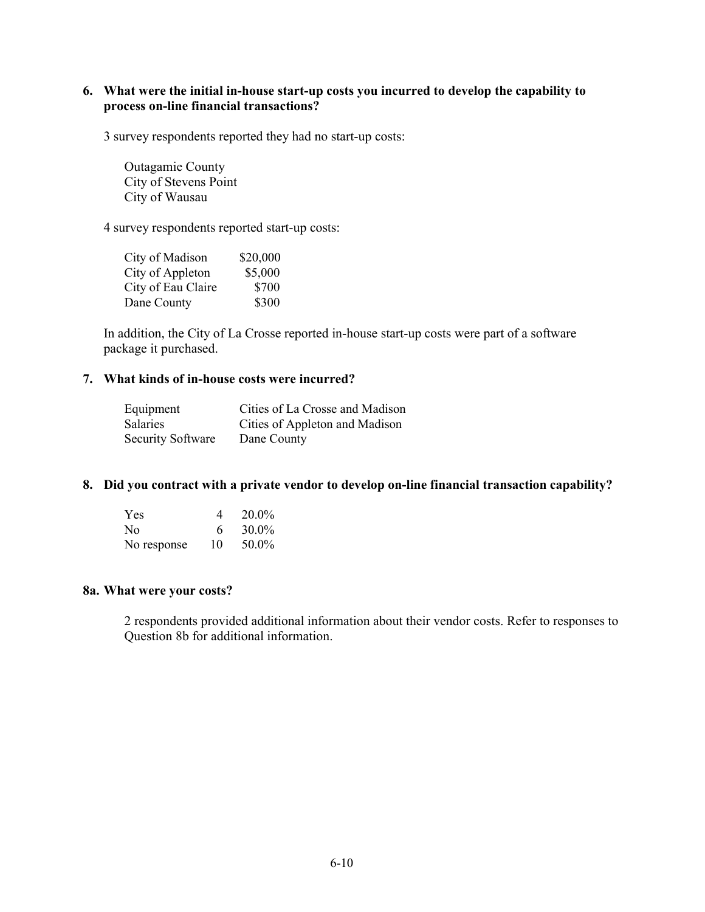**6. What were the initial in-house start-up costs you incurred to develop the capability to process on-line financial transactions?**

3 survey respondents reported they had no start-up costs:

Outagamie County
City of Stevens Point
City of Wausau

4 survey respondents reported start-up costs:

| | |
|---|---|
| City of Madison | $20,000 |
| City of Appleton | $5,000 |
| City of Eau Claire | $700 |
| Dane County | $300 |

In addition, the City of La Crosse reported in-house start-up costs were part of a software package it purchased.

**7. What kinds of in-house costs were incurred?**

| | |
|---|---|
| Equipment | Cities of La Crosse and Madison |
| Salaries | Cities of Appleton and Madison |
| Security Software | Dane County |

**8. Did you contract with a private vendor to develop on-line financial transaction capability?**

| | | |
|---|---|---|
| Yes | 4 | 20.0% |
| No | 6 | 30.0% |
| No response | 10 | 50.0% |

**8a. What were your costs?**

2 respondents provided additional information about their vendor costs. Refer to responses to Question 8b for additional information.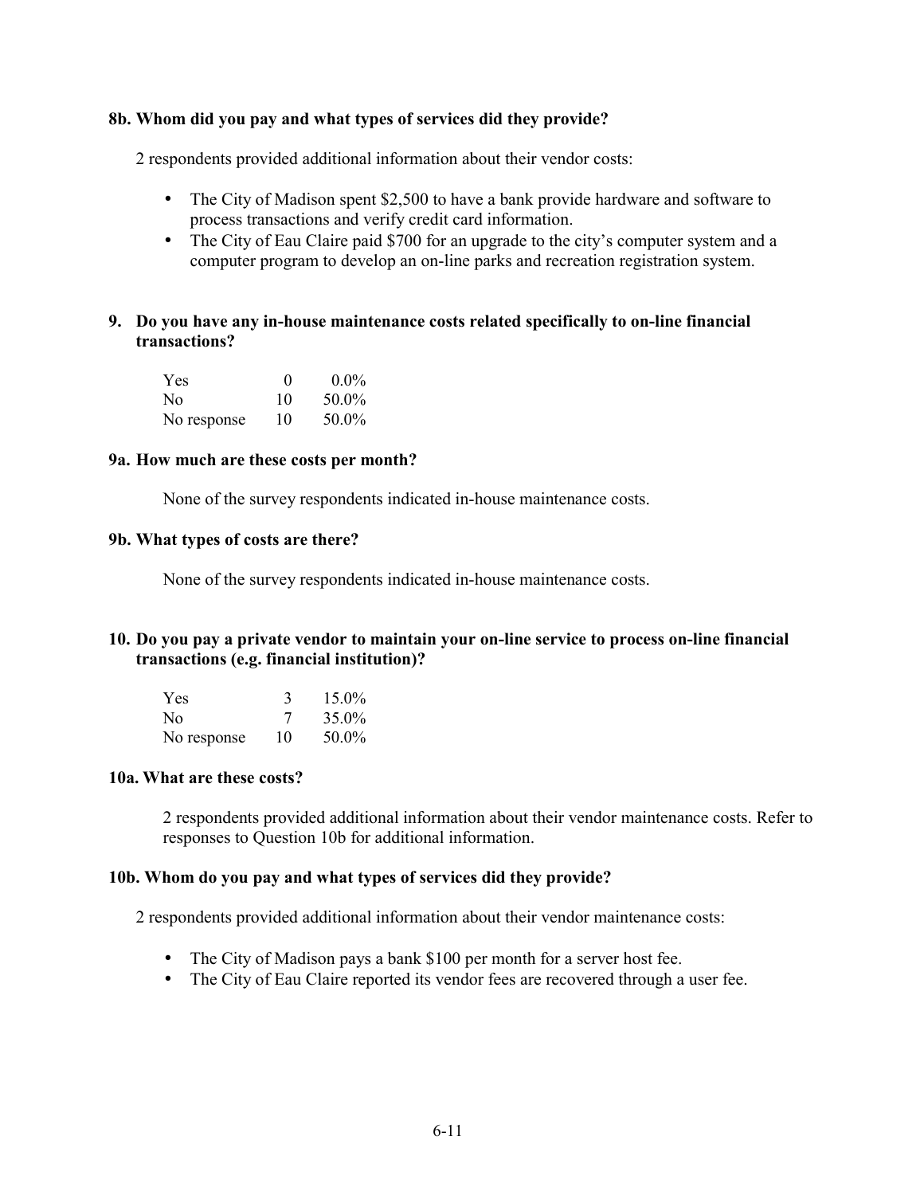**8b. Whom did you pay and what types of services did they provide?**

2 respondents provided additional information about their vendor costs:

- The City of Madison spent $2,500 to have a bank provide hardware and software to process transactions and verify credit card information.
- The City of Eau Claire paid $700 for an upgrade to the city's computer system and a computer program to develop an on-line parks and recreation registration system.

**9. Do you have any in-house maintenance costs related specifically to on-line financial transactions?**

| | | |
|---|---|---|
| Yes | 0 | 0.0% |
| No | 10 | 50.0% |
| No response | 10 | 50.0% |

**9a. How much are these costs per month?**

None of the survey respondents indicated in-house maintenance costs.

**9b. What types of costs are there?**

None of the survey respondents indicated in-house maintenance costs.

**10. Do you pay a private vendor to maintain your on-line service to process on-line financial transactions (e.g. financial institution)?**

| | | |
|---|---|---|
| Yes | 3 | 15.0% |
| No | 7 | 35.0% |
| No response | 10 | 50.0% |

**10a. What are these costs?**

2 respondents provided additional information about their vendor maintenance costs. Refer to responses to Question 10b for additional information.

**10b. Whom do you pay and what types of services did they provide?**

2 respondents provided additional information about their vendor maintenance costs:

- The City of Madison pays a bank $100 per month for a server host fee.
- The City of Eau Claire reported its vendor fees are recovered through a user fee.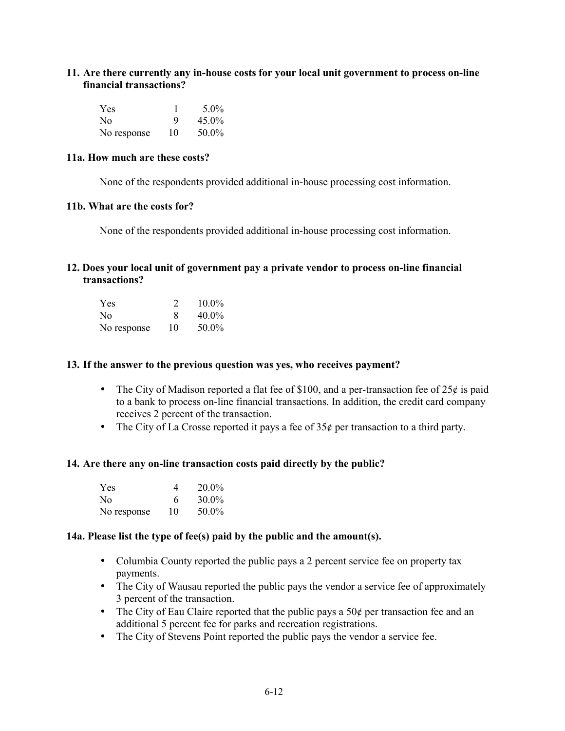**11. Are there currently any in-house costs for your local unit government to process on-line financial transactions?**

| | | |
|---|---|---|
| Yes | 1 | 5.0% |
| No | 9 | 45.0% |
| No response | 10 | 50.0% |

**11a. How much are these costs?**

None of the respondents provided additional in-house processing cost information.

**11b. What are the costs for?**

None of the respondents provided additional in-house processing cost information.

**12. Does your local unit of government pay a private vendor to process on-line financial transactions?**

| | | |
|---|---|---|
| Yes | 2 | 10.0% |
| No | 8 | 40.0% |
| No response | 10 | 50.0% |

**13. If the answer to the previous question was yes, who receives payment?**

- The City of Madison reported a flat fee of $100, and a per-transaction fee of 25¢ is paid to a bank to process on-line financial transactions. In addition, the credit card company receives 2 percent of the transaction.
- The City of La Crosse reported it pays a fee of 35¢ per transaction to a third party.

**14. Are there any on-line transaction costs paid directly by the public?**

| | | |
|---|---|---|
| Yes | 4 | 20.0% |
| No | 6 | 30.0% |
| No response | 10 | 50.0% |

**14a. Please list the type of fee(s) paid by the public and the amount(s).**

- Columbia County reported the public pays a 2 percent service fee on property tax payments.
- The City of Wausau reported the public pays the vendor a service fee of approximately 3 percent of the transaction.
- The City of Eau Claire reported that the public pays a 50¢ per transaction fee and an additional 5 percent fee for parks and recreation registrations.
- The City of Stevens Point reported the public pays the vendor a service fee.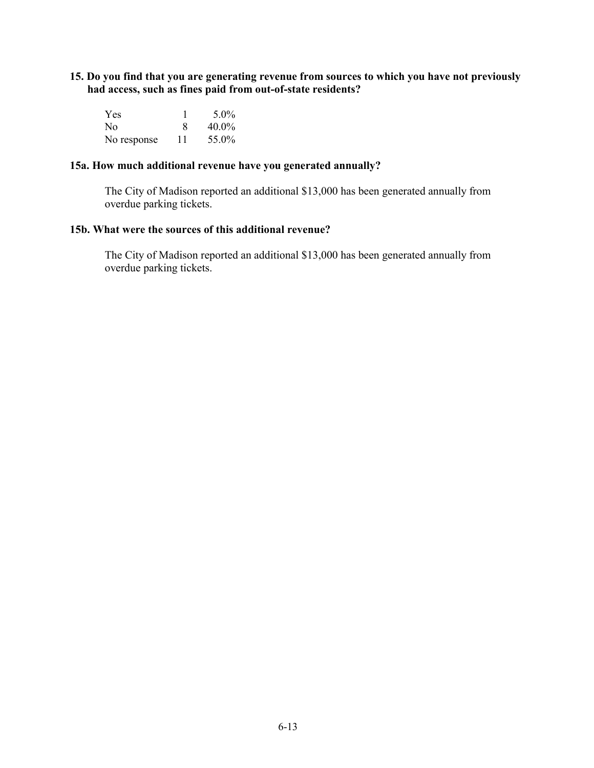**15. Do you find that you are generating revenue from sources to which you have not previously had access, such as fines paid from out-of-state residents?**

| | | |
|---|---|---|
| Yes | 1 | 5.0% |
| No | 8 | 40.0% |
| No response | 11 | 55.0% |

**15a. How much additional revenue have you generated annually?**

The City of Madison reported an additional $13,000 has been generated annually from overdue parking tickets.

**15b. What were the sources of this additional revenue?**

The City of Madison reported an additional $13,000 has been generated annually from overdue parking tickets.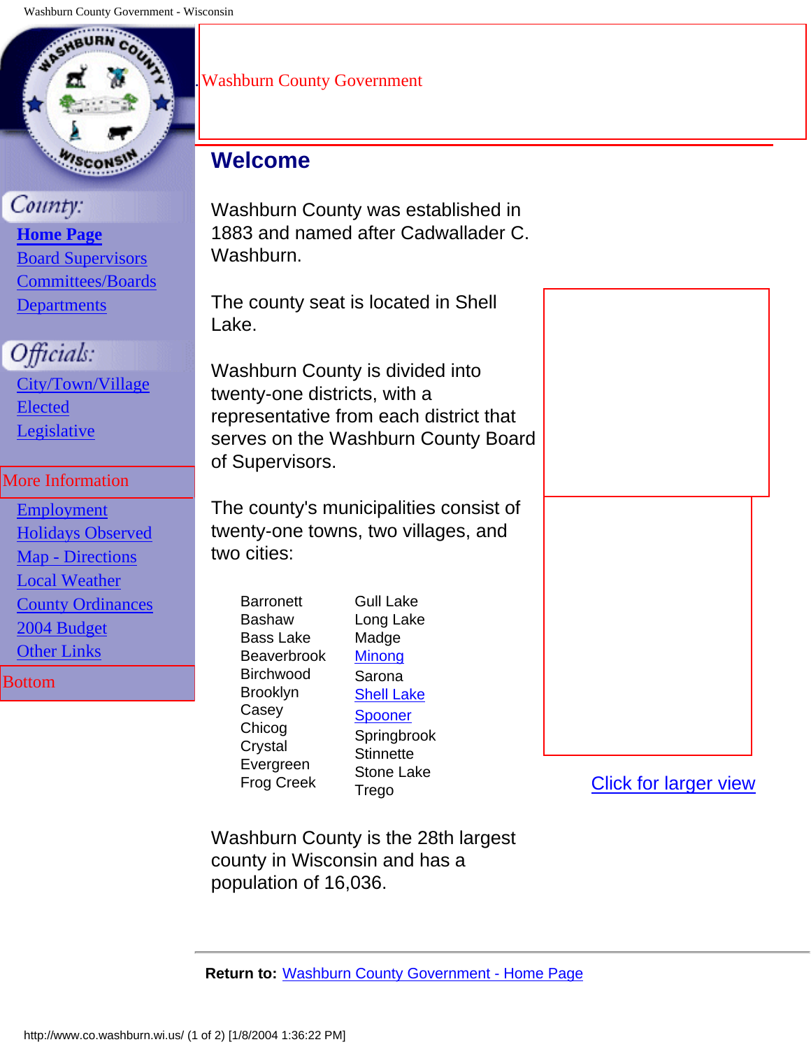Washburn County Government

County:

- Home Page
- Board Supervisors
- Committees/Boards
- Departments

Officials:

- City/Town/Village
- Elected
- Legislative

More Information

- Employment
- Holidays Observed
- Map - Directions
- Local Weather
- County Ordinances
- 2004 Budget
- Other Links

Bottom

## Welcome

Washburn County was established in 1883 and named after Cadwallader C. Washburn.

The county seat is located in Shell Lake.

Washburn County is divided into twenty-one districts, with a representative from each district that serves on the Washburn County Board of Supervisors.

The county's municipalities consist of twenty-one towns, two villages, and two cities:

| | |
|---|---|
| Barronett | Gull Lake |
| Bashaw | Long Lake |
| Bass Lake | Madge |
| Beaverbrook | Minong |
| Birchwood | Sarona |
| Brooklyn | Shell Lake |
| Casey | Spooner |
| Chicog | Springbrook |
| Crystal | Stinnette |
| Evergreen | Stone Lake |
| Frog Creek | Trego |

Click for larger view

Washburn County is the 28th largest county in Wisconsin and has a population of 16,036.

**Return to:** Washburn County Government - Home Page